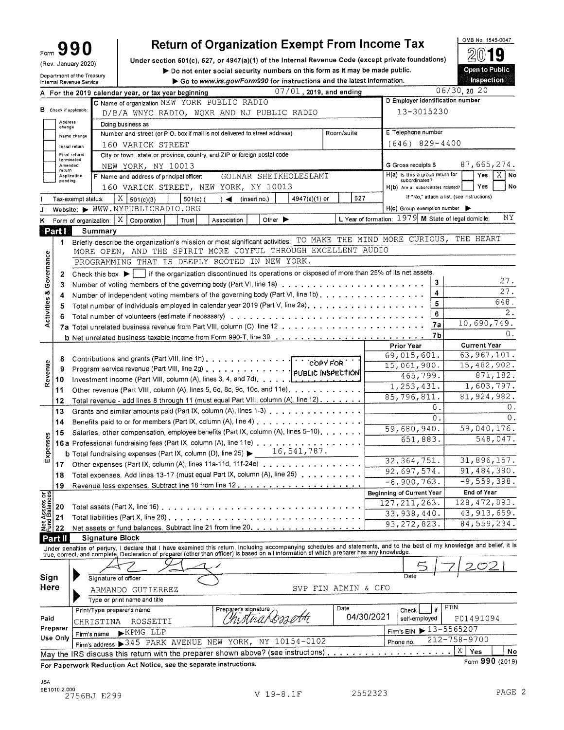# Form 990 — Return of Organization Exempt From Income Tax

Form **990** (Rev. January 2020)
Department of the Treasury
Internal Revenue Service

Under section 501(c), 527, or 4947(a)(1) of the Internal Revenue Code (except private foundations)
▶ Do not enter social security numbers on this form as it may be made public.
▶ Go to www.irs.gov/Form990 for instructions and the latest information.

OMB No. 1545-0047
**2019**
**Open to Public Inspection**

**A** For the 2019 calendar year, or tax year beginning 07/01, 2019, and ending 06/30, 20 20

**B** Check if applicable:
- Address change
- Name change
- Initial return
- Final return/terminated
- Amended return
- Application pending

**C** Name of organization NEW YORK PUBLIC RADIO
D/B/A WNYC RADIO, WQXR AND NJ PUBLIC RADIO
Doing business as
Number and street (or P.O. box if mail is not delivered to street address) 160 VARICK STREET
Room/suite
City or town, state or province, country, and ZIP or foreign postal code NEW YORK, NY 10013

**D** Employer identification number 13-3015230

**E** Telephone number (646) 829-4400

**G** Gross receipts $ 87,665,274.

**F** Name and address of principal officer: GOLNAR SHEIKHOLESLAMI
160 VARICK STREET, NEW YORK, NY 10013

**H(a)** Is this a group return for subordinates? Yes [ ] No [X]
**H(b)** Are all subordinates included? Yes [ ] No [ ]
If "No," attach a list. (see instructions)
**H(c)** Group exemption number ▶

**I** Tax-exempt status: [X] 501(c)(3) [ ] 501(c) ( ) ◀ (insert no.) [ ] 4947(a)(1) or [ ] 527

**J** Website: ▶ WWW.NYPUBLICRADIO.ORG

**K** Form of organization: [X] Corporation [ ] Trust [ ] Association [ ] Other ▶

**L** Year of formation: 1979 **M** State of legal domicile: NY

## Part I Summary

**Activities & Governance**

1. Briefly describe the organization's mission or most significant activities: TO MAKE THE MIND MORE CURIOUS, THE HEART MORE OPEN, AND THE SPIRIT MORE JOYFUL THROUGH EXCELLENT AUDIO PROGRAMMING THAT IS DEEPLY ROOTED IN NEW YORK.
2. Check this box ▶ [ ] if the organization discontinued its operations or disposed of more than 25% of its net assets.

| Line | Description | | Value |
|---|---|---|---|
| 3 | Number of voting members of the governing body (Part VI, line 1a) | 3 | 27. |
| 4 | Number of independent voting members of the governing body (Part VI, line 1b) | 4 | 27. |
| 5 | Total number of individuals employed in calendar year 2019 (Part V, line 2a) | 5 | 648. |
| 6 | Total number of volunteers (estimate if necessary) | 6 | 2. |
| 7a | Total unrelated business revenue from Part VIII, column (C), line 12 | 7a | 10,690,749. |
| b | Net unrelated business taxable income from Form 990-T, line 39 | 7b | 0. |

| Line | Description | Prior Year | Current Year |
|---|---|---|---|
| **Revenue** | | | |
| 8 | Contributions and grants (Part VIII, line 1h) | 69,015,601. | 63,967,101. |
| 9 | Program service revenue (Part VIII, line 2g) | 15,061,980. | 15,482,902. |
| 10 | Investment income (Part VIII, column (A), lines 3, 4, and 7d) | 465,799. | 871,182. |
| 11 | Other revenue (Part VIII, column (A), lines 5, 6d, 8c, 9c, 10c, and 11e) | 1,253,431. | 1,603,797. |
| 12 | Total revenue - add lines 8 through 11 (must equal Part VIII, column (A), line 12) | 85,796,811. | 81,924,982. |
| **Expenses** | | | |
| 13 | Grants and similar amounts paid (Part IX, column (A), lines 1-3) | 0. | 0. |
| 14 | Benefits paid to or for members (Part IX, column (A), line 4) | 0. | 0. |
| 15 | Salaries, other compensation, employee benefits (Part IX, column (A), lines 5-10) | 59,680,940. | 59,040,176. |
| 16a | Professional fundraising fees (Part IX, column (A), line 11e) | 651,883. | 548,047. |
| b | Total fundraising expenses (Part IX, column (D), line 25) ▶ 16,541,787. | | |
| 17 | Other expenses (Part IX, column (A), lines 11a-11d, 11f-24e) | 32,364,751. | 31,896,157. |
| 18 | Total expenses. Add lines 13-17 (must equal Part IX, column (A), line 25) | 92,697,574. | 91,484,380. |
| 19 | Revenue less expenses. Subtract line 18 from line 12 | -6,900,763. | -9,559,398. |

| Line | Description | Beginning of Current Year | End of Year |
|---|---|---|---|
| **Net Assets or Fund Balances** | | | |
| 20 | Total assets (Part X, line 16) | 127,211,263. | 128,472,893. |
| 21 | Total liabilities (Part X, line 26) | 33,938,440. | 43,913,659. |
| 22 | Net assets or fund balances. Subtract line 21 from line 20 | 93,272,823. | 84,559,234. |

COPY FOR PUBLIC INSPECTION

## Part II Signature Block

Under penalties of perjury, I declare that I have examined this return, including accompanying schedules and statements, and to the best of my knowledge and belief, it is true, correct, and complete. Declaration of preparer (other than officer) is based on all information of which preparer has any knowledge.

**Sign Here**

Signature of officer: [signature] Date: 5/7/2021

ARMANDO GUTIERREZ SVP FIN ADMIN & CFO
Type or print name and title

**Paid Preparer Use Only**

| Print/Type preparer's name | Preparer's signature | Date | Check [ ] if self-employed | PTIN |
|---|---|---|---|---|
| CHRISTINA ROSSETTI | Christina Rossetti | 04/30/2021 | | P01491094 |

Firm's name ▶ KPMG LLP — Firm's EIN ▶ 13-5565207
Firm's address ▶ 345 PARK AVENUE NEW YORK, NY 10154-0102 — Phone no. 212-758-9700

May the IRS discuss this return with the preparer shown above? (see instructions) [X] Yes [ ] No

For Paperwork Reduction Act Notice, see the separate instructions. Form **990** (2019)

JSA
9E1010 2.000
2756BJ E299 V 19-8.1F 2552323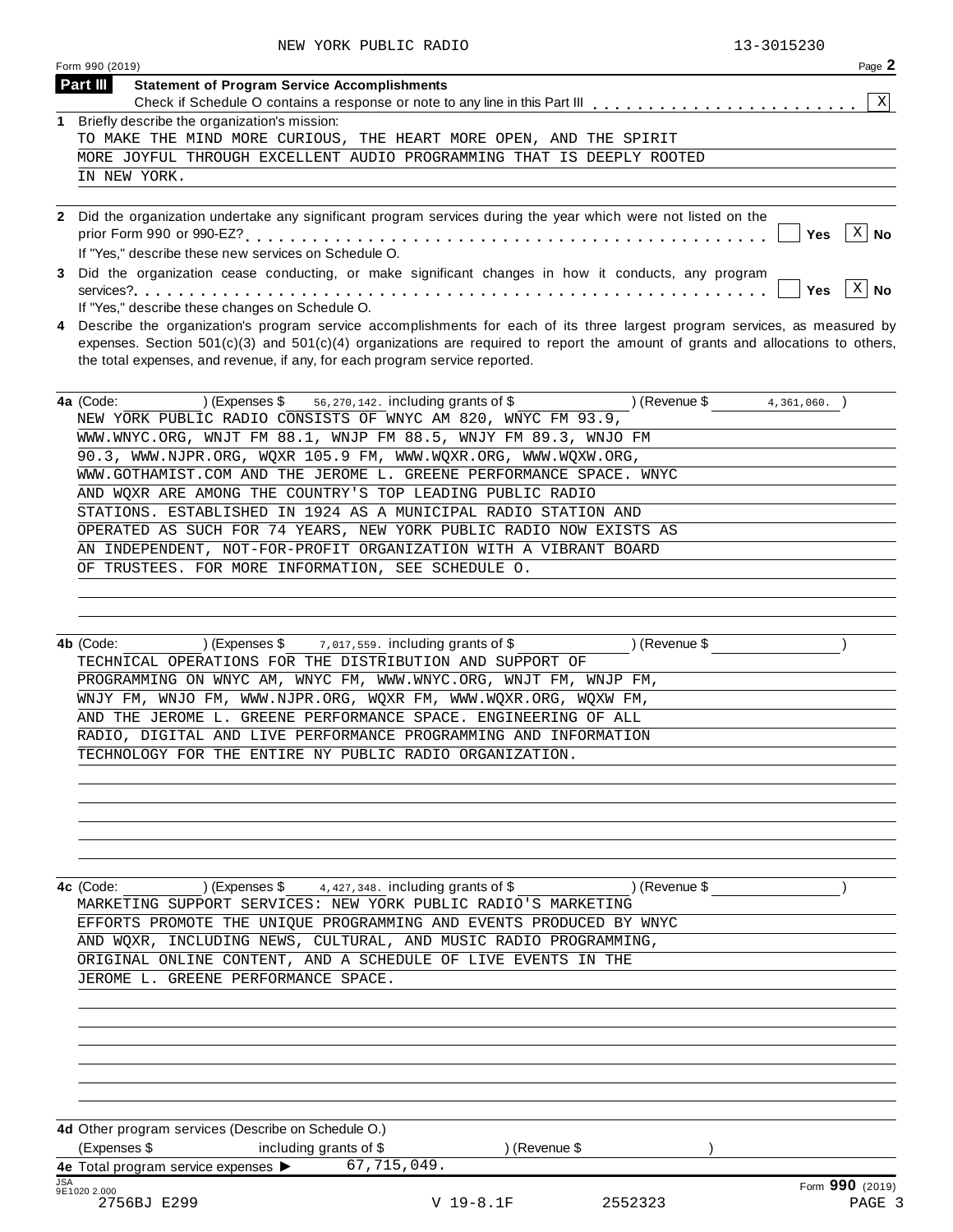NEW YORK PUBLIC RADIO 13-3015230

Form 990 (2019) Page **2**

**Part III** **Statement of Program Service Accomplishments**

Check if Schedule O contains a response or note to any line in this Part III . . . . . . . . . . . . . . . . . . . . . . . [X]

**1** Briefly describe the organization's mission:

TO MAKE THE MIND MORE CURIOUS, THE HEART MORE OPEN, AND THE SPIRIT MORE JOYFUL THROUGH EXCELLENT AUDIO PROGRAMMING THAT IS DEEPLY ROOTED IN NEW YORK.

**2** Did the organization undertake any significant program services during the year which were not listed on the prior Form 990 or 990-EZ? . . . . . . . . . . . . . . . . . . . . . . . . . . . . . . . . . . . . . . . . . . . [ ] **Yes** [X] **No**

If "Yes," describe these new services on Schedule O.

**3** Did the organization cease conducting, or make significant changes in how it conducts, any program services? . . . . . . . . . . . . . . . . . . . . . . . . . . . . . . . . . . . . . . . . . . . . . . . . . . . . . . . [ ] **Yes** [X] **No**

If "Yes," describe these changes on Schedule O.

**4** Describe the organization's program service accomplishments for each of its three largest program services, as measured by expenses. Section 501(c)(3) and 501(c)(4) organizations are required to report the amount of grants and allocations to others, the total expenses, and revenue, if any, for each program service reported.

**4a** (Code: ) (Expenses $ 56,270,142. including grants of $ ) (Revenue $ 4,361,060. )

NEW YORK PUBLIC RADIO CONSISTS OF WNYC AM 820, WNYC FM 93.9, WWW.WNYC.ORG, WNJT FM 88.1, WNJP FM 88.5, WNJY FM 89.3, WNJO FM 90.3, WWW.NJPR.ORG, WQXR 105.9 FM, WWW.WQXR.ORG, WWW.WQXW.ORG, WWW.GOTHAMIST.COM AND THE JEROME L. GREENE PERFORMANCE SPACE. WNYC AND WQXR ARE AMONG THE COUNTRY'S TOP LEADING PUBLIC RADIO STATIONS. ESTABLISHED IN 1924 AS A MUNICIPAL RADIO STATION AND OPERATED AS SUCH FOR 74 YEARS, NEW YORK PUBLIC RADIO NOW EXISTS AS AN INDEPENDENT, NOT-FOR-PROFIT ORGANIZATION WITH A VIBRANT BOARD OF TRUSTEES. FOR MORE INFORMATION, SEE SCHEDULE O.

**4b** (Code: ) (Expenses $ 7,017,559. including grants of $ ) (Revenue $ )

TECHNICAL OPERATIONS FOR THE DISTRIBUTION AND SUPPORT OF PROGRAMMING ON WNYC AM, WNYC FM, WWW.WNYC.ORG, WNJT FM, WNJP FM, WNJY FM, WNJO FM, WWW.NJPR.ORG, WQXR FM, WWW.WQXR.ORG, WQXW FM, AND THE JEROME L. GREENE PERFORMANCE SPACE. ENGINEERING OF ALL RADIO, DIGITAL AND LIVE PERFORMANCE PROGRAMMING AND INFORMATION TECHNOLOGY FOR THE ENTIRE NY PUBLIC RADIO ORGANIZATION.

**4c** (Code: ) (Expenses $ 4,427,348. including grants of $ ) (Revenue $ )

MARKETING SUPPORT SERVICES: NEW YORK PUBLIC RADIO'S MARKETING EFFORTS PROMOTE THE UNIQUE PROGRAMMING AND EVENTS PRODUCED BY WNYC AND WQXR, INCLUDING NEWS, CULTURAL, AND MUSIC RADIO PROGRAMMING, ORIGINAL ONLINE CONTENT, AND A SCHEDULE OF LIVE EVENTS IN THE JEROME L. GREENE PERFORMANCE SPACE.

**4d** Other program services (Describe on Schedule O.)

(Expenses $ including grants of $ ) (Revenue $ )

**4e** Total program service expenses ▶ 67,715,049.

Form **990** (2019)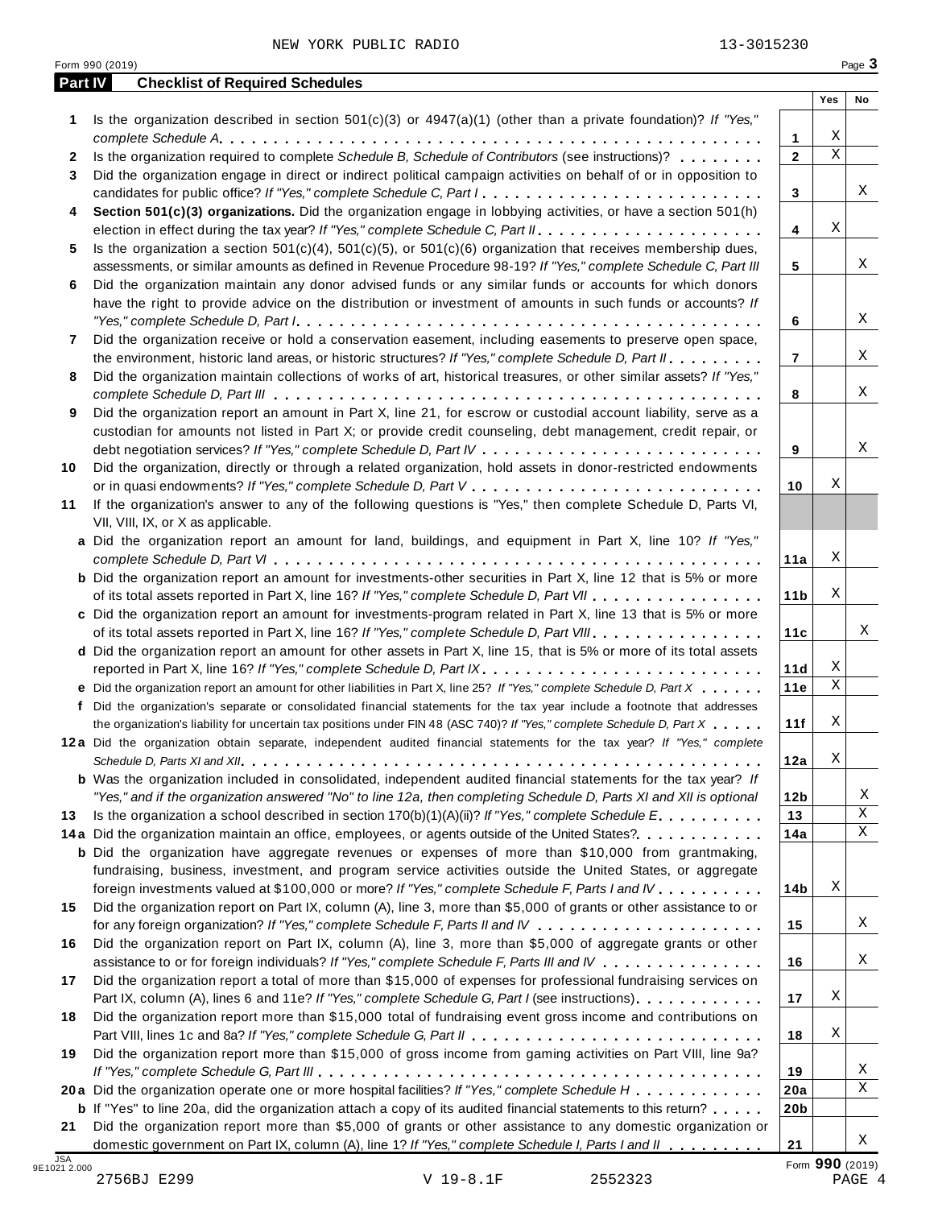NEW YORK PUBLIC RADIO 13-3015230

Form 990 (2019) Page **3**

## Part IV Checklist of Required Schedules

| | | | Yes | No |
|---|---|---|---|---|
| **1** | Is the organization described in section 501(c)(3) or 4947(a)(1) (other than a private foundation)? *If "Yes," complete Schedule A* | **1** | X | |
| **2** | Is the organization required to complete *Schedule B, Schedule of Contributors* (see instructions)? | **2** | X | |
| **3** | Did the organization engage in direct or indirect political campaign activities on behalf of or in opposition to candidates for public office? *If "Yes," complete Schedule C, Part I* | **3** | | X |
| **4** | **Section 501(c)(3) organizations.** Did the organization engage in lobbying activities, or have a section 501(h) election in effect during the tax year? *If "Yes," complete Schedule C, Part II* | **4** | X | |
| **5** | Is the organization a section 501(c)(4), 501(c)(5), or 501(c)(6) organization that receives membership dues, assessments, or similar amounts as defined in Revenue Procedure 98-19? *If "Yes," complete Schedule C, Part III* | **5** | | X |
| **6** | Did the organization maintain any donor advised funds or any similar funds or accounts for which donors have the right to provide advice on the distribution or investment of amounts in such funds or accounts? *If "Yes," complete Schedule D, Part I* | **6** | | X |
| **7** | Did the organization receive or hold a conservation easement, including easements to preserve open space, the environment, historic land areas, or historic structures? *If "Yes," complete Schedule D, Part II* | **7** | | X |
| **8** | Did the organization maintain collections of works of art, historical treasures, or other similar assets? *If "Yes," complete Schedule D, Part III* | **8** | | X |
| **9** | Did the organization report an amount in Part X, line 21, for escrow or custodial account liability, serve as a custodian for amounts not listed in Part X; or provide credit counseling, debt management, credit repair, or debt negotiation services? *If "Yes," complete Schedule D, Part IV* | **9** | | X |
| **10** | Did the organization, directly or through a related organization, hold assets in donor-restricted endowments or in quasi endowments? *If "Yes," complete Schedule D, Part V* | **10** | X | |
| **11** | If the organization's answer to any of the following questions is "Yes," then complete Schedule D, Parts VI, VII, VIII, IX, or X as applicable. | | | |
| **a** | Did the organization report an amount for land, buildings, and equipment in Part X, line 10? *If "Yes," complete Schedule D, Part VI* | **11a** | X | |
| **b** | Did the organization report an amount for investments-other securities in Part X, line 12 that is 5% or more of its total assets reported in Part X, line 16? *If "Yes," complete Schedule D, Part VII* | **11b** | X | |
| **c** | Did the organization report an amount for investments-program related in Part X, line 13 that is 5% or more of its total assets reported in Part X, line 16? *If "Yes," complete Schedule D, Part VIII* | **11c** | | X |
| **d** | Did the organization report an amount for other assets in Part X, line 15, that is 5% or more of its total assets reported in Part X, line 16? *If "Yes," complete Schedule D, Part IX* | **11d** | X | |
| **e** | Did the organization report an amount for other liabilities in Part X, line 25? *If "Yes," complete Schedule D, Part X* | **11e** | X | |
| **f** | Did the organization's separate or consolidated financial statements for the tax year include a footnote that addresses the organization's liability for uncertain tax positions under FIN 48 (ASC 740)? *If "Yes," complete Schedule D, Part X* | **11f** | X | |
| **12a** | Did the organization obtain separate, independent audited financial statements for the tax year? *If "Yes," complete Schedule D, Parts XI and XII* | **12a** | X | |
| **b** | Was the organization included in consolidated, independent audited financial statements for the tax year? *If "Yes," and if the organization answered "No" to line 12a, then completing Schedule D, Parts XI and XII is optional* | **12b** | | X |
| **13** | Is the organization a school described in section 170(b)(1)(A)(ii)? *If "Yes," complete Schedule E* | **13** | | X |
| **14a** | Did the organization maintain an office, employees, or agents outside of the United States? | **14a** | | X |
| **b** | Did the organization have aggregate revenues or expenses of more than $10,000 from grantmaking, fundraising, business, investment, and program service activities outside the United States, or aggregate foreign investments valued at $100,000 or more? *If "Yes," complete Schedule F, Parts I and IV* | **14b** | X | |
| **15** | Did the organization report on Part IX, column (A), line 3, more than $5,000 of grants or other assistance to or for any foreign organization? *If "Yes," complete Schedule F, Parts II and IV* | **15** | | X |
| **16** | Did the organization report on Part IX, column (A), line 3, more than $5,000 of aggregate grants or other assistance to or for foreign individuals? *If "Yes," complete Schedule F, Parts III and IV* | **16** | | X |
| **17** | Did the organization report a total of more than $15,000 of expenses for professional fundraising services on Part IX, column (A), lines 6 and 11e? *If "Yes," complete Schedule G, Part I* (see instructions) | **17** | X | |
| **18** | Did the organization report more than $15,000 total of fundraising event gross income and contributions on Part VIII, lines 1c and 8a? *If "Yes," complete Schedule G, Part II* | **18** | X | |
| **19** | Did the organization report more than $15,000 of gross income from gaming activities on Part VIII, line 9a? *If "Yes," complete Schedule G, Part III* | **19** | | X |
| **20a** | Did the organization operate one or more hospital facilities? *If "Yes," complete Schedule H* | **20a** | | X |
| **b** | If "Yes" to line 20a, did the organization attach a copy of its audited financial statements to this return? | **20b** | | |
| **21** | Did the organization report more than $5,000 of grants or other assistance to any domestic organization or domestic government on Part IX, column (A), line 1? *If "Yes," complete Schedule I, Parts I and II* | **21** | | X |

JSA 9E1021 2.000 Form **990** (2019)

2756BJ E299 V 19-8.1F 2552323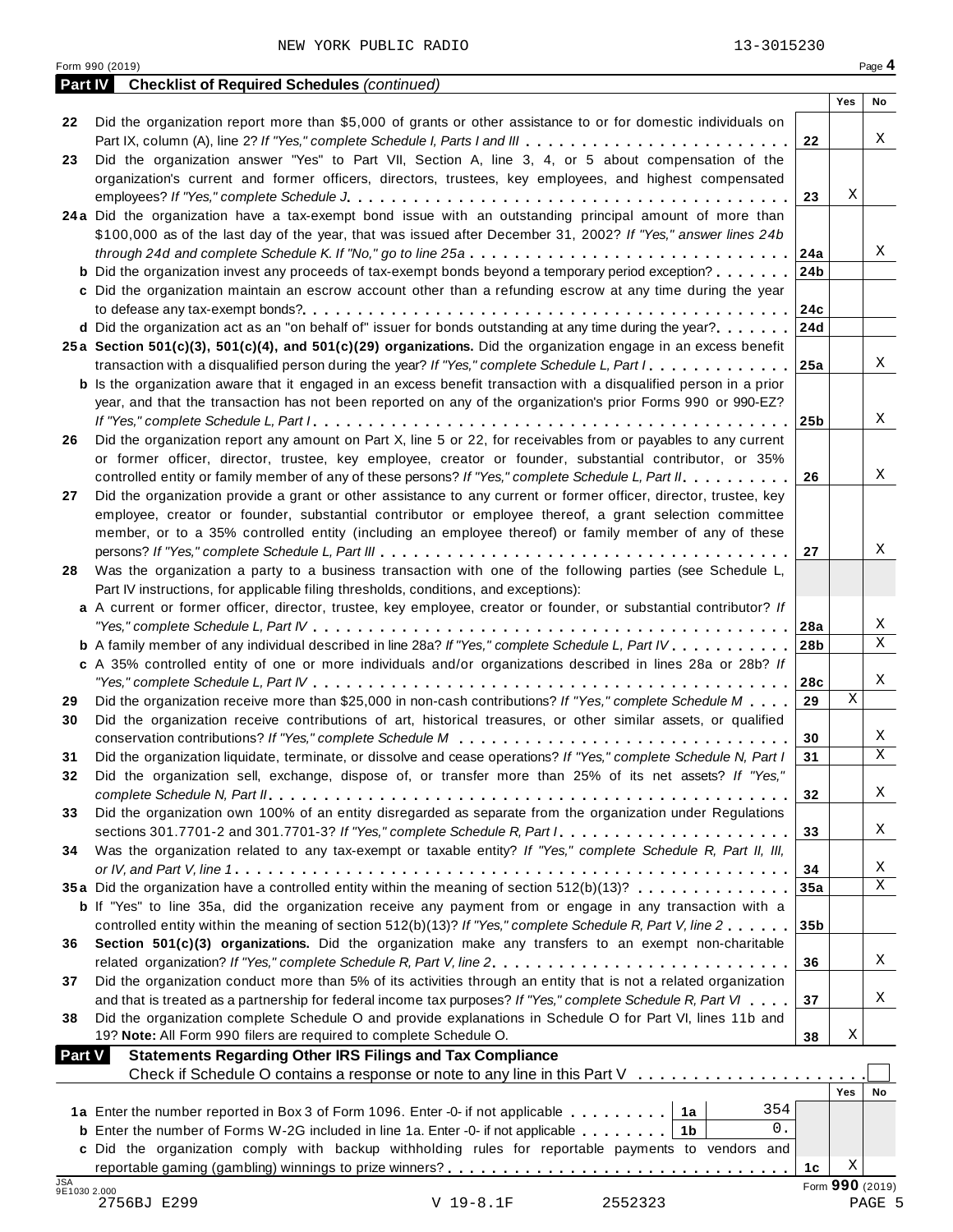NEW YORK PUBLIC RADIO 13-3015230

Form 990 (2019)

## Part IV Checklist of Required Schedules *(continued)*

| | | | Yes | No |
|---|---|---|---|---|
| 22 | Did the organization report more than $5,000 of grants or other assistance to or for domestic individuals on Part IX, column (A), line 2? *If "Yes," complete Schedule I, Parts I and III* | 22 | | X |
| 23 | Did the organization answer "Yes" to Part VII, Section A, line 3, 4, or 5 about compensation of the organization's current and former officers, directors, trustees, key employees, and highest compensated employees? *If "Yes," complete Schedule J* | 23 | X | |
| 24a | Did the organization have a tax-exempt bond issue with an outstanding principal amount of more than $100,000 as of the last day of the year, that was issued after December 31, 2002? *If "Yes," answer lines 24b through 24d and complete Schedule K. If "No," go to line 25a* | 24a | | X |
| b | Did the organization invest any proceeds of tax-exempt bonds beyond a temporary period exception? | 24b | | |
| c | Did the organization maintain an escrow account other than a refunding escrow at any time during the year to defease any tax-exempt bonds? | 24c | | |
| d | Did the organization act as an "on behalf of" issuer for bonds outstanding at any time during the year? | 24d | | |
| 25a | **Section 501(c)(3), 501(c)(4), and 501(c)(29) organizations.** Did the organization engage in an excess benefit transaction with a disqualified person during the year? *If "Yes," complete Schedule L, Part I* | 25a | | X |
| b | Is the organization aware that it engaged in an excess benefit transaction with a disqualified person in a prior year, and that the transaction has not been reported on any of the organization's prior Forms 990 or 990-EZ? *If "Yes," complete Schedule L, Part I* | 25b | | X |
| 26 | Did the organization report any amount on Part X, line 5 or 22, for receivables from or payables to any current or former officer, director, trustee, key employee, creator or founder, substantial contributor, or 35% controlled entity or family member of any of these persons? *If "Yes," complete Schedule L, Part II* | 26 | | X |
| 27 | Did the organization provide a grant or other assistance to any current or former officer, director, trustee, key employee, creator or founder, substantial contributor or employee thereof, a grant selection committee member, or to a 35% controlled entity (including an employee thereof) or family member of any of these persons? *If "Yes," complete Schedule L, Part III* | 27 | | X |
| 28 | Was the organization a party to a business transaction with one of the following parties (see Schedule L, Part IV instructions, for applicable filing thresholds, conditions, and exceptions): | | | |
| a | A current or former officer, director, trustee, key employee, creator or founder, or substantial contributor? *If "Yes," complete Schedule L, Part IV* | 28a | | X |
| b | A family member of any individual described in line 28a? *If "Yes," complete Schedule L, Part IV* | 28b | | X |
| c | A 35% controlled entity of one or more individuals and/or organizations described in lines 28a or 28b? *If "Yes," complete Schedule L, Part IV* | 28c | | X |
| 29 | Did the organization receive more than $25,000 in non-cash contributions? *If "Yes," complete Schedule M* | 29 | X | |
| 30 | Did the organization receive contributions of art, historical treasures, or other similar assets, or qualified conservation contributions? *If "Yes," complete Schedule M* | 30 | | X |
| 31 | Did the organization liquidate, terminate, or dissolve and cease operations? *If "Yes," complete Schedule N, Part I* | 31 | | X |
| 32 | Did the organization sell, exchange, dispose of, or transfer more than 25% of its net assets? *If "Yes," complete Schedule N, Part II* | 32 | | X |
| 33 | Did the organization own 100% of an entity disregarded as separate from the organization under Regulations sections 301.7701-2 and 301.7701-3? *If "Yes," complete Schedule R, Part I* | 33 | | X |
| 34 | Was the organization related to any tax-exempt or taxable entity? *If "Yes," complete Schedule R, Part II, III, or IV, and Part V, line 1* | 34 | | X |
| 35a | Did the organization have a controlled entity within the meaning of section 512(b)(13)? | 35a | | X |
| b | If "Yes" to line 35a, did the organization receive any payment from or engage in any transaction with a controlled entity within the meaning of section 512(b)(13)? *If "Yes," complete Schedule R, Part V, line 2* | 35b | | |
| 36 | **Section 501(c)(3) organizations.** Did the organization make any transfers to an exempt non-charitable related organization? *If "Yes," complete Schedule R, Part V, line 2* | 36 | | X |
| 37 | Did the organization conduct more than 5% of its activities through an entity that is not a related organization and that is treated as a partnership for federal income tax purposes? *If "Yes," complete Schedule R, Part VI* | 37 | | X |
| 38 | Did the organization complete Schedule O and provide explanations in Schedule O for Part VI, lines 11b and 19? **Note:** All Form 990 filers are required to complete Schedule O. | 38 | X | |

## Part V Statements Regarding Other IRS Filings and Tax Compliance

Check if Schedule O contains a response or note to any line in this Part V ☐

| | | | | | Yes | No |
|---|---|---|---|---|---|---|
| 1a | Enter the number reported in Box 3 of Form 1096. Enter -0- if not applicable | 1a | 354 | | | |
| b | Enter the number of Forms W-2G included in line 1a. Enter -0- if not applicable | 1b | 0. | | | |
| c | Did the organization comply with backup withholding rules for reportable payments to vendors and reportable gaming (gambling) winnings to prize winners? | | | 1c | X | |

Form **990** (2019)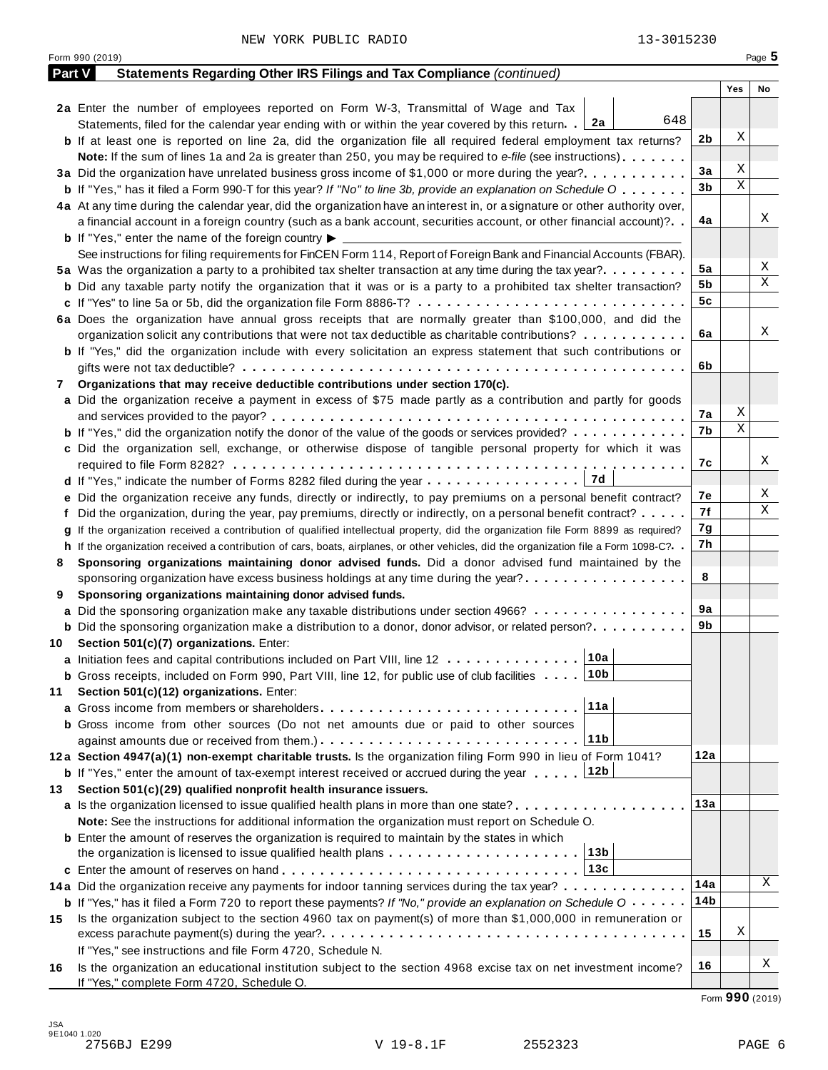NEW YORK PUBLIC RADIO 13-3015230

Form 990 (2019) Page **5**

## Part V Statements Regarding Other IRS Filings and Tax Compliance *(continued)*

| | | | Yes | No |
|---|---|---|---|---|
| **2a** | Enter the number of employees reported on Form W-3, Transmittal of Wage and Tax Statements, filed for the calendar year ending with or within the year covered by this return . . **2a** 648 | | | |
| **b** | If at least one is reported on line 2a, did the organization file all required federal employment tax returns? | **2b** | X | |
| | **Note:** If the sum of lines 1a and 2a is greater than 250, you may be required to *e-file* (see instructions) | | | |
| **3a** | Did the organization have unrelated business gross income of $1,000 or more during the year? | **3a** | X | |
| **b** | If "Yes," has it filed a Form 990-T for this year? *If "No" to line 3b, provide an explanation on Schedule O* | **3b** | X | |
| **4a** | At any time during the calendar year, did the organization have an interest in, or a signature or other authority over, a financial account in a foreign country (such as a bank account, securities account, or other financial account)? | **4a** | | X |
| **b** | If "Yes," enter the name of the foreign country ▶ | | | |
| | See instructions for filing requirements for FinCEN Form 114, Report of Foreign Bank and Financial Accounts (FBAR). | | | |
| **5a** | Was the organization a party to a prohibited tax shelter transaction at any time during the tax year? | **5a** | | X |
| **b** | Did any taxable party notify the organization that it was or is a party to a prohibited tax shelter transaction? | **5b** | | X |
| **c** | If "Yes" to line 5a or 5b, did the organization file Form 8886-T? | **5c** | | |
| **6a** | Does the organization have annual gross receipts that are normally greater than $100,000, and did the organization solicit any contributions that were not tax deductible as charitable contributions? | **6a** | | X |
| **b** | If "Yes," did the organization include with every solicitation an express statement that such contributions or gifts were not tax deductible? | **6b** | | |
| **7** | **Organizations that may receive deductible contributions under section 170(c).** | | | |
| **a** | Did the organization receive a payment in excess of $75 made partly as a contribution and partly for goods and services provided to the payor? | **7a** | X | |
| **b** | If "Yes," did the organization notify the donor of the value of the goods or services provided? | **7b** | X | |
| **c** | Did the organization sell, exchange, or otherwise dispose of tangible personal property for which it was required to file Form 8282? | **7c** | | X |
| **d** | If "Yes," indicate the number of Forms 8282 filed during the year . . . **7d** | | | |
| **e** | Did the organization receive any funds, directly or indirectly, to pay premiums on a personal benefit contract? | **7e** | | X |
| **f** | Did the organization, during the year, pay premiums, directly or indirectly, on a personal benefit contract? | **7f** | | X |
| **g** | If the organization received a contribution of qualified intellectual property, did the organization file Form 8899 as required? | **7g** | | |
| **h** | If the organization received a contribution of cars, boats, airplanes, or other vehicles, did the organization file a Form 1098-C? | **7h** | | |
| **8** | **Sponsoring organizations maintaining donor advised funds.** Did a donor advised fund maintained by the sponsoring organization have excess business holdings at any time during the year? | **8** | | |
| **9** | **Sponsoring organizations maintaining donor advised funds.** | | | |
| **a** | Did the sponsoring organization make any taxable distributions under section 4966? | **9a** | | |
| **b** | Did the sponsoring organization make a distribution to a donor, donor advisor, or related person? | **9b** | | |
| **10** | **Section 501(c)(7) organizations.** Enter: | | | |
| **a** | Initiation fees and capital contributions included on Part VIII, line 12 . . . **10a** | | | |
| **b** | Gross receipts, included on Form 990, Part VIII, line 12, for public use of club facilities . . . **10b** | | | |
| **11** | **Section 501(c)(12) organizations.** Enter: | | | |
| **a** | Gross income from members or shareholders . . . **11a** | | | |
| **b** | Gross income from other sources (Do not net amounts due or paid to other sources against amounts due or received from them.) . . . **11b** | | | |
| **12a** | **Section 4947(a)(1) non-exempt charitable trusts.** Is the organization filing Form 990 in lieu of Form 1041? | **12a** | | |
| **b** | If "Yes," enter the amount of tax-exempt interest received or accrued during the year . . . **12b** | | | |
| **13** | **Section 501(c)(29) qualified nonprofit health insurance issuers.** | | | |
| **a** | Is the organization licensed to issue qualified health plans in more than one state? | **13a** | | |
| | **Note:** See the instructions for additional information the organization must report on Schedule O. | | | |
| **b** | Enter the amount of reserves the organization is required to maintain by the states in which the organization is licensed to issue qualified health plans . . . **13b** | | | |
| **c** | Enter the amount of reserves on hand . . . **13c** | | | |
| **14a** | Did the organization receive any payments for indoor tanning services during the tax year? | **14a** | | X |
| **b** | If "Yes," has it filed a Form 720 to report these payments? *If "No," provide an explanation on Schedule O* | **14b** | | |
| **15** | Is the organization subject to the section 4960 tax on payment(s) of more than $1,000,000 in remuneration or excess parachute payment(s) during the year? | **15** | X | |
| | If "Yes," see instructions and file Form 4720, Schedule N. | | | |
| **16** | Is the organization an educational institution subject to the section 4968 excise tax on net investment income? If "Yes," complete Form 4720, Schedule O. | **16** | | X |

Form **990** (2019)

JSA 9E1040 1.020 2756BJ E299 V 19-8.1F 2552323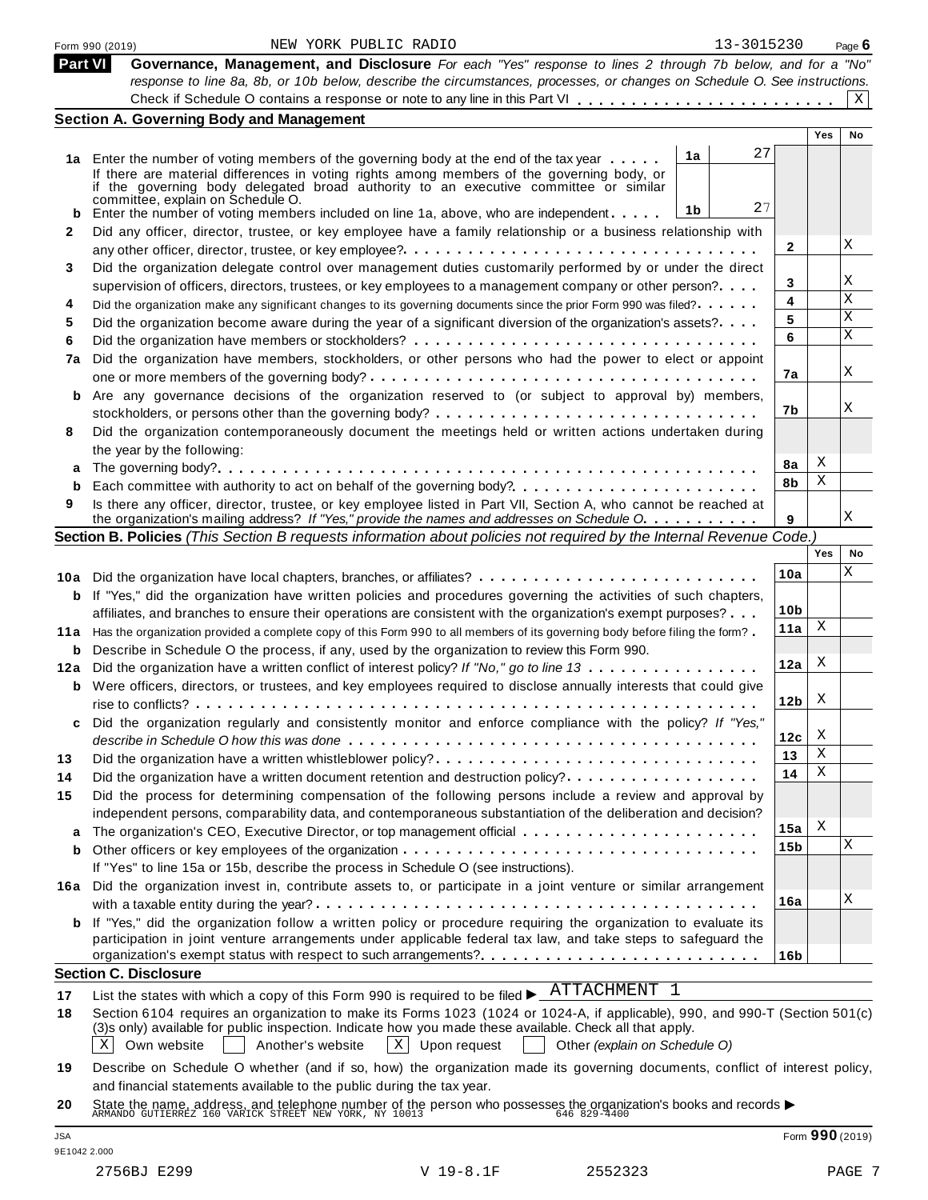Form 990 (2019) NEW YORK PUBLIC RADIO 13-3015230 Page 6

## Part VI Governance, Management, and Disclosure

*For each "Yes" response to lines 2 through 7b below, and for a "No" response to line 8a, 8b, or 10b below, describe the circumstances, processes, or changes on Schedule O. See instructions.*

Check if Schedule O contains a response or note to any line in this Part VI . . . . . . . . . . . . . . . . . . . . . . . . [X]

### Section A. Governing Body and Management

| | | | | Yes | No |
|---|---|---|---|---|---|
| **1a** | Enter the number of voting members of the governing body at the end of the tax year . . . . . **1a** 27 <br> If there are material differences in voting rights among members of the governing body, or if the governing body delegated broad authority to an executive committee or similar committee, explain on Schedule O. | | | | |
| **b** | Enter the number of voting members included on line 1a, above, who are independent . . . . . **1b** 27 | | | | |
| **2** | Did any officer, director, trustee, or key employee have a family relationship or a business relationship with any other officer, director, trustee, or key employee? . . . . . | **2** | | | X |
| **3** | Did the organization delegate control over management duties customarily performed by or under the direct supervision of officers, directors, trustees, or key employees to a management company or other person? . . . . | **3** | | | X |
| **4** | Did the organization make any significant changes to its governing documents since the prior Form 990 was filed? . . . . . | **4** | | | X |
| **5** | Did the organization become aware during the year of a significant diversion of the organization's assets? . . . . | **5** | | | X |
| **6** | Did the organization have members or stockholders? . . . . . | **6** | | | X |
| **7a** | Did the organization have members, stockholders, or other persons who had the power to elect or appoint one or more members of the governing body? . . . . . | **7a** | | | X |
| **b** | Are any governance decisions of the organization reserved to (or subject to approval by) members, stockholders, or persons other than the governing body? . . . . . | **7b** | | | X |
| **8** | Did the organization contemporaneously document the meetings held or written actions undertaken during the year by the following: | | | | |
| **a** | The governing body? . . . . . | **8a** | | X | |
| **b** | Each committee with authority to act on behalf of the governing body? . . . . . | **8b** | | X | |
| **9** | Is there any officer, director, trustee, or key employee listed in Part VII, Section A, who cannot be reached at the organization's mailing address? *If "Yes," provide the names and addresses on Schedule O.* . . . . . | **9** | | | X |

### Section B. Policies *(This Section B requests information about policies not required by the Internal Revenue Code.)*

| | | | Yes | No |
|---|---|---|---|---|
| **10a** | Did the organization have local chapters, branches, or affiliates? . . . . . | **10a** | | X |
| **b** | If "Yes," did the organization have written policies and procedures governing the activities of such chapters, affiliates, and branches to ensure their operations are consistent with the organization's exempt purposes? . . . | **10b** | | |
| **11a** | Has the organization provided a complete copy of this Form 990 to all members of its governing body before filing the form? . | **11a** | X | |
| **b** | Describe in Schedule O the process, if any, used by the organization to review this Form 990. | | | |
| **12a** | Did the organization have a written conflict of interest policy? *If "No," go to line 13* . . . . . | **12a** | X | |
| **b** | Were officers, directors, or trustees, and key employees required to disclose annually interests that could give rise to conflicts? . . . . . | **12b** | X | |
| **c** | Did the organization regularly and consistently monitor and enforce compliance with the policy? *If "Yes," describe in Schedule O how this was done* . . . . . | **12c** | X | |
| **13** | Did the organization have a written whistleblower policy? . . . . . | **13** | X | |
| **14** | Did the organization have a written document retention and destruction policy? . . . . . | **14** | X | |
| **15** | Did the process for determining compensation of the following persons include a review and approval by independent persons, comparability data, and contemporaneous substantiation of the deliberation and decision? | | | |
| **a** | The organization's CEO, Executive Director, or top management official . . . . . | **15a** | X | |
| **b** | Other officers or key employees of the organization . . . . . <br> If "Yes" to line 15a or 15b, describe the process in Schedule O (see instructions). | **15b** | | X |
| **16a** | Did the organization invest in, contribute assets to, or participate in a joint venture or similar arrangement with a taxable entity during the year? . . . . . | **16a** | | X |
| **b** | If "Yes," did the organization follow a written policy or procedure requiring the organization to evaluate its participation in joint venture arrangements under applicable federal tax law, and take steps to safeguard the organization's exempt status with respect to such arrangements? . . . . . | **16b** | | |

### Section C. Disclosure

**17** List the states with which a copy of this Form 990 is required to be filed ▶ ATTACHMENT 1

**18** Section 6104 requires an organization to make its Forms 1023 (1024 or 1024-A, if applicable), 990, and 990-T (Section 501(c)(3)s only) available for public inspection. Indicate how you made these available. Check all that apply.

[X] Own website [ ] Another's website [X] Upon request [ ] Other *(explain on Schedule O)*

**19** Describe on Schedule O whether (and if so, how) the organization made its governing documents, conflict of interest policy, and financial statements available to the public during the tax year.

**20** State the name, address, and telephone number of the person who possesses the organization's books and records ▶
ARMANDO GUTIERREZ 160 VARICK STREET NEW YORK, NY 10013 646 829-4400

JSA 9E1042 2.000 Form **990** (2019)

2756BJ E299 V 19-8.1F 2552323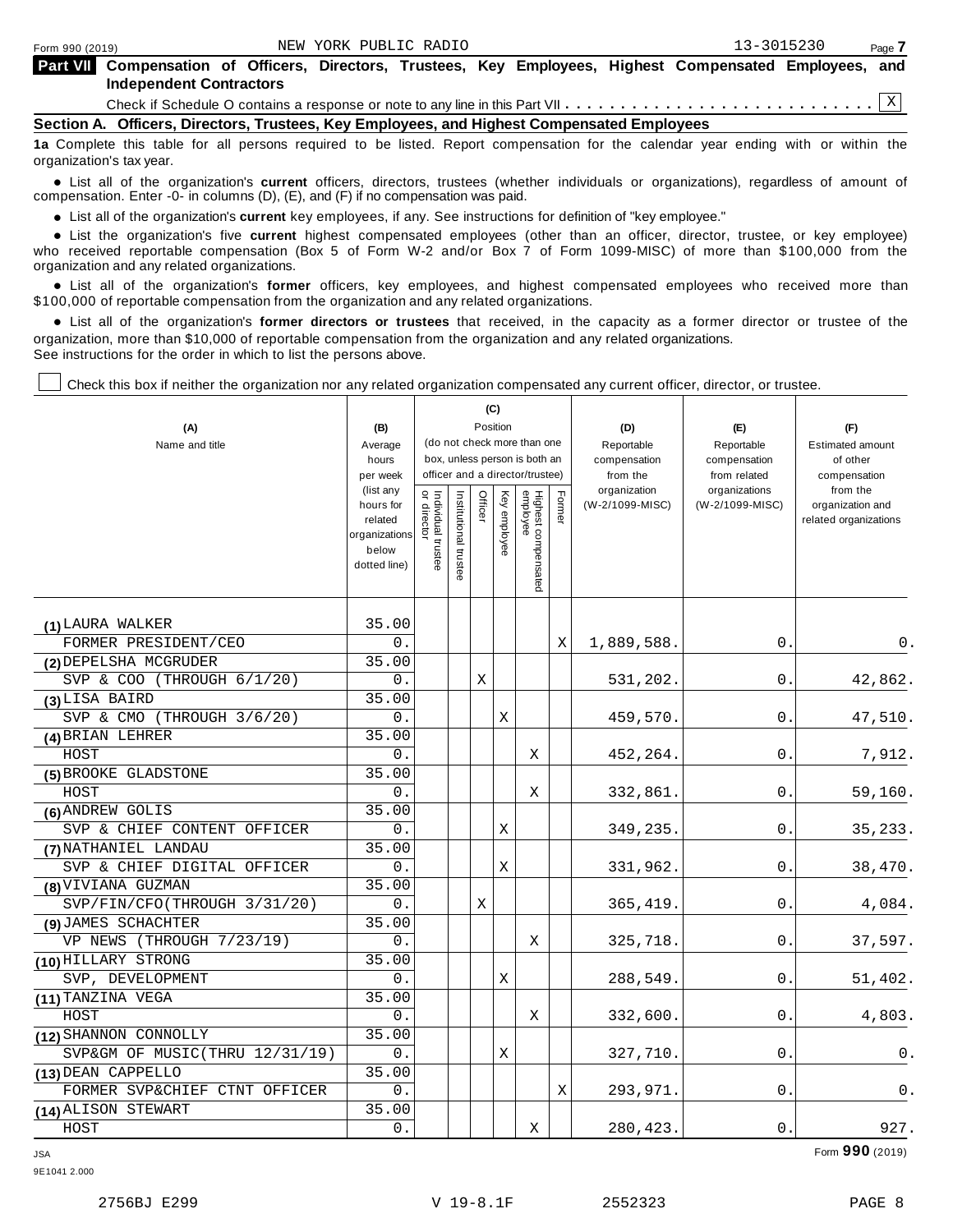Form 990 (2019) NEW YORK PUBLIC RADIO 13-3015230

**Part VII Compensation of Officers, Directors, Trustees, Key Employees, Highest Compensated Employees, and Independent Contractors**

Check if Schedule O contains a response or note to any line in this Part VII . . . . . . . . . . . . . . . . . . . . . . . . . . . X

**Section A. Officers, Directors, Trustees, Key Employees, and Highest Compensated Employees**

**1a** Complete this table for all persons required to be listed. Report compensation for the calendar year ending with or within the organization's tax year.

- List all of the organization's **current** officers, directors, trustees (whether individuals or organizations), regardless of amount of compensation. Enter -0- in columns (D), (E), and (F) if no compensation was paid.
- List all of the organization's **current** key employees, if any. See instructions for definition of "key employee."
- List the organization's five **current** highest compensated employees (other than an officer, director, trustee, or key employee) who received reportable compensation (Box 5 of Form W-2 and/or Box 7 of Form 1099-MISC) of more than $100,000 from the organization and any related organizations.
- List all of the organization's **former** officers, key employees, and highest compensated employees who received more than $100,000 of reportable compensation from the organization and any related organizations.
- List all of the organization's **former directors or trustees** that received, in the capacity as a former director or trustee of the organization, more than $10,000 of reportable compensation from the organization and any related organizations.

See instructions for the order in which to list the persons above.

☐ Check this box if neither the organization nor any related organization compensated any current officer, director, or trustee.

| (A) Name and title | (B) Average hours per week (list any hours for related organizations below dotted line) | (C) Position: Individual trustee or director | Institutional trustee | Officer | Key employee | Highest compensated employee | Former | (D) Reportable compensation from the organization (W-2/1099-MISC) | (E) Reportable compensation from related organizations (W-2/1099-MISC) | (F) Estimated amount of other compensation from the organization and related organizations |
|---|---|---|---|---|---|---|---|---|---|---|
| (1) LAURA WALKER<br>FORMER PRESIDENT/CEO | 35.00<br>0. | | | | | | X | 1,889,588. | 0. | 0. |
| (2) DEPELSHA MCGRUDER<br>SVP & COO (THROUGH 6/1/20) | 35.00<br>0. | | | X | | | | 531,202. | 0. | 42,862. |
| (3) LISA BAIRD<br>SVP & CMO (THROUGH 3/6/20) | 35.00<br>0. | | | | X | | | 459,570. | 0. | 47,510. |
| (4) BRIAN LEHRER<br>HOST | 35.00<br>0. | | | | | X | | 452,264. | 0. | 7,912. |
| (5) BROOKE GLADSTONE<br>HOST | 35.00<br>0. | | | | | X | | 332,861. | 0. | 59,160. |
| (6) ANDREW GOLIS<br>SVP & CHIEF CONTENT OFFICER | 35.00<br>0. | | | | X | | | 349,235. | 0. | 35,233. |
| (7) NATHANIEL LANDAU<br>SVP & CHIEF DIGITAL OFFICER | 35.00<br>0. | | | | X | | | 331,962. | 0. | 38,470. |
| (8) VIVIANA GUZMAN<br>SVP/FIN/CFO(THROUGH 3/31/20) | 35.00<br>0. | | | X | | | | 365,419. | 0. | 4,084. |
| (9) JAMES SCHACHTER<br>VP NEWS (THROUGH 7/23/19) | 35.00<br>0. | | | | | X | | 325,718. | 0. | 37,597. |
| (10) HILLARY STRONG<br>SVP, DEVELOPMENT | 35.00<br>0. | | | | X | | | 288,549. | 0. | 51,402. |
| (11) TANZINA VEGA<br>HOST | 35.00<br>0. | | | | | X | | 332,600. | 0. | 4,803. |
| (12) SHANNON CONNOLLY<br>SVP&GM OF MUSIC(THRU 12/31/19) | 35.00<br>0. | | | | X | | | 327,710. | 0. | 0. |
| (13) DEAN CAPPELLO<br>FORMER SVP&CHIEF CTNT OFFICER | 35.00<br>0. | | | | | | X | 293,971. | 0. | 0. |
| (14) ALISON STEWART<br>HOST | 35.00<br>0. | | | | | X | | 280,423. | 0. | 927. |

Form **990** (2019)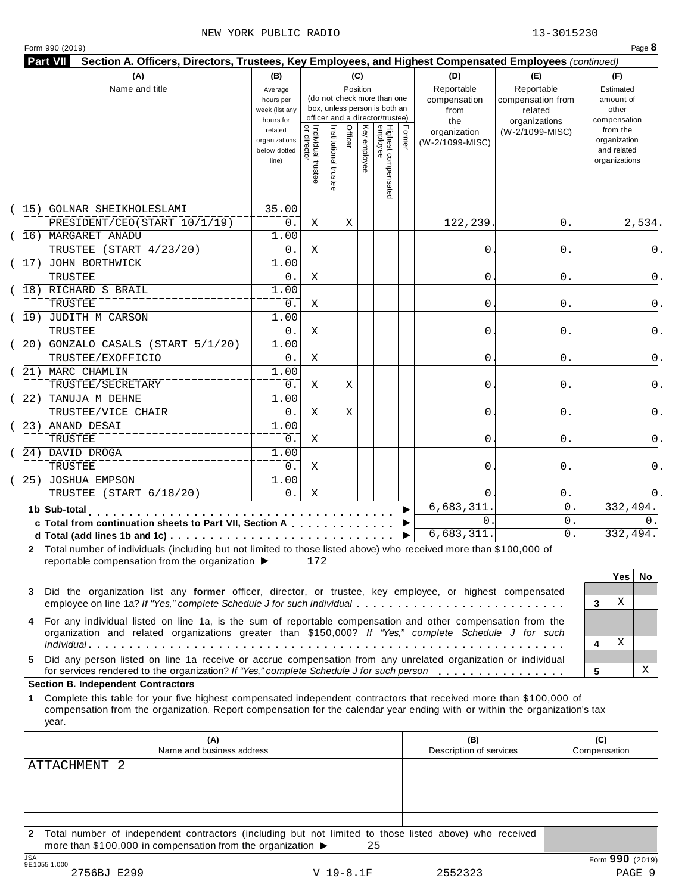NEW YORK PUBLIC RADIO 13-3015230

Form 990 (2019)

**Part VII** **Section A. Officers, Directors, Trustees, Key Employees, and Highest Compensated Employees** *(continued)*

| (A) Name and title | (B) Average hours per week (list any hours for related organizations below dotted line) | (C) Position: Individual trustee or director | Institutional trustee | Officer | Key employee | Highest compensated employee | Former | (D) Reportable compensation from the organization (W-2/1099-MISC) | (E) Reportable compensation from related organizations (W-2/1099-MISC) | (F) Estimated amount of other compensation from the organization and related organizations |
|---|---|---|---|---|---|---|---|---|---|---|
| (15) GOLNAR SHEIKHOLESLAMI<br>PRESIDENT/CEO(START 10/1/19) | 35.00<br>0. | X | | X | | | | 122,239. | 0. | 2,534. |
| (16) MARGARET ANADU<br>TRUSTEE (START 4/23/20) | 1.00<br>0. | X | | | | | | 0. | 0. | 0. |
| (17) JOHN BORTHWICK<br>TRUSTEE | 1.00<br>0. | X | | | | | | 0. | 0. | 0. |
| (18) RICHARD S BRAIL<br>TRUSTEE | 1.00<br>0. | X | | | | | | 0. | 0. | 0. |
| (19) JUDITH M CARSON<br>TRUSTEE | 1.00<br>0. | X | | | | | | 0. | 0. | 0. |
| (20) GONZALO CASALS (START 5/1/20)<br>TRUSTEE/EXOFFICIO | 1.00<br>0. | X | | | | | | 0. | 0. | 0. |
| (21) MARC CHAMLIN<br>TRUSTEE/SECRETARY | 1.00<br>0. | X | | X | | | | 0. | 0. | 0. |
| (22) TANUJA M DEHNE<br>TRUSTEE/VICE CHAIR | 1.00<br>0. | X | | X | | | | 0. | 0. | 0. |
| (23) ANAND DESAI<br>TRUSTEE | 1.00<br>0. | X | | | | | | 0. | 0. | 0. |
| (24) DAVID DROGA<br>TRUSTEE | 1.00<br>0. | X | | | | | | 0. | 0. | 0. |
| (25) JOSHUA EMPSON<br>TRUSTEE (START 6/18/20) | 1.00<br>0. | X | | | | | | 0. | 0. | 0. |
| **1b Sub-total** | | | | | | | | 6,683,311. | 0. | 332,494. |
| **c Total from continuation sheets to Part VII, Section A** | | | | | | | | 0. | 0. | 0. |
| **d Total (add lines 1b and 1c)** | | | | | | | | 6,683,311. | 0. | 332,494. |

**2** Total number of individuals (including but not limited to those listed above) who received more than $100,000 of reportable compensation from the organization ▶ 172

| | | Yes | No |
|---|---|---|---|
| **3** Did the organization list any **former** officer, director, or trustee, key employee, or highest compensated employee on line 1a? *If "Yes," complete Schedule J for such individual* | 3 | X | |
| **4** For any individual listed on line 1a, is the sum of reportable compensation and other compensation from the organization and related organizations greater than $150,000? *If "Yes," complete Schedule J for such individual* | 4 | X | |
| **5** Did any person listed on line 1a receive or accrue compensation from any unrelated organization or individual for services rendered to the organization? *If "Yes," complete Schedule J for such person* | 5 | | X |

**Section B. Independent Contractors**

**1** Complete this table for your five highest compensated independent contractors that received more than $100,000 of compensation from the organization. Report compensation for the calendar year ending with or within the organization's tax year.

| (A) Name and business address | (B) Description of services | (C) Compensation |
|---|---|---|
| ATTACHMENT 2 | | |
| | | |
| | | |
| | | |
| | | |

**2** Total number of independent contractors (including but not limited to those listed above) who received more than $100,000 in compensation from the organization ▶ 25

Form **990** (2019)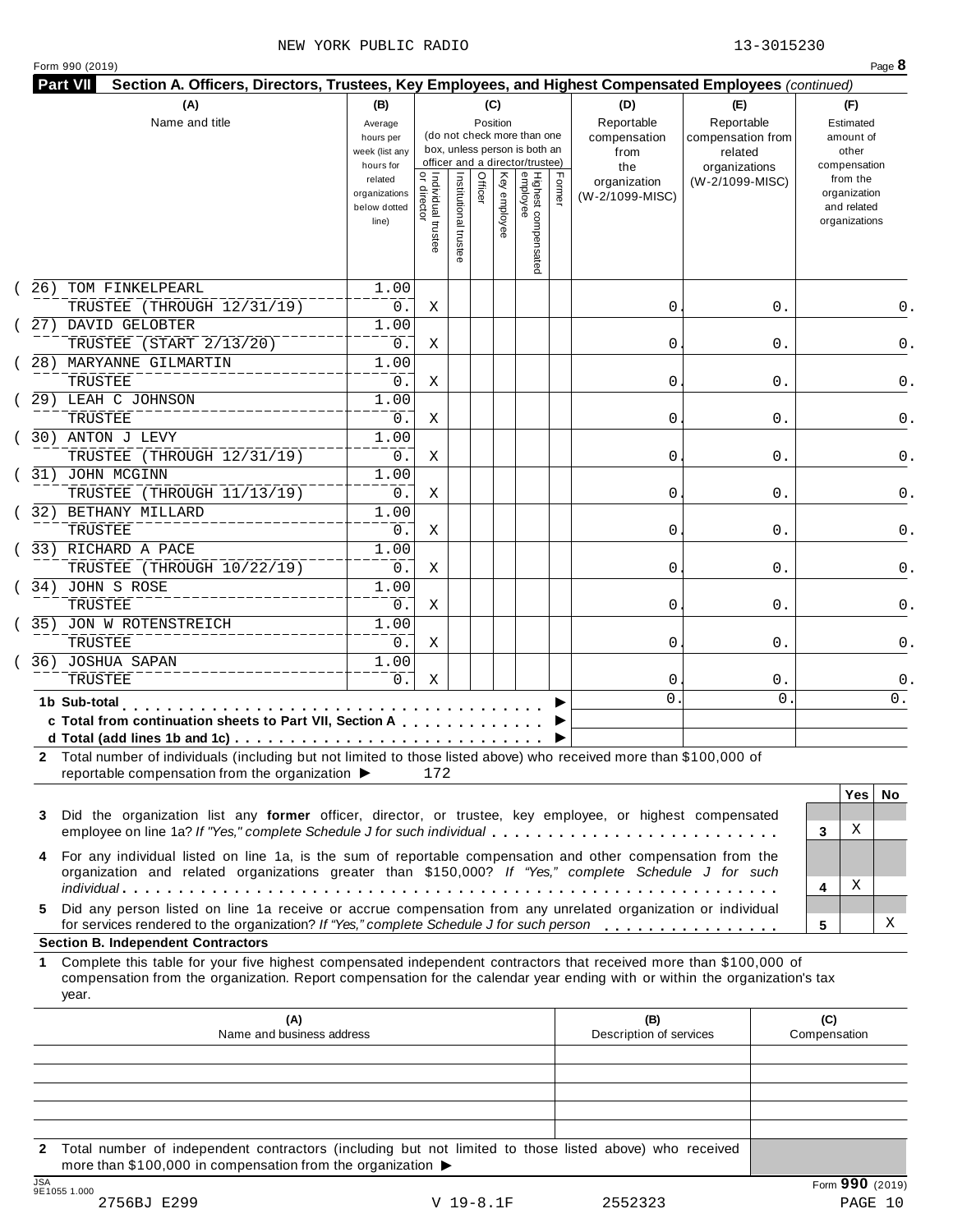NEW YORK PUBLIC RADIO 13-3015230

Form 990 (2019) Page **8**

**Part VII Section A. Officers, Directors, Trustees, Key Employees, and Highest Compensated Employees** *(continued)*

| (A) Name and title | (B) Average hours per week (list any hours for related organizations below dotted line) | (C) Position: Individual trustee or director | Institutional trustee | Officer | Key employee | Highest compensated employee | Former | (D) Reportable compensation from the organization (W-2/1099-MISC) | (E) Reportable compensation from related organizations (W-2/1099-MISC) | (F) Estimated amount of other compensation from the organization and related organizations |
|---|---|---|---|---|---|---|---|---|---|---|
| (26) TOM FINKELPEARL<br>TRUSTEE (THROUGH 12/31/19) | 1.00<br>0. | X | | | | | | 0. | 0. | 0. |
| (27) DAVID GELOBTER<br>TRUSTEE (START 2/13/20) | 1.00<br>0. | X | | | | | | 0. | 0. | 0. |
| (28) MARYANNE GILMARTIN<br>TRUSTEE | 1.00<br>0. | X | | | | | | 0. | 0. | 0. |
| (29) LEAH C JOHNSON<br>TRUSTEE | 1.00<br>0. | X | | | | | | 0. | 0. | 0. |
| (30) ANTON J LEVY<br>TRUSTEE (THROUGH 12/31/19) | 1.00<br>0. | X | | | | | | 0. | 0. | 0. |
| (31) JOHN MCGINN<br>TRUSTEE (THROUGH 11/13/19) | 1.00<br>0. | X | | | | | | 0. | 0. | 0. |
| (32) BETHANY MILLARD<br>TRUSTEE | 1.00<br>0. | X | | | | | | 0. | 0. | 0. |
| (33) RICHARD A PACE<br>TRUSTEE (THROUGH 10/22/19) | 1.00<br>0. | X | | | | | | 0. | 0. | 0. |
| (34) JOHN S ROSE<br>TRUSTEE | 1.00<br>0. | X | | | | | | 0. | 0. | 0. |
| (35) JON W ROTENSTREICH<br>TRUSTEE | 1.00<br>0. | X | | | | | | 0. | 0. | 0. |
| (36) JOSHUA SAPAN<br>TRUSTEE | 1.00<br>0. | X | | | | | | 0. | 0. | 0. |
| **1b Sub-total** | | | | | | | | 0. | 0. | 0. |
| **c Total from continuation sheets to Part VII, Section A** | | | | | | | | | | |
| **d Total (add lines 1b and 1c)** | | | | | | | | | | |

**2** Total number of individuals (including but not limited to those listed above) who received more than $100,000 of reportable compensation from the organization ▶ 172

| | | Yes | No |
|---|---|---|---|
| **3** Did the organization list any **former** officer, director, or trustee, key employee, or highest compensated employee on line 1a? *If "Yes," complete Schedule J for such individual* | 3 | X | |
| **4** For any individual listed on line 1a, is the sum of reportable compensation and other compensation from the organization and related organizations greater than $150,000? *If "Yes," complete Schedule J for such individual* | 4 | X | |
| **5** Did any person listed on line 1a receive or accrue compensation from any unrelated organization or individual for services rendered to the organization? *If "Yes," complete Schedule J for such person* | 5 | | X |

**Section B. Independent Contractors**

**1** Complete this table for your five highest compensated independent contractors that received more than $100,000 of compensation from the organization. Report compensation for the calendar year ending with or within the organization's tax year.

| (A) Name and business address | (B) Description of services | (C) Compensation |
|---|---|---|
| | | |
| | | |
| | | |
| | | |
| | | |

**2** Total number of independent contractors (including but not limited to those listed above) who received more than $100,000 in compensation from the organization ▶

JSA 9E1055 1.000

Form **990** (2019)

2756BJ E299 V 19-8.1F 2552323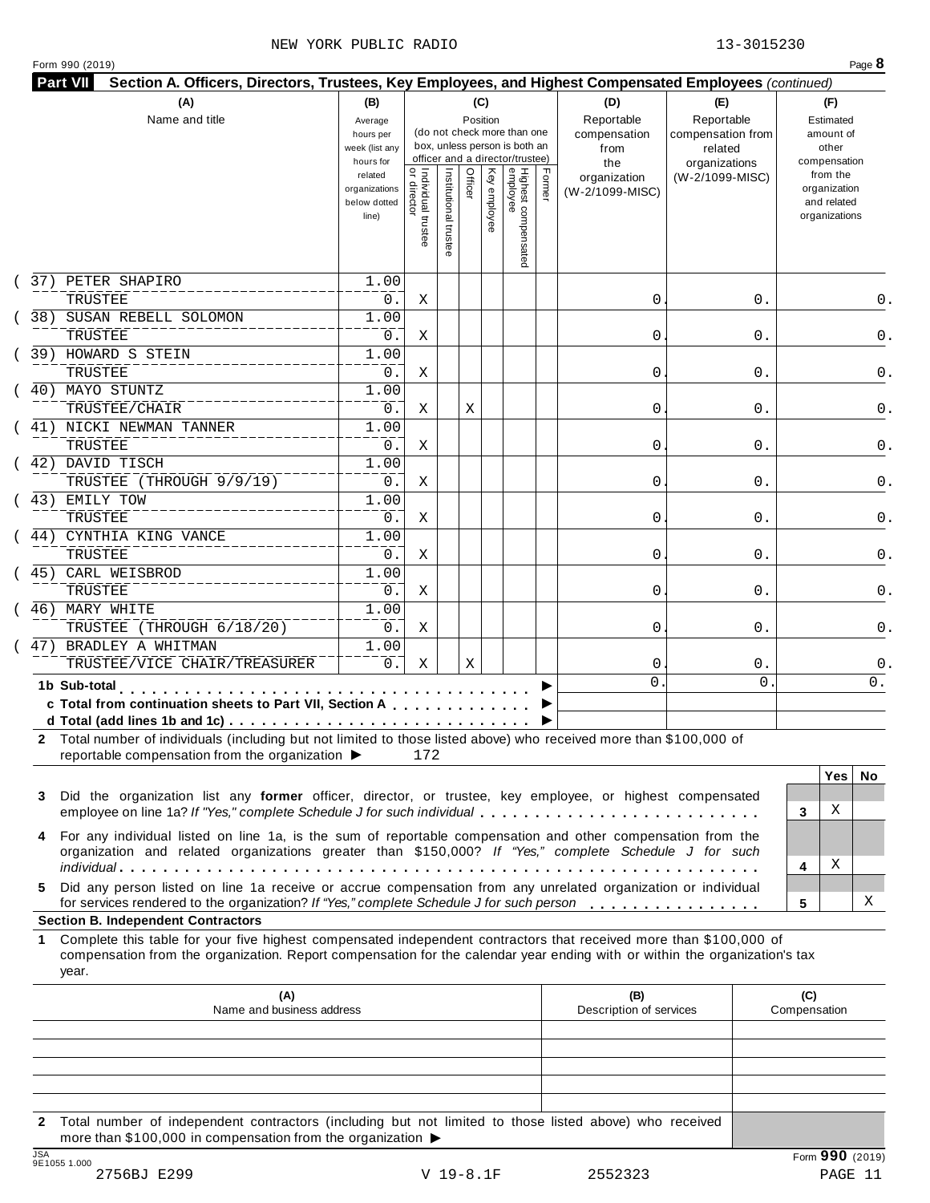NEW YORK PUBLIC RADIO 13-3015230

Form 990 (2019)

**Part VII Section A. Officers, Directors, Trustees, Key Employees, and Highest Compensated Employees** *(continued)*

| (A) Name and title | (B) Average hours per week (list any hours for related organizations below dotted line) | (C) Position: Individual trustee or director | Institutional trustee | Officer | Key employee | Highest compensated employee | Former | (D) Reportable compensation from the organization (W-2/1099-MISC) | (E) Reportable compensation from related organizations (W-2/1099-MISC) | (F) Estimated amount of other compensation from the organization and related organizations |
|---|---|---|---|---|---|---|---|---|---|---|
| (37) PETER SHAPIRO<br>TRUSTEE | 1.00<br>0. | X | | | | | | 0. | 0. | 0. |
| (38) SUSAN REBELL SOLOMON<br>TRUSTEE | 1.00<br>0. | X | | | | | | 0. | 0. | 0. |
| (39) HOWARD S STEIN<br>TRUSTEE | 1.00<br>0. | X | | | | | | 0. | 0. | 0. |
| (40) MAYO STUNTZ<br>TRUSTEE/CHAIR | 1.00<br>0. | X | | X | | | | 0. | 0. | 0. |
| (41) NICKI NEWMAN TANNER<br>TRUSTEE | 1.00<br>0. | X | | | | | | 0. | 0. | 0. |
| (42) DAVID TISCH<br>TRUSTEE (THROUGH 9/9/19) | 1.00<br>0. | X | | | | | | 0. | 0. | 0. |
| (43) EMILY TOW<br>TRUSTEE | 1.00<br>0. | X | | | | | | 0. | 0. | 0. |
| (44) CYNTHIA KING VANCE<br>TRUSTEE | 1.00<br>0. | X | | | | | | 0. | 0. | 0. |
| (45) CARL WEISBROD<br>TRUSTEE | 1.00<br>0. | X | | | | | | 0. | 0. | 0. |
| (46) MARY WHITE<br>TRUSTEE (THROUGH 6/18/20) | 1.00<br>0. | X | | | | | | 0. | 0. | 0. |
| (47) BRADLEY A WHITMAN<br>TRUSTEE/VICE CHAIR/TREASURER | 1.00<br>0. | X | | X | | | | 0. | 0. | 0. |
| **1b Sub-total** | | | | | | | | 0. | 0. | 0. |
| **c Total from continuation sheets to Part VII, Section A** | | | | | | | | | | |
| **d Total (add lines 1b and 1c)** | | | | | | | | | | |

**2** Total number of individuals (including but not limited to those listed above) who received more than $100,000 of reportable compensation from the organization ▶ 172

| | | Yes | No |
|---|---|---|---|
| **3** Did the organization list any **former** officer, director, or trustee, key employee, or highest compensated employee on line 1a? *If "Yes," complete Schedule J for such individual* | 3 | X | |
| **4** For any individual listed on line 1a, is the sum of reportable compensation and other compensation from the organization and related organizations greater than $150,000? *If "Yes," complete Schedule J for such individual* | 4 | X | |
| **5** Did any person listed on line 1a receive or accrue compensation from any unrelated organization or individual for services rendered to the organization? *If "Yes," complete Schedule J for such person* | 5 | | X |

**Section B. Independent Contractors**

**1** Complete this table for your five highest compensated independent contractors that received more than $100,000 of compensation from the organization. Report compensation for the calendar year ending with or within the organization's tax year.

| (A) Name and business address | (B) Description of services | (C) Compensation |
|---|---|---|
| | | |
| | | |
| | | |
| | | |
| | | |

**2** Total number of independent contractors (including but not limited to those listed above) who received more than $100,000 in compensation from the organization ▶

Form **990** (2019)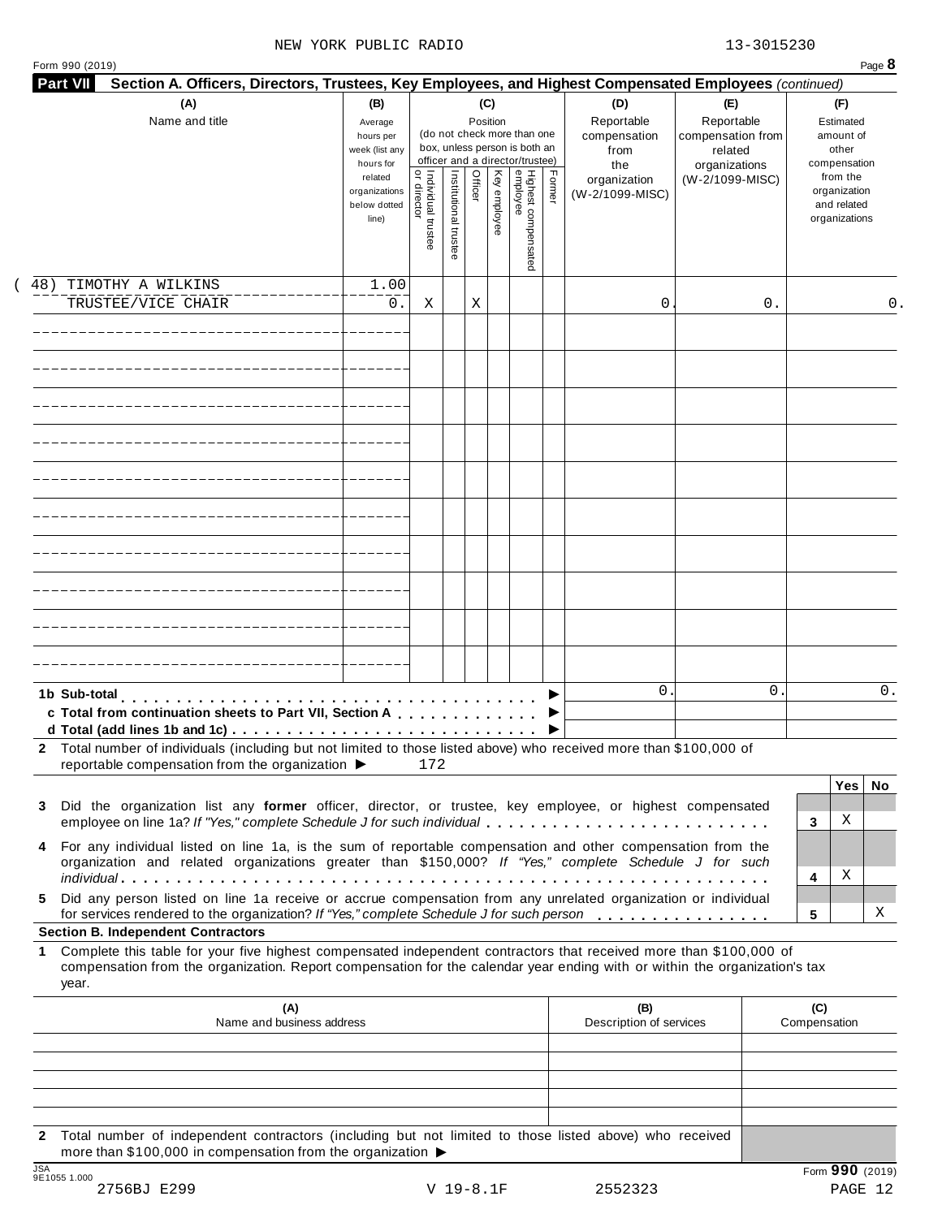NEW YORK PUBLIC RADIO 13-3015230

Form 990 (2019) Page **8**

**Part VII Section A. Officers, Directors, Trustees, Key Employees, and Highest Compensated Employees** *(continued)*

| (A) Name and title | (B) Average hours per week (list any hours for related organizations below dotted line) | (C) Position: Individual trustee or director | Institutional trustee | Officer | Key employee | Highest compensated employee | Former | (D) Reportable compensation from the organization (W-2/1099-MISC) | (E) Reportable compensation from related organizations (W-2/1099-MISC) | (F) Estimated amount of other compensation from the organization and related organizations |
|---|---|---|---|---|---|---|---|---|---|---|
| (48) TIMOTHY A WILKINS TRUSTEE/VICE CHAIR | 1.00 / 0. | X | | X | | | | 0. | 0. | 0. |
| | | | | | | | | | | |
| | | | | | | | | | | |
| | | | | | | | | | | |
| | | | | | | | | | | |
| | | | | | | | | | | |
| | | | | | | | | | | |
| | | | | | | | | | | |
| | | | | | | | | | | |
| | | | | | | | | | | |
| | | | | | | | | | | |

| | (D) | (E) | (F) |
|---|---|---|---|
| **1b Sub-total** ▶ | 0. | 0. | 0. |
| **c Total from continuation sheets to Part VII, Section A** ▶ | | | |
| **d Total (add lines 1b and 1c)** ▶ | | | |

**2** Total number of individuals (including but not limited to those listed above) who received more than $100,000 of reportable compensation from the organization ▶ 172

| | | Yes | No |
|---|---|---|---|
| **3** Did the organization list any **former** officer, director, or trustee, key employee, or highest compensated employee on line 1a? *If "Yes," complete Schedule J for such individual* | 3 | X | |
| **4** For any individual listed on line 1a, is the sum of reportable compensation and other compensation from the organization and related organizations greater than $150,000? *If "Yes," complete Schedule J for such individual* | 4 | X | |
| **5** Did any person listed on line 1a receive or accrue compensation from any unrelated organization or individual for services rendered to the organization? *If "Yes," complete Schedule J for such person* | 5 | | X |

**Section B. Independent Contractors**

**1** Complete this table for your five highest compensated independent contractors that received more than $100,000 of compensation from the organization. Report compensation for the calendar year ending with or within the organization's tax year.

| (A) Name and business address | (B) Description of services | (C) Compensation |
|---|---|---|
| | | |
| | | |
| | | |
| | | |
| | | |

**2** Total number of independent contractors (including but not limited to those listed above) who received more than $100,000 in compensation from the organization ▶

JSA 9E1055 1.000 Form **990** (2019)

2756BJ E299 V 19-8.1F 2552323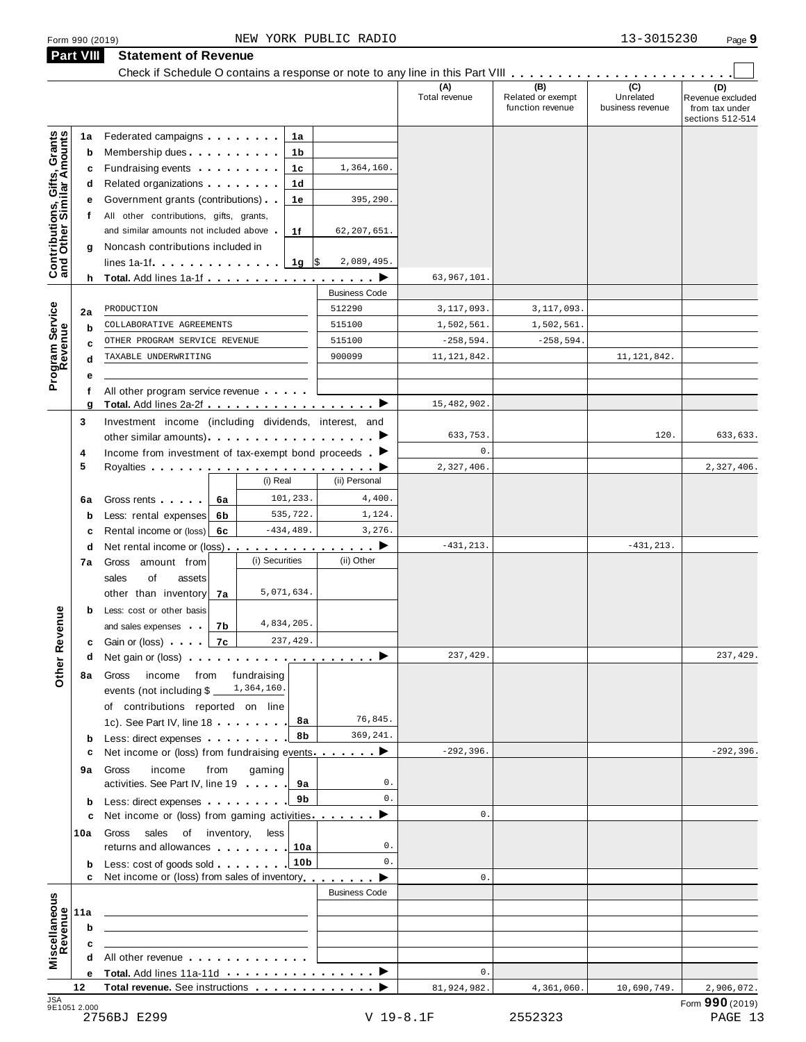Form 990 (2019) NEW YORK PUBLIC RADIO 13-3015230 Page 9

## Part VIII Statement of Revenue

Check if Schedule O contains a response or note to any line in this Part VIII . . . . . . . . . . . . . . . . . . . . . . ☐

| | | | | (A) Total revenue | (B) Related or exempt function revenue | (C) Unrelated business revenue | (D) Revenue excluded from tax under sections 512-514 |
|---|---|---|---|---|---|---|---|
| **Contributions, Gifts, Grants and Other Similar Amounts** | 1a Federated campaigns | 1a | | | | | |
| | b Membership dues | 1b | | | | | |
| | c Fundraising events | 1c | 1,364,160. | | | | |
| | d Related organizations | 1d | | | | | |
| | e Government grants (contributions) | 1e | 395,290. | | | | |
| | f All other contributions, gifts, grants, and similar amounts not included above | 1f | 62,207,651. | | | | |
| | g Noncash contributions included in lines 1a-1f | 1g | $ 2,089,495. | | | | |
| | h **Total.** Add lines 1a-1f ▶ | | | 63,967,101. | | | |
| **Program Service Revenue** | | | Business Code | | | | |
| | 2a PRODUCTION | | 512290 | 3,117,093. | 3,117,093. | | |
| | b COLLABORATIVE AGREEMENTS | | 515100 | 1,502,561. | 1,502,561. | | |
| | c OTHER PROGRAM SERVICE REVENUE | | 515100 | -258,594. | -258,594. | | |
| | d TAXABLE UNDERWRITING | | 900099 | 11,121,842. | | 11,121,842. | |
| | e | | | | | | |
| | f All other program service revenue | | | | | | |
| | g **Total.** Add lines 2a-2f ▶ | | | 15,482,902. | | | |
| **Other Revenue** | 3 Investment income (including dividends, interest, and other similar amounts) ▶ | | | 633,753. | | 120. | 633,633. |
| | 4 Income from investment of tax-exempt bond proceeds ▶ | | | 0. | | | |
| | 5 Royalties ▶ | | | 2,327,406. | | | 2,327,406. |
| | | (i) Real | (ii) Personal | | | | |
| | 6a Gross rents (6a) | 101,233. | 4,400. | | | | |
| | b Less: rental expenses (6b) | 535,722. | 1,124. | | | | |
| | c Rental income or (loss) (6c) | -434,489. | 3,276. | | | | |
| | d Net rental income or (loss) ▶ | | | -431,213. | | -431,213. | |
| | | (i) Securities | (ii) Other | | | | |
| | 7a Gross amount from sales of assets other than inventory (7a) | 5,071,634. | | | | | |
| | b Less: cost or other basis and sales expenses (7b) | 4,834,205. | | | | | |
| | c Gain or (loss) (7c) | 237,429. | | | | | |
| | d Net gain or (loss) ▶ | | | 237,429. | | | 237,429. |
| | 8a Gross income from fundraising events (not including $ 1,364,160. of contributions reported on line 1c). See Part IV, line 18 | 8a | 76,845. | | | | |
| | b Less: direct expenses | 8b | 369,241. | | | | |
| | c Net income or (loss) from fundraising events ▶ | | | -292,396. | | | -292,396. |
| | 9a Gross income from gaming activities. See Part IV, line 19 | 9a | 0. | | | | |
| | b Less: direct expenses | 9b | 0. | | | | |
| | c Net income or (loss) from gaming activities ▶ | | | 0. | | | |
| | 10a Gross sales of inventory, less returns and allowances | 10a | 0. | | | | |
| | b Less: cost of goods sold | 10b | 0. | | | | |
| | c Net income or (loss) from sales of inventory ▶ | | | 0. | | | |
| **Miscellaneous Revenue** | | | Business Code | | | | |
| | 11a | | | | | | |
| | b | | | | | | |
| | c | | | | | | |
| | d All other revenue | | | | | | |
| | e **Total.** Add lines 11a-11d ▶ | | | 0. | | | |
| | 12 **Total revenue.** See instructions ▶ | | | 81,924,982. | 4,361,060. | 10,690,749. | 2,906,072. |

JSA 9E1051 2.000 Form **990** (2019)

2756BJ E299 V 19-8.1F 2552323 PAGE 13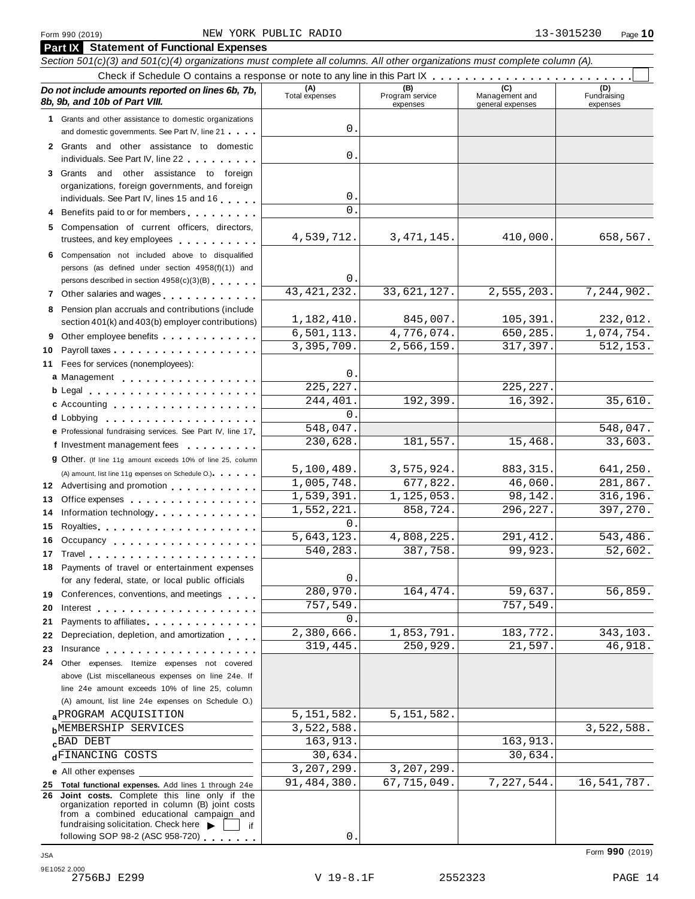Form 990 (2019) NEW YORK PUBLIC RADIO 13-3015230 Page **10**

## Part IX Statement of Functional Expenses

*Section 501(c)(3) and 501(c)(4) organizations must complete all columns. All other organizations must complete column (A).*

Check if Schedule O contains a response or note to any line in this Part IX . . . . . . . . . . . . . . . . . . . . . . . . ☐

| *Do not include amounts reported on lines 6b, 7b, 8b, 9b, and 10b of Part VIII.* | (A) Total expenses | (B) Program service expenses | (C) Management and general expenses | (D) Fundraising expenses |
|---|---|---|---|---|
| **1** Grants and other assistance to domestic organizations and domestic governments. See Part IV, line 21 | 0. | | | |
| **2** Grants and other assistance to domestic individuals. See Part IV, line 22 | 0. | | | |
| **3** Grants and other assistance to foreign organizations, foreign governments, and foreign individuals. See Part IV, lines 15 and 16 | 0. | | | |
| **4** Benefits paid to or for members | 0. | | | |
| **5** Compensation of current officers, directors, trustees, and key employees | 4,539,712. | 3,471,145. | 410,000. | 658,567. |
| **6** Compensation not included above to disqualified persons (as defined under section 4958(f)(1)) and persons described in section 4958(c)(3)(B) | 0. | | | |
| **7** Other salaries and wages | 43,421,232. | 33,621,127. | 2,555,203. | 7,244,902. |
| **8** Pension plan accruals and contributions (include section 401(k) and 403(b) employer contributions) | 1,182,410. | 845,007. | 105,391. | 232,012. |
| **9** Other employee benefits | 6,501,113. | 4,776,074. | 650,285. | 1,074,754. |
| **10** Payroll taxes | 3,395,709. | 2,566,159. | 317,397. | 512,153. |
| **11** Fees for services (nonemployees): | | | | |
| **a** Management | 0. | | | |
| **b** Legal | 225,227. | | 225,227. | |
| **c** Accounting | 244,401. | 192,399. | 16,392. | 35,610. |
| **d** Lobbying | 0. | | | |
| **e** Professional fundraising services. See Part IV, line 17 | 548,047. | | | 548,047. |
| **f** Investment management fees | 230,628. | 181,557. | 15,468. | 33,603. |
| **g** Other. (If line 11g amount exceeds 10% of line 25, column (A) amount, list line 11g expenses on Schedule O.) | 5,100,489. | 3,575,924. | 883,315. | 641,250. |
| **12** Advertising and promotion | 1,005,748. | 677,822. | 46,060. | 281,867. |
| **13** Office expenses | 1,539,391. | 1,125,053. | 98,142. | 316,196. |
| **14** Information technology | 1,552,221. | 858,724. | 296,227. | 397,270. |
| **15** Royalties | 0. | | | |
| **16** Occupancy | 5,643,123. | 4,808,225. | 291,412. | 543,486. |
| **17** Travel | 540,283. | 387,758. | 99,923. | 52,602. |
| **18** Payments of travel or entertainment expenses for any federal, state, or local public officials | 0. | | | |
| **19** Conferences, conventions, and meetings | 280,970. | 164,474. | 59,637. | 56,859. |
| **20** Interest | 757,549. | | 757,549. | |
| **21** Payments to affiliates | 0. | | | |
| **22** Depreciation, depletion, and amortization | 2,380,666. | 1,853,791. | 183,772. | 343,103. |
| **23** Insurance | 319,445. | 250,929. | 21,597. | 46,918. |
| **24** Other expenses. Itemize expenses not covered above (List miscellaneous expenses on line 24e. If line 24e amount exceeds 10% of line 25, column (A) amount, list line 24e expenses on Schedule O.) | | | | |
| **a** PROGRAM ACQUISITION | 5,151,582. | 5,151,582. | | |
| **b** MEMBERSHIP SERVICES | 3,522,588. | | | 3,522,588. |
| **c** BAD DEBT | 163,913. | | 163,913. | |
| **d** FINANCING COSTS | 30,634. | | 30,634. | |
| **e** All other expenses | 3,207,299. | 3,207,299. | | |
| **25 Total functional expenses.** Add lines 1 through 24e | 91,484,380. | 67,715,049. | 7,227,544. | 16,541,787. |
| **26 Joint costs.** Complete this line only if the organization reported in column (B) joint costs from a combined educational campaign and fundraising solicitation. Check here ▶ ☐ if following SOP 98-2 (ASC 958-720) | 0. | | | |

Form **990** (2019)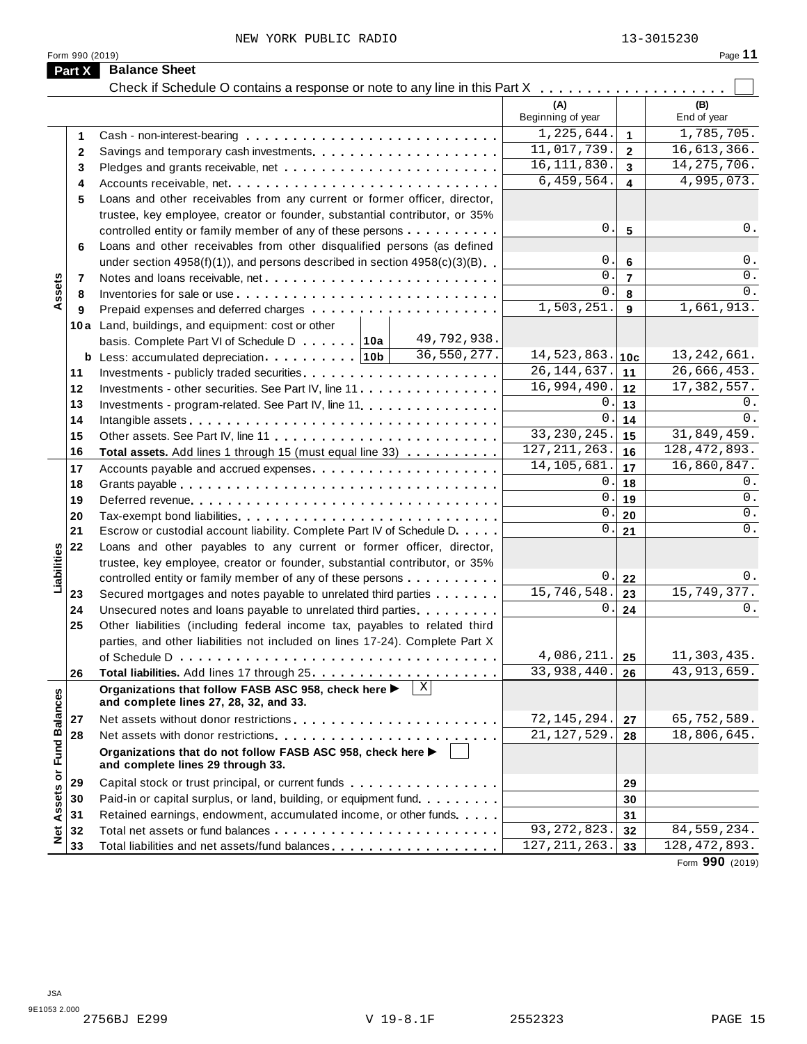NEW YORK PUBLIC RADIO 13-3015230

Form 990 (2019) Page **11**

## Part X Balance Sheet

Check if Schedule O contains a response or note to any line in this Part X . . . . . . . . . . . . . . . . . . . . ☐

| | | | | (A) Beginning of year | | (B) End of year |
|---|---|---|---|---|---|---|
| **Assets** | 1 | Cash - non-interest-bearing | | 1,225,644. | 1 | 1,785,705. |
| | 2 | Savings and temporary cash investments | | 11,017,739. | 2 | 16,613,366. |
| | 3 | Pledges and grants receivable, net | | 16,111,830. | 3 | 14,275,706. |
| | 4 | Accounts receivable, net | | 6,459,564. | 4 | 4,995,073. |
| | 5 | Loans and other receivables from any current or former officer, director, trustee, key employee, creator or founder, substantial contributor, or 35% controlled entity or family member of any of these persons | | 0. | 5 | 0. |
| | 6 | Loans and other receivables from other disqualified persons (as defined under section 4958(f)(1)), and persons described in section 4958(c)(3)(B) | | 0. | 6 | 0. |
| | 7 | Notes and loans receivable, net | | 0. | 7 | 0. |
| | 8 | Inventories for sale or use | | 0. | 8 | 0. |
| | 9 | Prepaid expenses and deferred charges | | 1,503,251. | 9 | 1,661,913. |
| | 10a | Land, buildings, and equipment: cost or other basis. Complete Part VI of Schedule D ..... 10a | 49,792,938. | | | |
| | b | Less: accumulated depreciation ..... 10b | 36,550,277. | 14,523,863. | 10c | 13,242,661. |
| | 11 | Investments - publicly traded securities | | 26,144,637. | 11 | 26,666,453. |
| | 12 | Investments - other securities. See Part IV, line 11 | | 16,994,490. | 12 | 17,382,557. |
| | 13 | Investments - program-related. See Part IV, line 11 | | 0. | 13 | 0. |
| | 14 | Intangible assets | | 0. | 14 | 0. |
| | 15 | Other assets. See Part IV, line 11 | | 33,230,245. | 15 | 31,849,459. |
| | 16 | **Total assets.** Add lines 1 through 15 (must equal line 33) | | 127,211,263. | 16 | 128,472,893. |
| **Liabilities** | 17 | Accounts payable and accrued expenses | | 14,105,681. | 17 | 16,860,847. |
| | 18 | Grants payable | | 0. | 18 | 0. |
| | 19 | Deferred revenue | | 0. | 19 | 0. |
| | 20 | Tax-exempt bond liabilities | | 0. | 20 | 0. |
| | 21 | Escrow or custodial account liability. Complete Part IV of Schedule D | | 0. | 21 | 0. |
| | 22 | Loans and other payables to any current or former officer, director, trustee, key employee, creator or founder, substantial contributor, or 35% controlled entity or family member of any of these persons | | 0. | 22 | 0. |
| | 23 | Secured mortgages and notes payable to unrelated third parties | | 15,746,548. | 23 | 15,749,377. |
| | 24 | Unsecured notes and loans payable to unrelated third parties | | 0. | 24 | 0. |
| | 25 | Other liabilities (including federal income tax, payables to related third parties, and other liabilities not included on lines 17-24). Complete Part X of Schedule D | | 4,086,211. | 25 | 11,303,435. |
| | 26 | **Total liabilities.** Add lines 17 through 25 | | 33,938,440. | 26 | 43,913,659. |
| **Net Assets or Fund Balances** | | **Organizations that follow FASB ASC 958, check here ▶** ☒ **and complete lines 27, 28, 32, and 33.** | | | | |
| | 27 | Net assets without donor restrictions | | 72,145,294. | 27 | 65,752,589. |
| | 28 | Net assets with donor restrictions | | 21,127,529. | 28 | 18,806,645. |
| | | **Organizations that do not follow FASB ASC 958, check here ▶** ☐ **and complete lines 29 through 33.** | | | | |
| | 29 | Capital stock or trust principal, or current funds | | | 29 | |
| | 30 | Paid-in or capital surplus, or land, building, or equipment fund | | | 30 | |
| | 31 | Retained earnings, endowment, accumulated income, or other funds | | | 31 | |
| | 32 | Total net assets or fund balances | | 93,272,823. | 32 | 84,559,234. |
| | 33 | Total liabilities and net assets/fund balances | | 127,211,263. | 33 | 128,472,893. |

Form **990** (2019)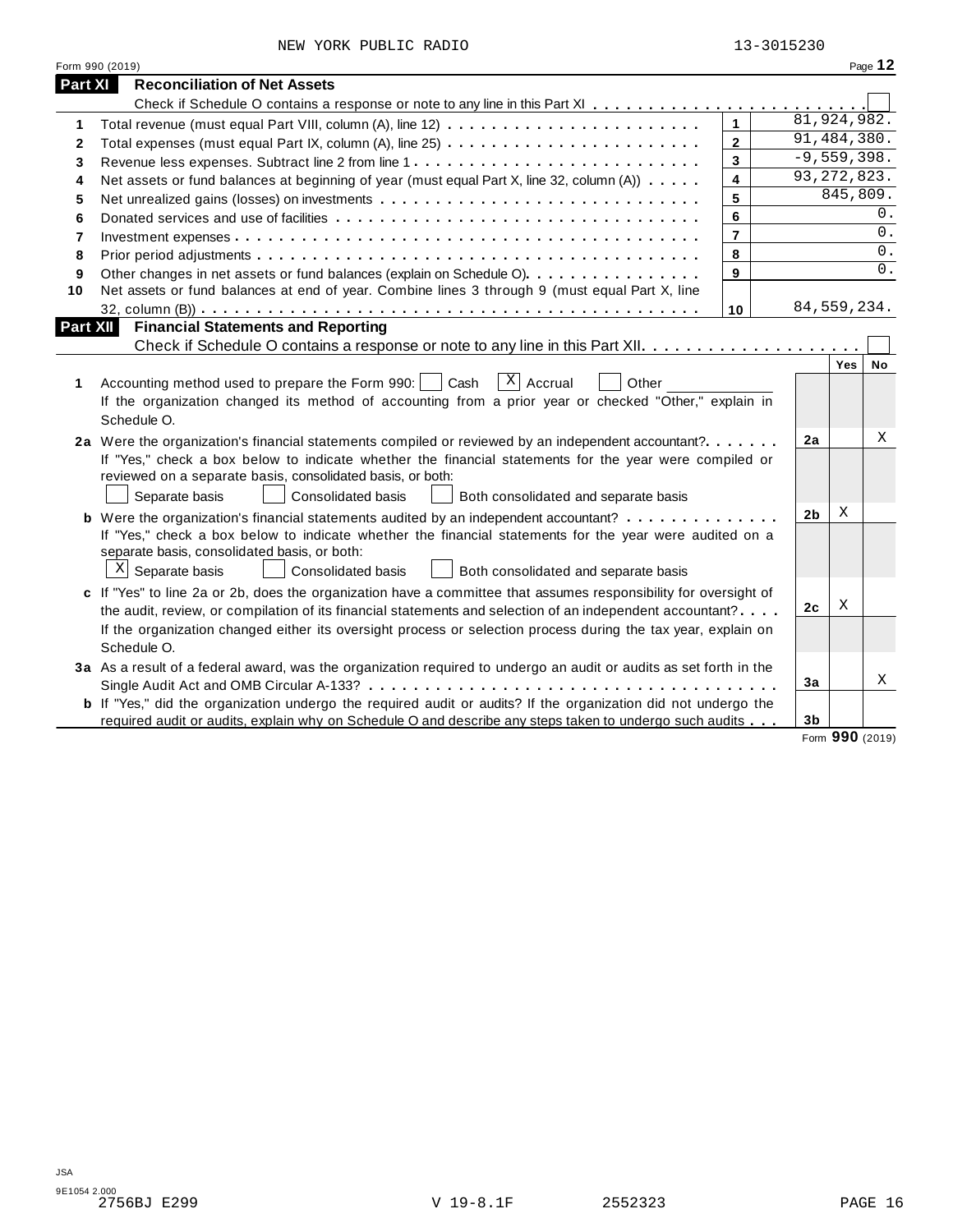NEW YORK PUBLIC RADIO 13-3015230

Form 990 (2019) Page **12**

## Part XI Reconciliation of Net Assets

Check if Schedule O contains a response or note to any line in this Part XI . . . . . . . . . . . . . . . . . . . . . . . . ☐

| | | | |
|---|---|---|---|
| 1 | Total revenue (must equal Part VIII, column (A), line 12) | 1 | 81,924,982. |
| 2 | Total expenses (must equal Part IX, column (A), line 25) | 2 | 91,484,380. |
| 3 | Revenue less expenses. Subtract line 2 from line 1 | 3 | -9,559,398. |
| 4 | Net assets or fund balances at beginning of year (must equal Part X, line 32, column (A)) | 4 | 93,272,823. |
| 5 | Net unrealized gains (losses) on investments | 5 | 845,809. |
| 6 | Donated services and use of facilities | 6 | 0. |
| 7 | Investment expenses | 7 | 0. |
| 8 | Prior period adjustments | 8 | 0. |
| 9 | Other changes in net assets or fund balances (explain on Schedule O) | 9 | 0. |
| 10 | Net assets or fund balances at end of year. Combine lines 3 through 9 (must equal Part X, line 32, column (B)) | 10 | 84,559,234. |

## Part XII Financial Statements and Reporting

Check if Schedule O contains a response or note to any line in this Part XII . . . . . . . . . . . . . . . . . . . . ☐

| | | | Yes | No |
|---|---|---|---|---|
| 1 | Accounting method used to prepare the Form 990: ☐ Cash ☒ Accrual ☐ Other ____________ <br> If the organization changed its method of accounting from a prior year or checked "Other," explain in Schedule O. | | | |
| 2a | Were the organization's financial statements compiled or reviewed by an independent accountant? <br> If "Yes," check a box below to indicate whether the financial statements for the year were compiled or reviewed on a separate basis, consolidated basis, or both: <br> ☐ Separate basis ☐ Consolidated basis ☐ Both consolidated and separate basis | 2a | | X |
| b | Were the organization's financial statements audited by an independent accountant? <br> If "Yes," check a box below to indicate whether the financial statements for the year were audited on a separate basis, consolidated basis, or both: <br> ☒ Separate basis ☐ Consolidated basis ☐ Both consolidated and separate basis | 2b | X | |
| c | If "Yes" to line 2a or 2b, does the organization have a committee that assumes responsibility for oversight of the audit, review, or compilation of its financial statements and selection of an independent accountant? <br> If the organization changed either its oversight process or selection process during the tax year, explain on Schedule O. | 2c | X | |
| 3a | As a result of a federal award, was the organization required to undergo an audit or audits as set forth in the Single Audit Act and OMB Circular A-133? | 3a | | X |
| b | If "Yes," did the organization undergo the required audit or audits? If the organization did not undergo the required audit or audits, explain why on Schedule O and describe any steps taken to undergo such audits | 3b | | |

Form **990** (2019)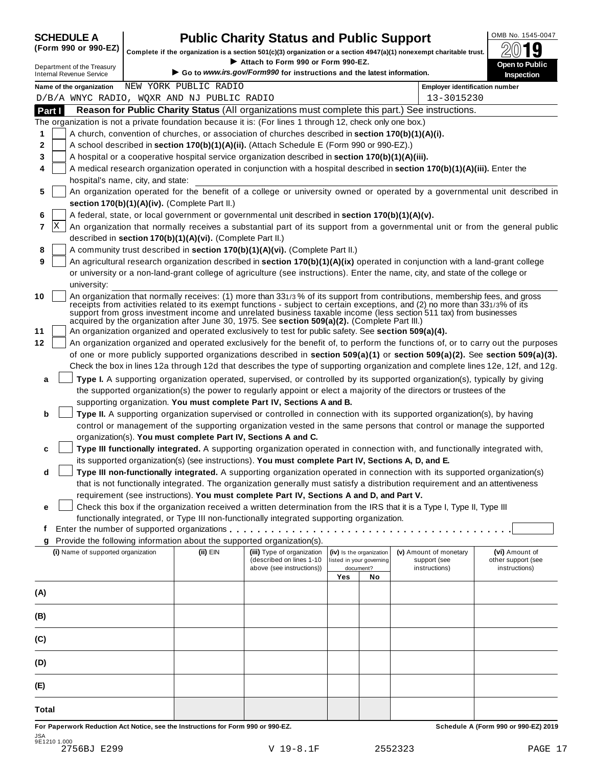**SCHEDULE A (Form 990 or 990-EZ)**

Department of the Treasury
Internal Revenue Service

# Public Charity Status and Public Support

**Complete if the organization is a section 501(c)(3) organization or a section 4947(a)(1) nonexempt charitable trust.**

▶ **Attach to Form 990 or Form 990-EZ.**

▶ **Go to *www.irs.gov/Form990* for instructions and the latest information.**

OMB No. 1545-0047

**2019**

**Open to Public Inspection**

**Name of the organization** NEW YORK PUBLIC RADIO
D/B/A WNYC RADIO, WQXR AND NJ PUBLIC RADIO

**Employer identification number** 13-3015230

## Part I — Reason for Public Charity Status (All organizations must complete this part.) See instructions.

The organization is not a private foundation because it is: (For lines 1 through 12, check only one box.)

1. [ ] A church, convention of churches, or association of churches described in **section 170(b)(1)(A)(i).**
2. [ ] A school described in **section 170(b)(1)(A)(ii).** (Attach Schedule E (Form 990 or 990-EZ).)
3. [ ] A hospital or a cooperative hospital service organization described in **section 170(b)(1)(A)(iii).**
4. [ ] A medical research organization operated in conjunction with a hospital described in **section 170(b)(1)(A)(iii).** Enter the hospital's name, city, and state:
5. [ ] An organization operated for the benefit of a college or university owned or operated by a governmental unit described in **section 170(b)(1)(A)(iv).** (Complete Part II.)
6. [ ] A federal, state, or local government or governmental unit described in **section 170(b)(1)(A)(v).**
7. [X] An organization that normally receives a substantial part of its support from a governmental unit or from the general public described in **section 170(b)(1)(A)(vi).** (Complete Part II.)
8. [ ] A community trust described in **section 170(b)(1)(A)(vi).** (Complete Part II.)
9. [ ] An agricultural research organization described in **section 170(b)(1)(A)(ix)** operated in conjunction with a land-grant college or university or a non-land-grant college of agriculture (see instructions). Enter the name, city, and state of the college or university:
10. [ ] An organization that normally receives: (1) more than 33 1/3 % of its support from contributions, membership fees, and gross receipts from activities related to its exempt functions - subject to certain exceptions, and (2) no more than 33 1/3% of its support from gross investment income and unrelated business taxable income (less section 511 tax) from businesses acquired by the organization after June 30, 1975. See **section 509(a)(2).** (Complete Part III.)
11. [ ] An organization organized and operated exclusively to test for public safety. See **section 509(a)(4).**
12. [ ] An organization organized and operated exclusively for the benefit of, to perform the functions of, or to carry out the purposes of one or more publicly supported organizations described in **section 509(a)(1)** or **section 509(a)(2).** See **section 509(a)(3).** Check the box in lines 12a through 12d that describes the type of supporting organization and complete lines 12e, 12f, and 12g.

   **a** [ ] **Type I.** A supporting organization operated, supervised, or controlled by its supported organization(s), typically by giving the supported organization(s) the power to regularly appoint or elect a majority of the directors or trustees of the supporting organization. **You must complete Part IV, Sections A and B.**

   **b** [ ] **Type II.** A supporting organization supervised or controlled in connection with its supported organization(s), by having control or management of the supporting organization vested in the same persons that control or manage the supported organization(s). **You must complete Part IV, Sections A and C.**

   **c** [ ] **Type III functionally integrated.** A supporting organization operated in connection with, and functionally integrated with, its supported organization(s) (see instructions). **You must complete Part IV, Sections A, D, and E.**

   **d** [ ] **Type III non-functionally integrated.** A supporting organization operated in connection with its supported organization(s) that is not functionally integrated. The organization generally must satisfy a distribution requirement and an attentiveness requirement (see instructions). **You must complete Part IV, Sections A and D, and Part V.**

   **e** [ ] Check this box if the organization received a written determination from the IRS that it is a Type I, Type II, Type III functionally integrated, or Type III non-functionally integrated supporting organization.

   **f** Enter the number of supported organizations . . . . . . . . . . . . . . . . . . . . . . . . . . . . . . . . . . . . .

   **g** Provide the following information about the supported organization(s).

| (i) Name of supported organization | (ii) EIN | (iii) Type of organization (described on lines 1-10 above (see instructions)) | (iv) Is the organization listed in your governing document? Yes | No | (v) Amount of monetary support (see instructions) | (vi) Amount of other support (see instructions) |
|---|---|---|---|---|---|---|
| (A) | | | | | | |
| (B) | | | | | | |
| (C) | | | | | | |
| (D) | | | | | | |
| (E) | | | | | | |
| Total | | | | | | |

**For Paperwork Reduction Act Notice, see the Instructions for Form 990 or 990-EZ.** **Schedule A (Form 990 or 990-EZ) 2019**

JSA
9E1210 1.000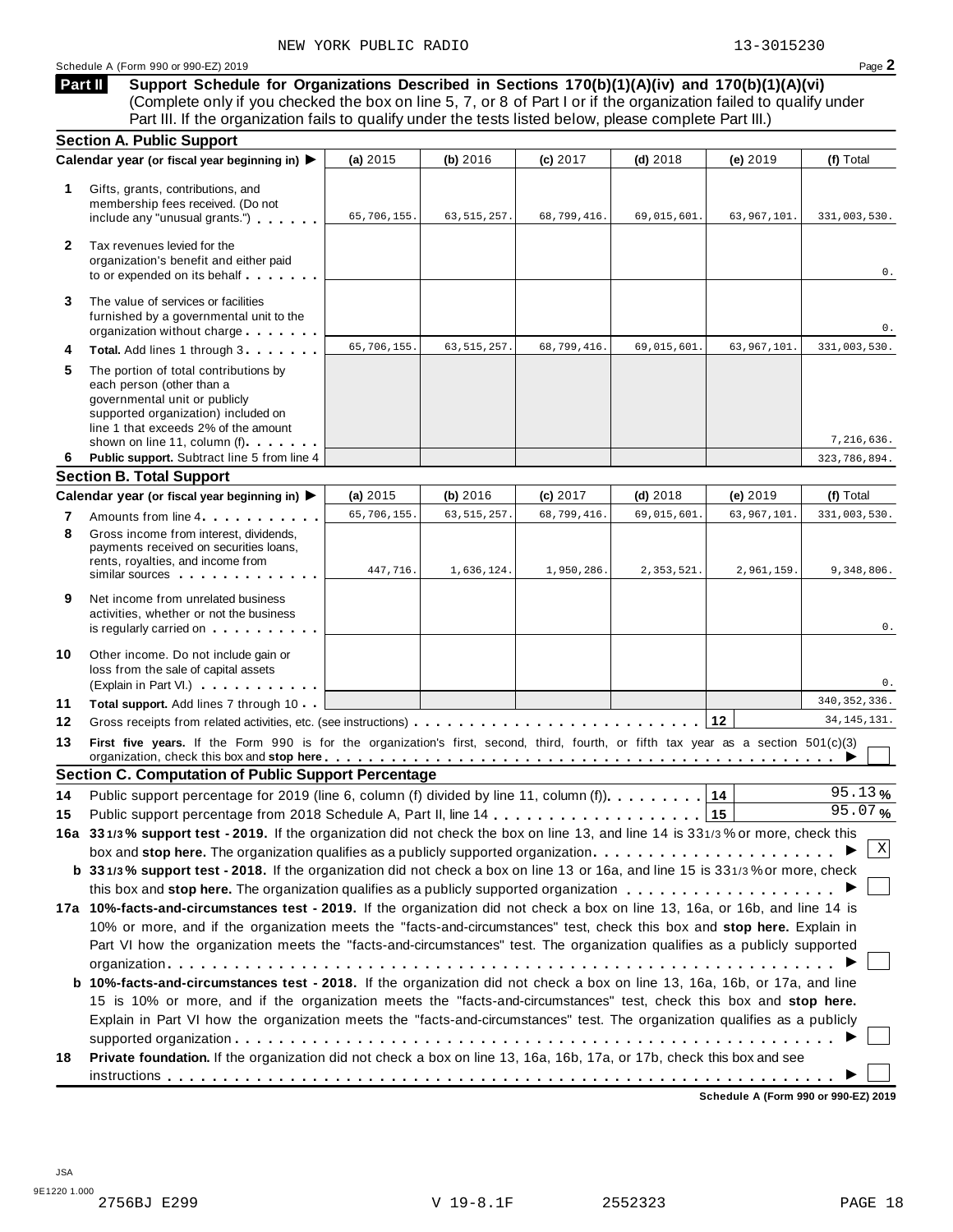NEW YORK PUBLIC RADIO 13-3015230

Schedule A (Form 990 or 990-EZ) 2019

## Part II Support Schedule for Organizations Described in Sections 170(b)(1)(A)(iv) and 170(b)(1)(A)(vi)

(Complete only if you checked the box on line 5, 7, or 8 of Part I or if the organization failed to qualify under Part III. If the organization fails to qualify under the tests listed below, please complete Part III.)

### Section A. Public Support

| Calendar year (or fiscal year beginning in) ▶ | (a) 2015 | (b) 2016 | (c) 2017 | (d) 2018 | (e) 2019 | (f) Total |
|---|---|---|---|---|---|---|
| **1** Gifts, grants, contributions, and membership fees received. (Do not include any "unusual grants.") | 65,706,155. | 63,515,257. | 68,799,416. | 69,015,601. | 63,967,101. | 331,003,530. |
| **2** Tax revenues levied for the organization's benefit and either paid to or expended on its behalf | | | | | | 0. |
| **3** The value of services or facilities furnished by a governmental unit to the organization without charge | | | | | | 0. |
| **4** **Total.** Add lines 1 through 3 | 65,706,155. | 63,515,257. | 68,799,416. | 69,015,601. | 63,967,101. | 331,003,530. |
| **5** The portion of total contributions by each person (other than a governmental unit or publicly supported organization) included on line 1 that exceeds 2% of the amount shown on line 11, column (f) | | | | | | 7,216,636. |
| **6** **Public support.** Subtract line 5 from line 4 | | | | | | 323,786,894. |

### Section B. Total Support

| Calendar year (or fiscal year beginning in) ▶ | (a) 2015 | (b) 2016 | (c) 2017 | (d) 2018 | (e) 2019 | (f) Total |
|---|---|---|---|---|---|---|
| **7** Amounts from line 4 | 65,706,155. | 63,515,257. | 68,799,416. | 69,015,601. | 63,967,101. | 331,003,530. |
| **8** Gross income from interest, dividends, payments received on securities loans, rents, royalties, and income from similar sources | 447,716. | 1,636,124. | 1,950,286. | 2,353,521. | 2,961,159. | 9,348,806. |
| **9** Net income from unrelated business activities, whether or not the business is regularly carried on | | | | | | 0. |
| **10** Other income. Do not include gain or loss from the sale of capital assets (Explain in Part VI.) | | | | | | 0. |
| **11** **Total support.** Add lines 7 through 10 | | | | | | 340,352,336. |

**12** Gross receipts from related activities, etc. (see instructions) . . . **12** 34,145,131.

**13** **First five years.** If the Form 990 is for the organization's first, second, third, fourth, or fifth tax year as a section 501(c)(3) organization, check this box and **stop here** ▶ ☐

### Section C. Computation of Public Support Percentage

**14** Public support percentage for 2019 (line 6, column (f) divided by line 11, column (f)) . . . **14** 95.13 %

**15** Public support percentage from 2018 Schedule A, Part II, line 14 . . . **15** 95.07 %

**16a** **33 1/3 % support test - 2019.** If the organization did not check the box on line 13, and line 14 is 33 1/3 % or more, check this box and **stop here.** The organization qualifies as a publicly supported organization ▶ ☒

**b** **33 1/3 % support test - 2018.** If the organization did not check a box on line 13 or 16a, and line 15 is 33 1/3 % or more, check this box and **stop here.** The organization qualifies as a publicly supported organization ▶ ☐

**17a** **10%-facts-and-circumstances test - 2019.** If the organization did not check a box on line 13, 16a, or 16b, and line 14 is 10% or more, and if the organization meets the "facts-and-circumstances" test, check this box and **stop here.** Explain in Part VI how the organization meets the "facts-and-circumstances" test. The organization qualifies as a publicly supported organization ▶ ☐

**b** **10%-facts-and-circumstances test - 2018.** If the organization did not check a box on line 13, 16a, 16b, or 17a, and line 15 is 10% or more, and if the organization meets the "facts-and-circumstances" test, check this box and **stop here.** Explain in Part VI how the organization meets the "facts-and-circumstances" test. The organization qualifies as a publicly supported organization ▶ ☐

**18** **Private foundation.** If the organization did not check a box on line 13, 16a, 16b, 17a, or 17b, check this box and see instructions ▶ ☐

**Schedule A (Form 990 or 990-EZ) 2019**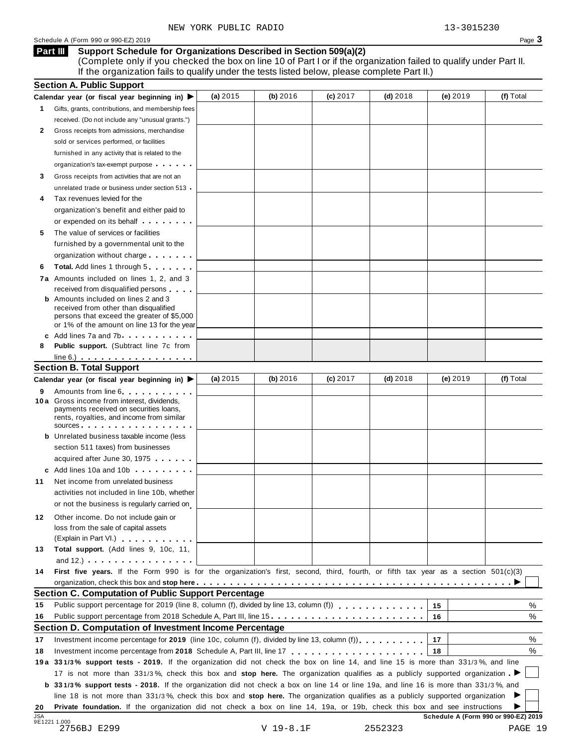NEW YORK PUBLIC RADIO 13-3015230

Schedule A (Form 990 or 990-EZ) 2019 Page **3**

## Part III Support Schedule for Organizations Described in Section 509(a)(2)

(Complete only if you checked the box on line 10 of Part I or if the organization failed to qualify under Part II. If the organization fails to qualify under the tests listed below, please complete Part II.)

### Section A. Public Support

| Calendar year (or fiscal year beginning in) ▶ | (a) 2015 | (b) 2016 | (c) 2017 | (d) 2018 | (e) 2019 | (f) Total |
|---|---|---|---|---|---|---|
| **1** Gifts, grants, contributions, and membership fees received. (Do not include any "unusual grants.") | | | | | | |
| **2** Gross receipts from admissions, merchandise sold or services performed, or facilities furnished in any activity that is related to the organization's tax-exempt purpose | | | | | | |
| **3** Gross receipts from activities that are not an unrelated trade or business under section 513 | | | | | | |
| **4** Tax revenues levied for the organization's benefit and either paid to or expended on its behalf | | | | | | |
| **5** The value of services or facilities furnished by a governmental unit to the organization without charge | | | | | | |
| **6** **Total.** Add lines 1 through 5 | | | | | | |
| **7a** Amounts included on lines 1, 2, and 3 received from disqualified persons | | | | | | |
| **b** Amounts included on lines 2 and 3 received from other than disqualified persons that exceed the greater of $5,000 or 1% of the amount on line 13 for the year | | | | | | |
| **c** Add lines 7a and 7b | | | | | | |
| **8** **Public support.** (Subtract line 7c from line 6.) | | | | | | |

### Section B. Total Support

| Calendar year (or fiscal year beginning in) ▶ | (a) 2015 | (b) 2016 | (c) 2017 | (d) 2018 | (e) 2019 | (f) Total |
|---|---|---|---|---|---|---|
| **9** Amounts from line 6 | | | | | | |
| **10a** Gross income from interest, dividends, payments received on securities loans, rents, royalties, and income from similar sources | | | | | | |
| **b** Unrelated business taxable income (less section 511 taxes) from businesses acquired after June 30, 1975 | | | | | | |
| **c** Add lines 10a and 10b | | | | | | |
| **11** Net income from unrelated business activities not included in line 10b, whether or not the business is regularly carried on | | | | | | |
| **12** Other income. Do not include gain or loss from the sale of capital assets (Explain in Part VI.) | | | | | | |
| **13** **Total support.** (Add lines 9, 10c, 11, and 12.) | | | | | | |

**14** **First five years.** If the Form 990 is for the organization's first, second, third, fourth, or fifth tax year as a section 501(c)(3) organization, check this box and **stop here** ▶ ☐

### Section C. Computation of Public Support Percentage

| | | | |
|---|---|---|---|
| **15** | Public support percentage for 2019 (line 8, column (f), divided by line 13, column (f)) | 15 | % |
| **16** | Public support percentage from 2018 Schedule A, Part III, line 15 | 16 | % |

### Section D. Computation of Investment Income Percentage

| | | | |
|---|---|---|---|
| **17** | Investment income percentage for **2019** (line 10c, column (f), divided by line 13, column (f)) | 17 | % |
| **18** | Investment income percentage from **2018** Schedule A, Part III, line 17 | 18 | % |

**19a** **33 1/3% support tests - 2019.** If the organization did not check the box on line 14, and line 15 is more than 33 1/3%, and line 17 is not more than 33 1/3%, check this box and **stop here.** The organization qualifies as a publicly supported organization ▶ ☐

**b** **33 1/3% support tests - 2018.** If the organization did not check a box on line 14 or line 19a, and line 16 is more than 33 1/3%, and line 18 is not more than 33 1/3%, check this box and **stop here.** The organization qualifies as a publicly supported organization ▶ ☐

**20** **Private foundation.** If the organization did not check a box on line 14, 19a, or 19b, check this box and see instructions ▶ ☐

**Schedule A (Form 990 or 990-EZ) 2019**

JSA 9E1221 1.000
2756BJ E299 V 19-8.1F 2552323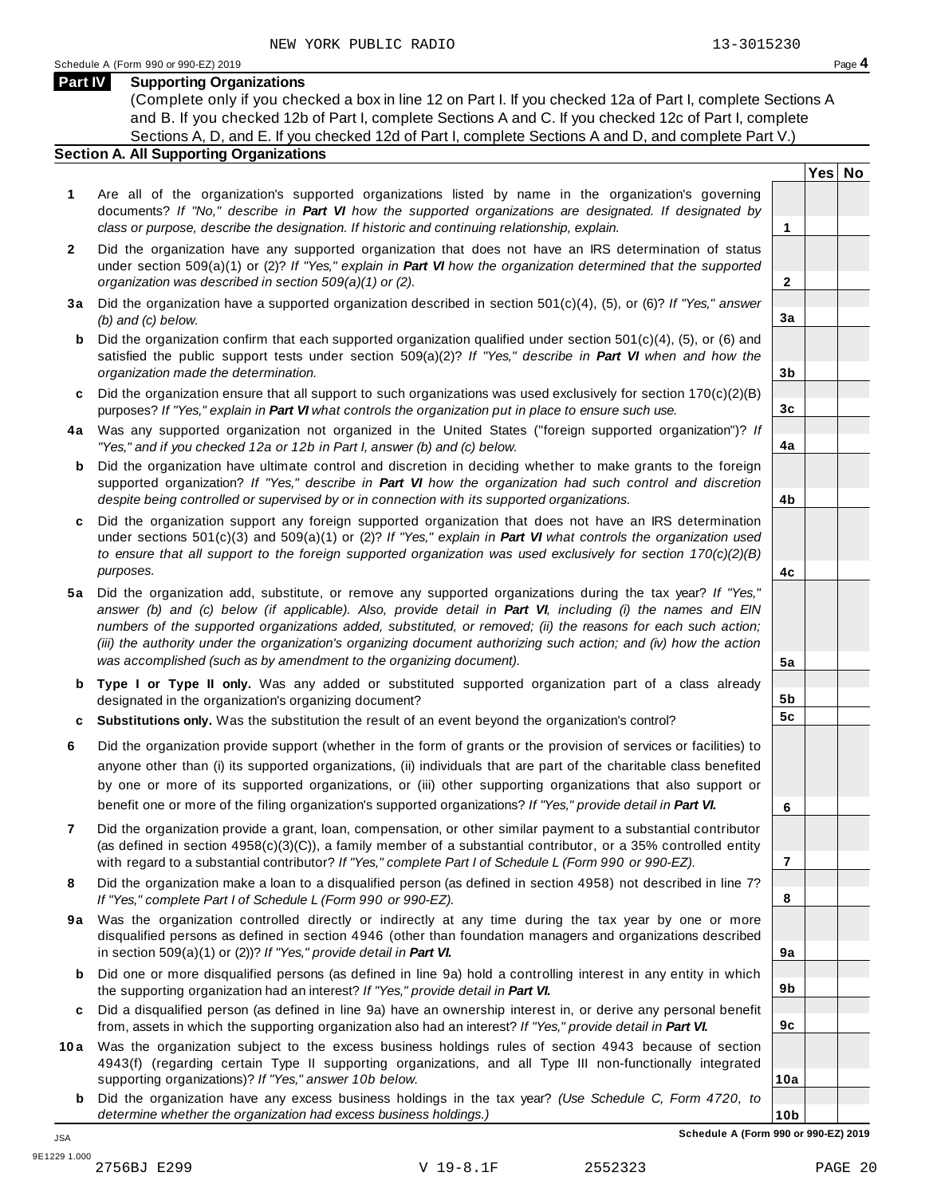NEW YORK PUBLIC RADIO 13-3015230

Schedule A (Form 990 or 990-EZ) 2019

## Part IV Supporting Organizations

(Complete only if you checked a box in line 12 on Part I. If you checked 12a of Part I, complete Sections A and B. If you checked 12b of Part I, complete Sections A and C. If you checked 12c of Part I, complete Sections A, D, and E. If you checked 12d of Part I, complete Sections A and D, and complete Part V.)

### Section A. All Supporting Organizations

| | | | Yes | No |
|---|---|---|---|---|
| **1** | Are all of the organization's supported organizations listed by name in the organization's governing documents? *If "No," describe in **Part VI** how the supported organizations are designated. If designated by class or purpose, describe the designation. If historic and continuing relationship, explain.* | **1** | | |
| **2** | Did the organization have any supported organization that does not have an IRS determination of status under section 509(a)(1) or (2)? *If "Yes," explain in **Part VI** how the organization determined that the supported organization was described in section 509(a)(1) or (2).* | **2** | | |
| **3a** | Did the organization have a supported organization described in section 501(c)(4), (5), or (6)? *If "Yes," answer (b) and (c) below.* | **3a** | | |
| **b** | Did the organization confirm that each supported organization qualified under section 501(c)(4), (5), or (6) and satisfied the public support tests under section 509(a)(2)? *If "Yes," describe in **Part VI** when and how the organization made the determination.* | **3b** | | |
| **c** | Did the organization ensure that all support to such organizations was used exclusively for section 170(c)(2)(B) purposes? *If "Yes," explain in **Part VI** what controls the organization put in place to ensure such use.* | **3c** | | |
| **4a** | Was any supported organization not organized in the United States ("foreign supported organization")? *If "Yes," and if you checked 12a or 12b in Part I, answer (b) and (c) below.* | **4a** | | |
| **b** | Did the organization have ultimate control and discretion in deciding whether to make grants to the foreign supported organization? *If "Yes," describe in **Part VI** how the organization had such control and discretion despite being controlled or supervised by or in connection with its supported organizations.* | **4b** | | |
| **c** | Did the organization support any foreign supported organization that does not have an IRS determination under sections 501(c)(3) and 509(a)(1) or (2)? *If "Yes," explain in **Part VI** what controls the organization used to ensure that all support to the foreign supported organization was used exclusively for section 170(c)(2)(B) purposes.* | **4c** | | |
| **5a** | Did the organization add, substitute, or remove any supported organizations during the tax year? *If "Yes," answer (b) and (c) below (if applicable). Also, provide detail in **Part VI**, including (i) the names and EIN numbers of the supported organizations added, substituted, or removed; (ii) the reasons for each such action; (iii) the authority under the organization's organizing document authorizing such action; and (iv) how the action was accomplished (such as by amendment to the organizing document).* | **5a** | | |
| **b** | **Type I or Type II only.** Was any added or substituted supported organization part of a class already designated in the organization's organizing document? | **5b** | | |
| **c** | **Substitutions only.** Was the substitution the result of an event beyond the organization's control? | **5c** | | |
| **6** | Did the organization provide support (whether in the form of grants or the provision of services or facilities) to anyone other than (i) its supported organizations, (ii) individuals that are part of the charitable class benefited by one or more of its supported organizations, or (iii) other supporting organizations that also support or benefit one or more of the filing organization's supported organizations? *If "Yes," provide detail in **Part VI.*** | **6** | | |
| **7** | Did the organization provide a grant, loan, compensation, or other similar payment to a substantial contributor (as defined in section 4958(c)(3)(C)), a family member of a substantial contributor, or a 35% controlled entity with regard to a substantial contributor? *If "Yes," complete Part I of Schedule L (Form 990 or 990-EZ).* | **7** | | |
| **8** | Did the organization make a loan to a disqualified person (as defined in section 4958) not described in line 7? *If "Yes," complete Part I of Schedule L (Form 990 or 990-EZ).* | **8** | | |
| **9a** | Was the organization controlled directly or indirectly at any time during the tax year by one or more disqualified persons as defined in section 4946 (other than foundation managers and organizations described in section 509(a)(1) or (2))? *If "Yes," provide detail in **Part VI.*** | **9a** | | |
| **b** | Did one or more disqualified persons (as defined in line 9a) hold a controlling interest in any entity in which the supporting organization had an interest? *If "Yes," provide detail in **Part VI.*** | **9b** | | |
| **c** | Did a disqualified person (as defined in line 9a) have an ownership interest in, or derive any personal benefit from, assets in which the supporting organization also had an interest? *If "Yes," provide detail in **Part VI.*** | **9c** | | |
| **10a** | Was the organization subject to the excess business holdings rules of section 4943 because of section 4943(f) (regarding certain Type II supporting organizations, and all Type III non-functionally integrated supporting organizations)? *If "Yes," answer 10b below.* | **10a** | | |
| **b** | Did the organization have any excess business holdings in the tax year? *(Use Schedule C, Form 4720, to determine whether the organization had excess business holdings.)* | **10b** | | |

**Schedule A (Form 990 or 990-EZ) 2019**

JSA
9E1229 1.000
2756BJ E299 V 19-8.1F 2552323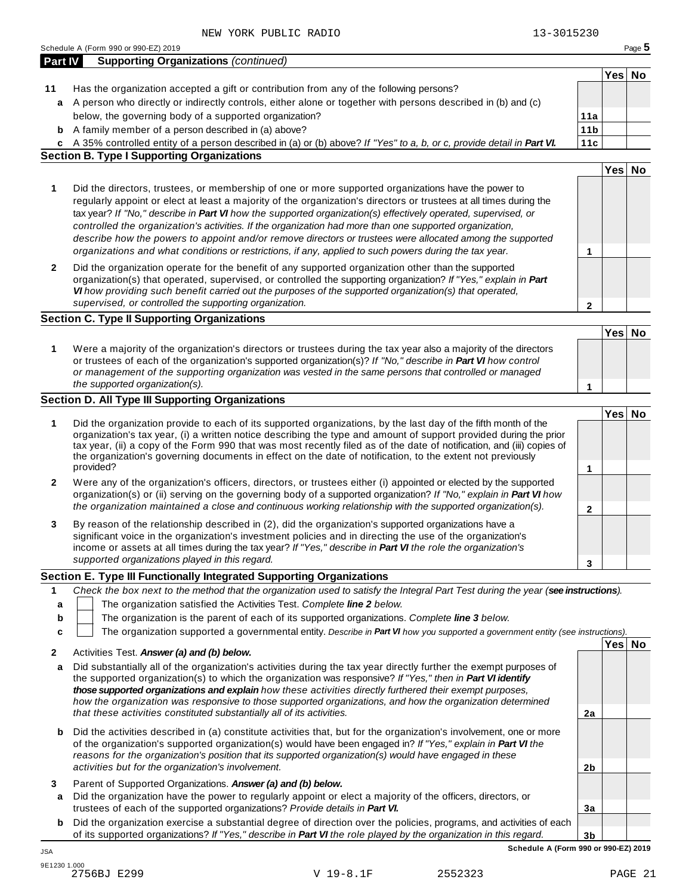NEW YORK PUBLIC RADIO 13-3015230

Schedule A (Form 990 or 990-EZ) 2019

## Part IV Supporting Organizations *(continued)*

| | | | Yes | No |
|---|---|---|---|---|
| **11** | Has the organization accepted a gift or contribution from any of the following persons? | | | |
| **a** | A person who directly or indirectly controls, either alone or together with persons described in (b) and (c) below, the governing body of a supported organization? | **11a** | | |
| **b** | A family member of a person described in (a) above? | **11b** | | |
| **c** | A 35% controlled entity of a person described in (a) or (b) above? *If "Yes" to a, b, or c, provide detail in **Part VI.*** | **11c** | | |

### Section B. Type I Supporting Organizations

| | | | Yes | No |
|---|---|---|---|---|
| **1** | Did the directors, trustees, or membership of one or more supported organizations have the power to regularly appoint or elect at least a majority of the organization's directors or trustees at all times during the tax year? *If "No," describe in **Part VI** how the supported organization(s) effectively operated, supervised, or controlled the organization's activities. If the organization had more than one supported organization, describe how the powers to appoint and/or remove directors or trustees were allocated among the supported organizations and what conditions or restrictions, if any, applied to such powers during the tax year.* | **1** | | |
| **2** | Did the organization operate for the benefit of any supported organization other than the supported organization(s) that operated, supervised, or controlled the supporting organization? *If "Yes," explain in **Part VI** how providing such benefit carried out the purposes of the supported organization(s) that operated, supervised, or controlled the supporting organization.* | **2** | | |

### Section C. Type II Supporting Organizations

| | | | Yes | No |
|---|---|---|---|---|
| **1** | Were a majority of the organization's directors or trustees during the tax year also a majority of the directors or trustees of each of the organization's supported organization(s)? *If "No," describe in **Part VI** how control or management of the supporting organization was vested in the same persons that controlled or managed the supported organization(s).* | **1** | | |

### Section D. All Type III Supporting Organizations

| | | | Yes | No |
|---|---|---|---|---|
| **1** | Did the organization provide to each of its supported organizations, by the last day of the fifth month of the organization's tax year, (i) a written notice describing the type and amount of support provided during the prior tax year, (ii) a copy of the Form 990 that was most recently filed as of the date of notification, and (iii) copies of the organization's governing documents in effect on the date of notification, to the extent not previously provided? | **1** | | |
| **2** | Were any of the organization's officers, directors, or trustees either (i) appointed or elected by the supported organization(s) or (ii) serving on the governing body of a supported organization? *If "No," explain in **Part VI** how the organization maintained a close and continuous working relationship with the supported organization(s).* | **2** | | |
| **3** | By reason of the relationship described in (2), did the organization's supported organizations have a significant voice in the organization's investment policies and in directing the use of the organization's income or assets at all times during the tax year? *If "Yes," describe in **Part VI** the role the organization's supported organizations played in this regard.* | **3** | | |

### Section E. Type III Functionally Integrated Supporting Organizations

**1** *Check the box next to the method that the organization used to satisfy the Integral Part Test during the year (**see instructions**).*

- **a** ☐ The organization satisfied the Activities Test. *Complete **line 2** below.*
- **b** ☐ The organization is the parent of each of its supported organizations. *Complete **line 3** below.*
- **c** ☐ The organization supported a governmental entity. *Describe in **Part VI** how you supported a government entity (see instructions).*

| | | | Yes | No |
|---|---|---|---|---|
| **2** | Activities Test. ***Answer (a) and (b) below.*** | | | |
| **a** | Did substantially all of the organization's activities during the tax year directly further the exempt purposes of the supported organization(s) to which the organization was responsive? *If "Yes," then in **Part VI identify those supported organizations and explain** how these activities directly furthered their exempt purposes, how the organization was responsive to those supported organizations, and how the organization determined that these activities constituted substantially all of its activities.* | **2a** | | |
| **b** | Did the activities described in (a) constitute activities that, but for the organization's involvement, one or more of the organization's supported organization(s) would have been engaged in? *If "Yes," explain in **Part VI** the reasons for the organization's position that its supported organization(s) would have engaged in these activities but for the organization's involvement.* | **2b** | | |
| **3** | Parent of Supported Organizations. ***Answer (a) and (b) below.*** | | | |
| **a** | Did the organization have the power to regularly appoint or elect a majority of the officers, directors, or trustees of each of the supported organizations? *Provide details in **Part VI.*** | **3a** | | |
| **b** | Did the organization exercise a substantial degree of direction over the policies, programs, and activities of each of its supported organizations? *If "Yes," describe in **Part VI** the role played by the organization in this regard.* | **3b** | | |

**Schedule A (Form 990 or 990-EZ) 2019**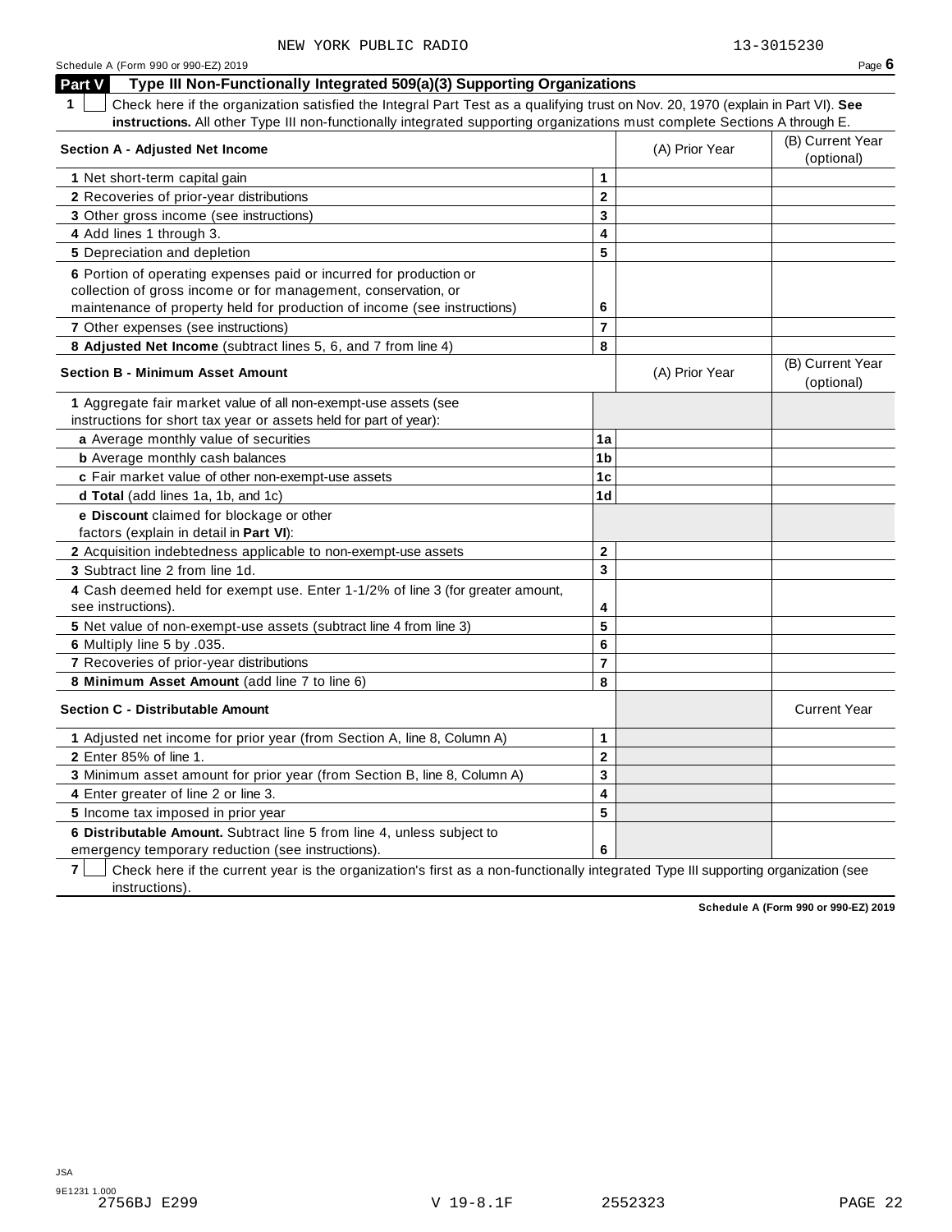NEW YORK PUBLIC RADIO 13-3015230

Schedule A (Form 990 or 990-EZ) 2019 Page **6**

## Part V Type III Non-Functionally Integrated 509(a)(3) Supporting Organizations

**1** ☐ Check here if the organization satisfied the Integral Part Test as a qualifying trust on Nov. 20, 1970 (explain in Part VI). **See instructions.** All other Type III non-functionally integrated supporting organizations must complete Sections A through E.

| **Section A - Adjusted Net Income** | | (A) Prior Year | (B) Current Year (optional) |
|---|---|---|---|
| **1** Net short-term capital gain | **1** | | |
| **2** Recoveries of prior-year distributions | **2** | | |
| **3** Other gross income (see instructions) | **3** | | |
| **4** Add lines 1 through 3. | **4** | | |
| **5** Depreciation and depletion | **5** | | |
| **6** Portion of operating expenses paid or incurred for production or collection of gross income or for management, conservation, or maintenance of property held for production of income (see instructions) | **6** | | |
| **7** Other expenses (see instructions) | **7** | | |
| **8 Adjusted Net Income** (subtract lines 5, 6, and 7 from line 4) | **8** | | |

| **Section B - Minimum Asset Amount** | | (A) Prior Year | (B) Current Year (optional) |
|---|---|---|---|
| **1** Aggregate fair market value of all non-exempt-use assets (see instructions for short tax year or assets held for part of year): | | | |
| **a** Average monthly value of securities | **1a** | | |
| **b** Average monthly cash balances | **1b** | | |
| **c** Fair market value of other non-exempt-use assets | **1c** | | |
| **d Total** (add lines 1a, 1b, and 1c) | **1d** | | |
| **e Discount** claimed for blockage or other factors (explain in detail in **Part VI**): | | | |
| **2** Acquisition indebtedness applicable to non-exempt-use assets | **2** | | |
| **3** Subtract line 2 from line 1d. | **3** | | |
| **4** Cash deemed held for exempt use. Enter 1-1/2% of line 3 (for greater amount, see instructions). | **4** | | |
| **5** Net value of non-exempt-use assets (subtract line 4 from line 3) | **5** | | |
| **6** Multiply line 5 by .035. | **6** | | |
| **7** Recoveries of prior-year distributions | **7** | | |
| **8 Minimum Asset Amount** (add line 7 to line 6) | **8** | | |

| **Section C - Distributable Amount** | | | Current Year |
|---|---|---|---|
| **1** Adjusted net income for prior year (from Section A, line 8, Column A) | **1** | | |
| **2** Enter 85% of line 1. | **2** | | |
| **3** Minimum asset amount for prior year (from Section B, line 8, Column A) | **3** | | |
| **4** Enter greater of line 2 or line 3. | **4** | | |
| **5** Income tax imposed in prior year | **5** | | |
| **6 Distributable Amount.** Subtract line 5 from line 4, unless subject to emergency temporary reduction (see instructions). | **6** | | |

**7** ☐ Check here if the current year is the organization's first as a non-functionally integrated Type III supporting organization (see instructions).

**Schedule A (Form 990 or 990-EZ) 2019**

JSA
9E1231 1.000
2756BJ E299 V 19-8.1F 2552323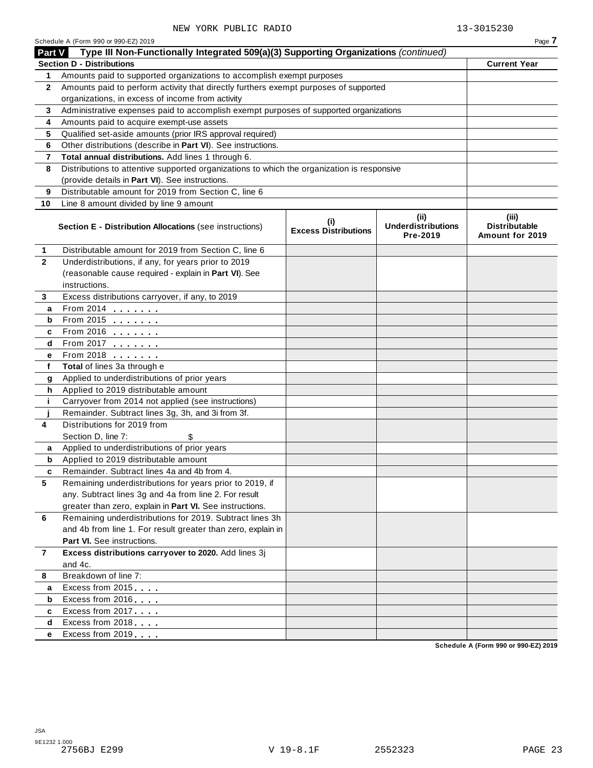NEW YORK PUBLIC RADIO 13-3015230

Schedule A (Form 990 or 990-EZ) 2019 Page **7**

## Part V Type III Non-Functionally Integrated 509(a)(3) Supporting Organizations *(continued)*

| **Section D - Distributions** | | **Current Year** |
|---|---|---|
| **1** | Amounts paid to supported organizations to accomplish exempt purposes | |
| **2** | Amounts paid to perform activity that directly furthers exempt purposes of supported organizations, in excess of income from activity | |
| **3** | Administrative expenses paid to accomplish exempt purposes of supported organizations | |
| **4** | Amounts paid to acquire exempt-use assets | |
| **5** | Qualified set-aside amounts (prior IRS approval required) | |
| **6** | Other distributions (describe in **Part VI**). See instructions. | |
| **7** | **Total annual distributions.** Add lines 1 through 6. | |
| **8** | Distributions to attentive supported organizations to which the organization is responsive (provide details in **Part VI**). See instructions. | |
| **9** | Distributable amount for 2019 from Section C, line 6 | |
| **10** | Line 8 amount divided by line 9 amount | |

| | **Section E - Distribution Allocations** (see instructions) | **(i) Excess Distributions** | **(ii) Underdistributions Pre-2019** | **(iii) Distributable Amount for 2019** |
|---|---|---|---|---|
| **1** | Distributable amount for 2019 from Section C, line 6 | | | |
| **2** | Underdistributions, if any, for years prior to 2019 (reasonable cause required - explain in **Part VI**). See instructions. | | | |
| **3** | Excess distributions carryover, if any, to 2019 | | | |
| **a** | From 2014 | | | |
| **b** | From 2015 | | | |
| **c** | From 2016 | | | |
| **d** | From 2017 | | | |
| **e** | From 2018 | | | |
| **f** | **Total** of lines 3a through e | | | |
| **g** | Applied to underdistributions of prior years | | | |
| **h** | Applied to 2019 distributable amount | | | |
| **i** | Carryover from 2014 not applied (see instructions) | | | |
| **j** | Remainder. Subtract lines 3g, 3h, and 3i from 3f. | | | |
| **4** | Distributions for 2019 from Section D, line 7: $ | | | |
| **a** | Applied to underdistributions of prior years | | | |
| **b** | Applied to 2019 distributable amount | | | |
| **c** | Remainder. Subtract lines 4a and 4b from 4. | | | |
| **5** | Remaining underdistributions for years prior to 2019, if any. Subtract lines 3g and 4a from line 2. For result greater than zero, explain in **Part VI.** See instructions. | | | |
| **6** | Remaining underdistributions for 2019. Subtract lines 3h and 4b from line 1. For result greater than zero, explain in **Part VI.** See instructions. | | | |
| **7** | **Excess distributions carryover to 2020.** Add lines 3j and 4c. | | | |
| **8** | Breakdown of line 7: | | | |
| **a** | Excess from 2015 | | | |
| **b** | Excess from 2016 | | | |
| **c** | Excess from 2017 | | | |
| **d** | Excess from 2018 | | | |
| **e** | Excess from 2019 | | | |

**Schedule A (Form 990 or 990-EZ) 2019**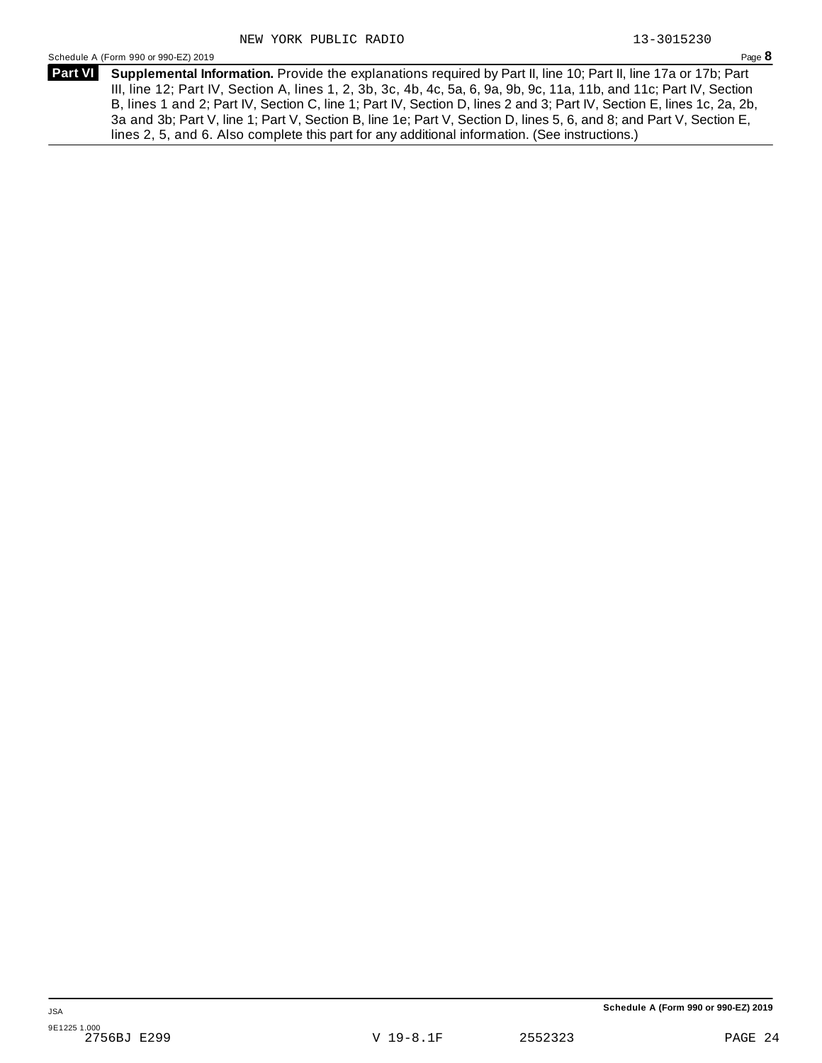NEW YORK PUBLIC RADIO 13-3015230

Schedule A (Form 990 or 990-EZ) 2019 Page **8**

**Part VI** **Supplemental Information.** Provide the explanations required by Part II, line 10; Part II, line 17a or 17b; Part III, line 12; Part IV, Section A, lines 1, 2, 3b, 3c, 4b, 4c, 5a, 6, 9a, 9b, 9c, 11a, 11b, and 11c; Part IV, Section B, lines 1 and 2; Part IV, Section C, line 1; Part IV, Section D, lines 2 and 3; Part IV, Section E, lines 1c, 2a, 2b, 3a and 3b; Part V, line 1; Part V, Section B, line 1e; Part V, Section D, lines 5, 6, and 8; and Part V, Section E, lines 2, 5, and 6. Also complete this part for any additional information. (See instructions.)

**Schedule A (Form 990 or 990-EZ) 2019**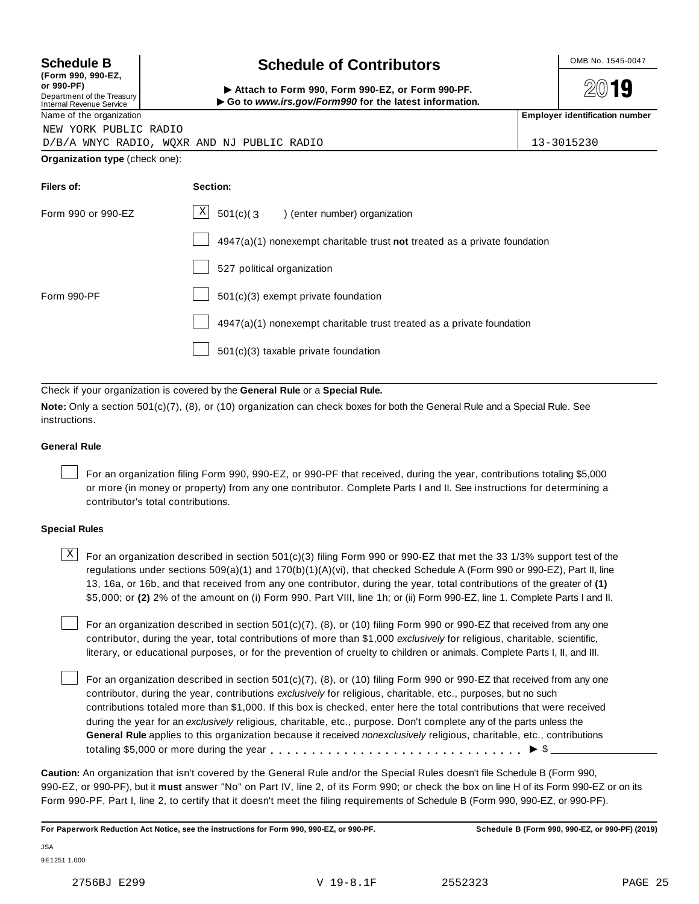**Schedule B**
**(Form 990, 990-EZ, or 990-PF)**
Department of the Treasury
Internal Revenue Service

# Schedule of Contributors

▶ **Attach to Form 990, Form 990-EZ, or Form 990-PF.**
▶ **Go to *www.irs.gov/Form990* for the latest information.**

OMB No. 1545-0047

**2019**

| Name of the organization | **Employer identification number** |
|---|---|
| NEW YORK PUBLIC RADIO<br>D/B/A WNYC RADIO, WQXR AND NJ PUBLIC RADIO | 13-3015230 |

**Organization type** (check one):

| **Filers of:** | **Section:** |
|---|---|
| Form 990 or 990-EZ | [X] 501(c)( 3 ) (enter number) organization |
| | [ ] 4947(a)(1) nonexempt charitable trust **not** treated as a private foundation |
| | [ ] 527 political organization |
| Form 990-PF | [ ] 501(c)(3) exempt private foundation |
| | [ ] 4947(a)(1) nonexempt charitable trust treated as a private foundation |
| | [ ] 501(c)(3) taxable private foundation |

Check if your organization is covered by the **General Rule** or a **Special Rule.**

**Note:** Only a section 501(c)(7), (8), or (10) organization can check boxes for both the General Rule and a Special Rule. See instructions.

**General Rule**

[ ] For an organization filing Form 990, 990-EZ, or 990-PF that received, during the year, contributions totaling $5,000 or more (in money or property) from any one contributor. Complete Parts I and II. See instructions for determining a contributor's total contributions.

**Special Rules**

[X] For an organization described in section 501(c)(3) filing Form 990 or 990-EZ that met the 33 1/3% support test of the regulations under sections 509(a)(1) and 170(b)(1)(A)(vi), that checked Schedule A (Form 990 or 990-EZ), Part II, line 13, 16a, or 16b, and that received from any one contributor, during the year, total contributions of the greater of **(1)** $5,000; or **(2)** 2% of the amount on (i) Form 990, Part VIII, line 1h; or (ii) Form 990-EZ, line 1. Complete Parts I and II.

[ ] For an organization described in section 501(c)(7), (8), or (10) filing Form 990 or 990-EZ that received from any one contributor, during the year, total contributions of more than $1,000 *exclusively* for religious, charitable, scientific, literary, or educational purposes, or for the prevention of cruelty to children or animals. Complete Parts I, II, and III.

[ ] For an organization described in section 501(c)(7), (8), or (10) filing Form 990 or 990-EZ that received from any one contributor, during the year, contributions *exclusively* for religious, charitable, etc., purposes, but no such contributions totaled more than $1,000. If this box is checked, enter here the total contributions that were received during the year for an *exclusively* religious, charitable, etc., purpose. Don't complete any of the parts unless the **General Rule** applies to this organization because it received *nonexclusively* religious, charitable, etc., contributions totaling $5,000 or more during the year . . . . . . . . . . . . . . . . . . . . . . . . . . . . . ▶ $ ____________

**Caution:** An organization that isn't covered by the General Rule and/or the Special Rules doesn't file Schedule B (Form 990, 990-EZ, or 990-PF), but it **must** answer "No" on Part IV, line 2, of its Form 990; or check the box on line H of its Form 990-EZ or on its Form 990-PF, Part I, line 2, to certify that it doesn't meet the filing requirements of Schedule B (Form 990, 990-EZ, or 990-PF).

**For Paperwork Reduction Act Notice, see the instructions for Form 990, 990-EZ, or 990-PF.** **Schedule B (Form 990, 990-EZ, or 990-PF) (2019)**

JSA
9E1251 1.000

2756BJ E299 V 19-8.1F 2552323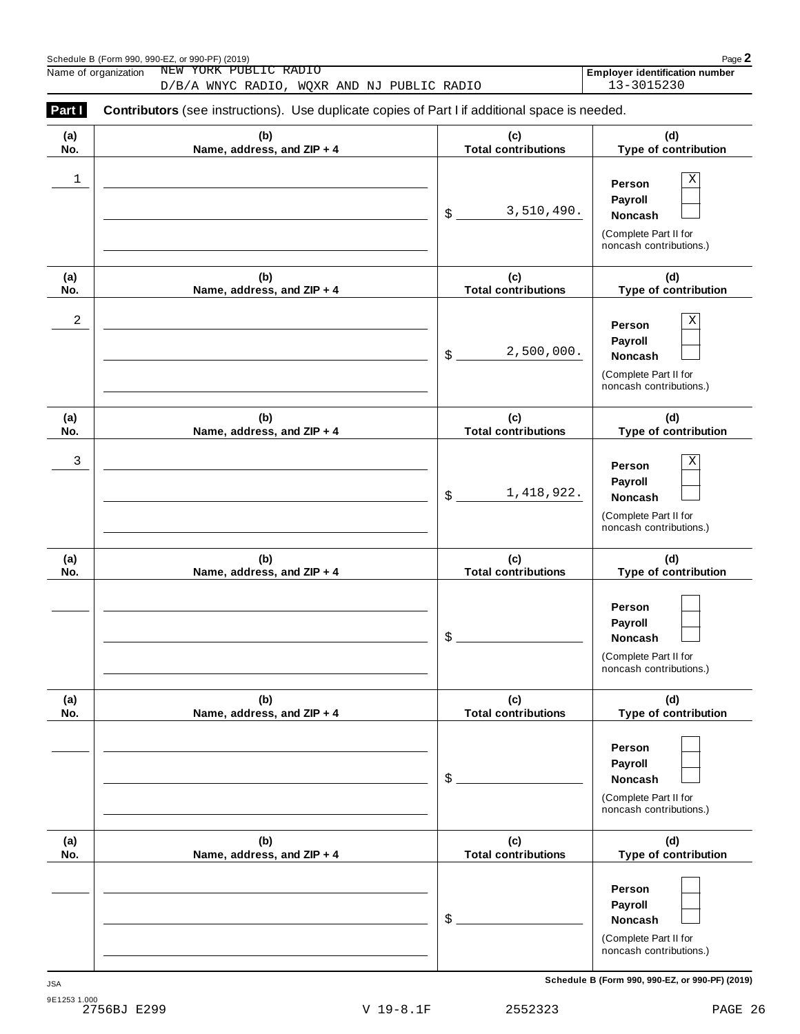Schedule B (Form 990, 990-EZ, or 990-PF) (2019)

Name of organization: NEW YORK PUBLIC RADIO D/B/A WNYC RADIO, WQXR AND NJ PUBLIC RADIO

Employer identification number: 13-3015230

**Part I** **Contributors** (see instructions). Use duplicate copies of Part I if additional space is needed.

| (a) No. | (b) Name, address, and ZIP + 4 | (c) Total contributions | (d) Type of contribution |
|---|---|---|---|
| 1 | | $ 3,510,490. | Person [X] Payroll [ ] Noncash [ ] (Complete Part II for noncash contributions.) |
| 2 | | $ 2,500,000. | Person [X] Payroll [ ] Noncash [ ] (Complete Part II for noncash contributions.) |
| 3 | | $ 1,418,922. | Person [X] Payroll [ ] Noncash [ ] (Complete Part II for noncash contributions.) |
| | | $ | Person [ ] Payroll [ ] Noncash [ ] (Complete Part II for noncash contributions.) |
| | | $ | Person [ ] Payroll [ ] Noncash [ ] (Complete Part II for noncash contributions.) |
| | | $ | Person [ ] Payroll [ ] Noncash [ ] (Complete Part II for noncash contributions.) |

Schedule B (Form 990, 990-EZ, or 990-PF) (2019)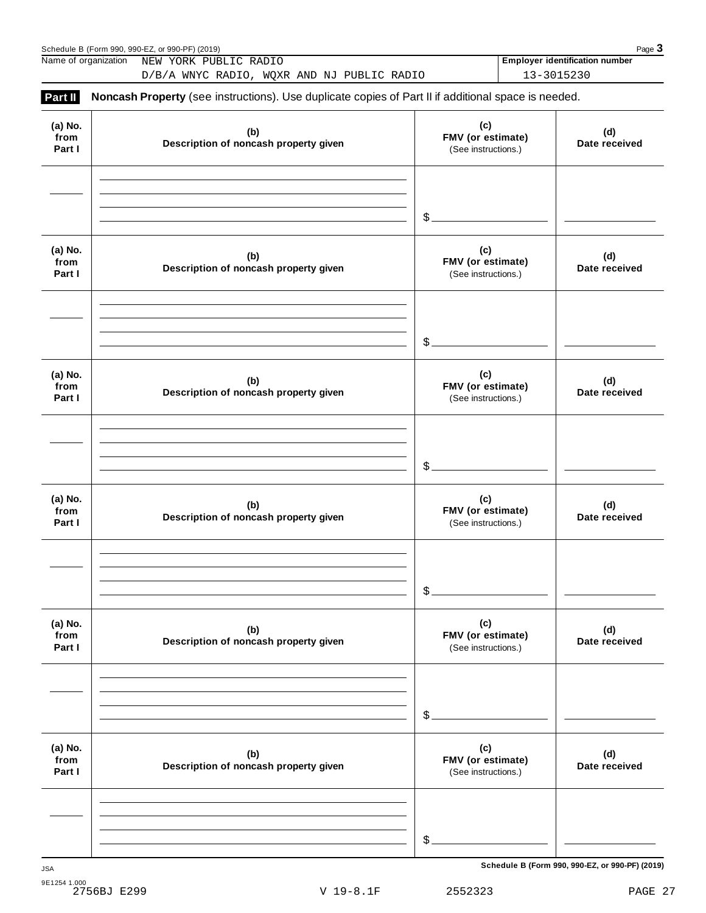Name of organization NEW YORK PUBLIC RADIO
D/B/A WNYC RADIO, WQXR AND NJ PUBLIC RADIO

**Employer identification number** 13-3015230

**Part II** **Noncash Property** (see instructions). Use duplicate copies of Part II if additional space is needed.

| (a) No. from Part I | (b) Description of noncash property given | (c) FMV (or estimate) (See instructions.) | (d) Date received |
|---|---|---|---|
| | | $ | |

| (a) No. from Part I | (b) Description of noncash property given | (c) FMV (or estimate) (See instructions.) | (d) Date received |
|---|---|---|---|
| | | $ | |

| (a) No. from Part I | (b) Description of noncash property given | (c) FMV (or estimate) (See instructions.) | (d) Date received |
|---|---|---|---|
| | | $ | |

| (a) No. from Part I | (b) Description of noncash property given | (c) FMV (or estimate) (See instructions.) | (d) Date received |
|---|---|---|---|
| | | $ | |

| (a) No. from Part I | (b) Description of noncash property given | (c) FMV (or estimate) (See instructions.) | (d) Date received |
|---|---|---|---|
| | | $ | |

| (a) No. from Part I | (b) Description of noncash property given | (c) FMV (or estimate) (See instructions.) | (d) Date received |
|---|---|---|---|
| | | $ | |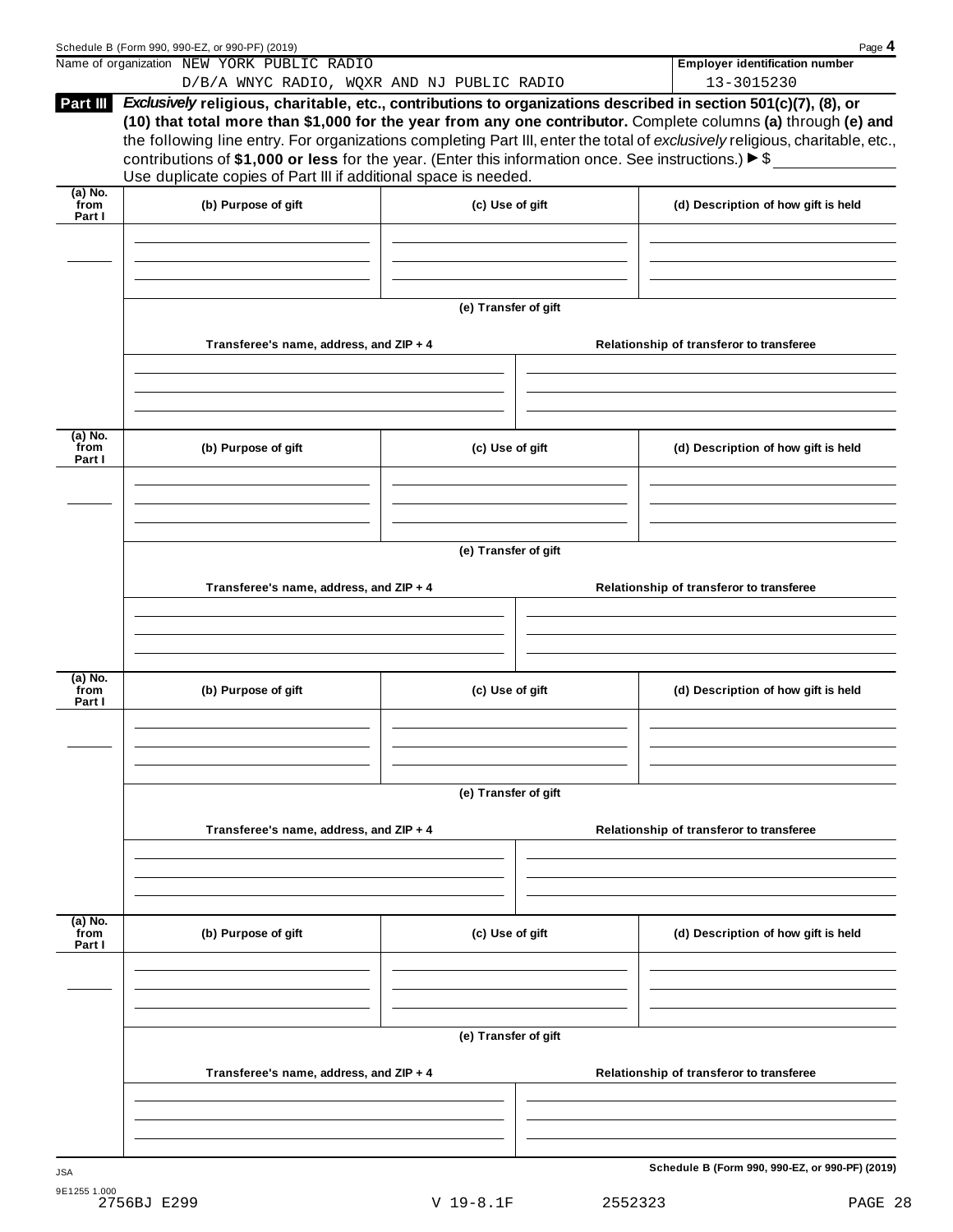Name of organization NEW YORK PUBLIC RADIO
D/B/A WNYC RADIO, WQXR AND NJ PUBLIC RADIO

**Employer identification number**
13-3015230

**Part III** ***Exclusively*** **religious, charitable, etc., contributions to organizations described in section 501(c)(7), (8), or (10) that total more than $1,000 for the year from any one contributor.** Complete columns **(a)** through **(e)** and the following line entry. For organizations completing Part III, enter the total of *exclusively* religious, charitable, etc., contributions of **$1,000 or less** for the year. (Enter this information once. See instructions.) ▶ $ ____________
Use duplicate copies of Part III if additional space is needed.

| (a) No. from Part I | (b) Purpose of gift | (c) Use of gift | (d) Description of how gift is held |
|---|---|---|---|
| | | | |

**(e) Transfer of gift**

| Transferee's name, address, and ZIP + 4 | Relationship of transferor to transferee |
|---|---|
| | |

| (a) No. from Part I | (b) Purpose of gift | (c) Use of gift | (d) Description of how gift is held |
|---|---|---|---|
| | | | |

**(e) Transfer of gift**

| Transferee's name, address, and ZIP + 4 | Relationship of transferor to transferee |
|---|---|
| | |

| (a) No. from Part I | (b) Purpose of gift | (c) Use of gift | (d) Description of how gift is held |
|---|---|---|---|
| | | | |

**(e) Transfer of gift**

| Transferee's name, address, and ZIP + 4 | Relationship of transferor to transferee |
|---|---|
| | |

| (a) No. from Part I | (b) Purpose of gift | (c) Use of gift | (d) Description of how gift is held |
|---|---|---|---|
| | | | |

**(e) Transfer of gift**

| Transferee's name, address, and ZIP + 4 | Relationship of transferor to transferee |
|---|---|
| | |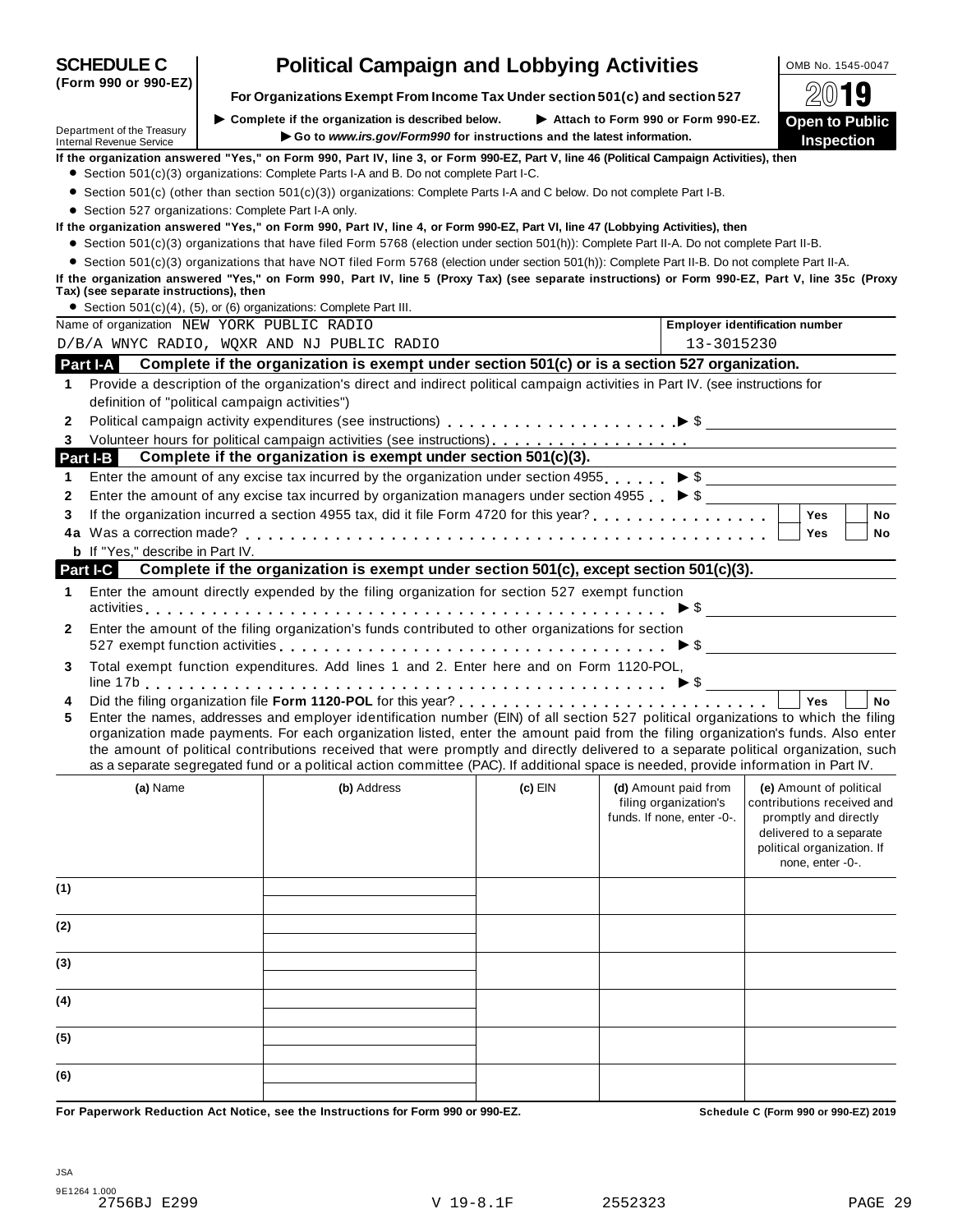# SCHEDULE C (Form 990 or 990-EZ)

# Political Campaign and Lobbying Activities

OMB No. 1545-0047

**2019**

**Open to Public Inspection**

**For Organizations Exempt From Income Tax Under section 501(c) and section 527**

▶ Complete if the organization is described below. ▶ Attach to Form 990 or Form 990-EZ.

▶ Go to *www.irs.gov/Form990* for instructions and the latest information.

Department of the Treasury
Internal Revenue Service

**If the organization answered "Yes," on Form 990, Part IV, line 3, or Form 990-EZ, Part V, line 46 (Political Campaign Activities), then**

- Section 501(c)(3) organizations: Complete Parts I-A and B. Do not complete Part I-C.
- Section 501(c) (other than section 501(c)(3)) organizations: Complete Parts I-A and C below. Do not complete Part I-B.
- Section 527 organizations: Complete Part I-A only.

**If the organization answered "Yes," on Form 990, Part IV, line 4, or Form 990-EZ, Part VI, line 47 (Lobbying Activities), then**

- Section 501(c)(3) organizations that have filed Form 5768 (election under section 501(h)): Complete Part II-A. Do not complete Part II-B.
- Section 501(c)(3) organizations that have NOT filed Form 5768 (election under section 501(h)): Complete Part II-B. Do not complete Part II-A.

**If the organization answered "Yes," on Form 990, Part IV, line 5 (Proxy Tax) (see separate instructions) or Form 990-EZ, Part V, line 35c (Proxy Tax) (see separate instructions), then**

- Section 501(c)(4), (5), or (6) organizations: Complete Part III.

Name of organization NEW YORK PUBLIC RADIO
D/B/A WNYC RADIO, WQXR AND NJ PUBLIC RADIO

**Employer identification number** 13-3015230

## Part I-A Complete if the organization is exempt under section 501(c) or is a section 527 organization.

1. Provide a description of the organization's direct and indirect political campaign activities in Part IV. (see instructions for definition of "political campaign activities")
2. Political campaign activity expenditures (see instructions) ▶ $
3. Volunteer hours for political campaign activities (see instructions)

## Part I-B Complete if the organization is exempt under section 501(c)(3).

1. Enter the amount of any excise tax incurred by the organization under section 4955 ▶ $
2. Enter the amount of any excise tax incurred by organization managers under section 4955 ▶ $
3. If the organization incurred a section 4955 tax, did it file Form 4720 for this year? ☐ Yes ☐ No

4a Was a correction made? ☐ Yes ☐ No

**b** If "Yes," describe in Part IV.

## Part I-C Complete if the organization is exempt under section 501(c), except section 501(c)(3).

1. Enter the amount directly expended by the filing organization for section 527 exempt function activities ▶ $
2. Enter the amount of the filing organization's funds contributed to other organizations for section 527 exempt function activities ▶ $
3. Total exempt function expenditures. Add lines 1 and 2. Enter here and on Form 1120-POL, line 17b ▶ $
4. Did the filing organization file **Form 1120-POL** for this year? ☐ Yes ☐ No
5. Enter the names, addresses and employer identification number (EIN) of all section 527 political organizations to which the filing organization made payments. For each organization listed, enter the amount paid from the filing organization's funds. Also enter the amount of political contributions received that were promptly and directly delivered to a separate political organization, such as a separate segregated fund or a political action committee (PAC). If additional space is needed, provide information in Part IV.

| | (a) Name | (b) Address | (c) EIN | (d) Amount paid from filing organization's funds. If none, enter -0-. | (e) Amount of political contributions received and promptly and directly delivered to a separate political organization. If none, enter -0-. |
|---|---|---|---|---|---|
| (1) | | | | | |
| (2) | | | | | |
| (3) | | | | | |
| (4) | | | | | |
| (5) | | | | | |
| (6) | | | | | |

**For Paperwork Reduction Act Notice, see the Instructions for Form 990 or 990-EZ.** **Schedule C (Form 990 or 990-EZ) 2019**

JSA
9E1264 1.000
2756BJ E299 V 19-8.1F 2552323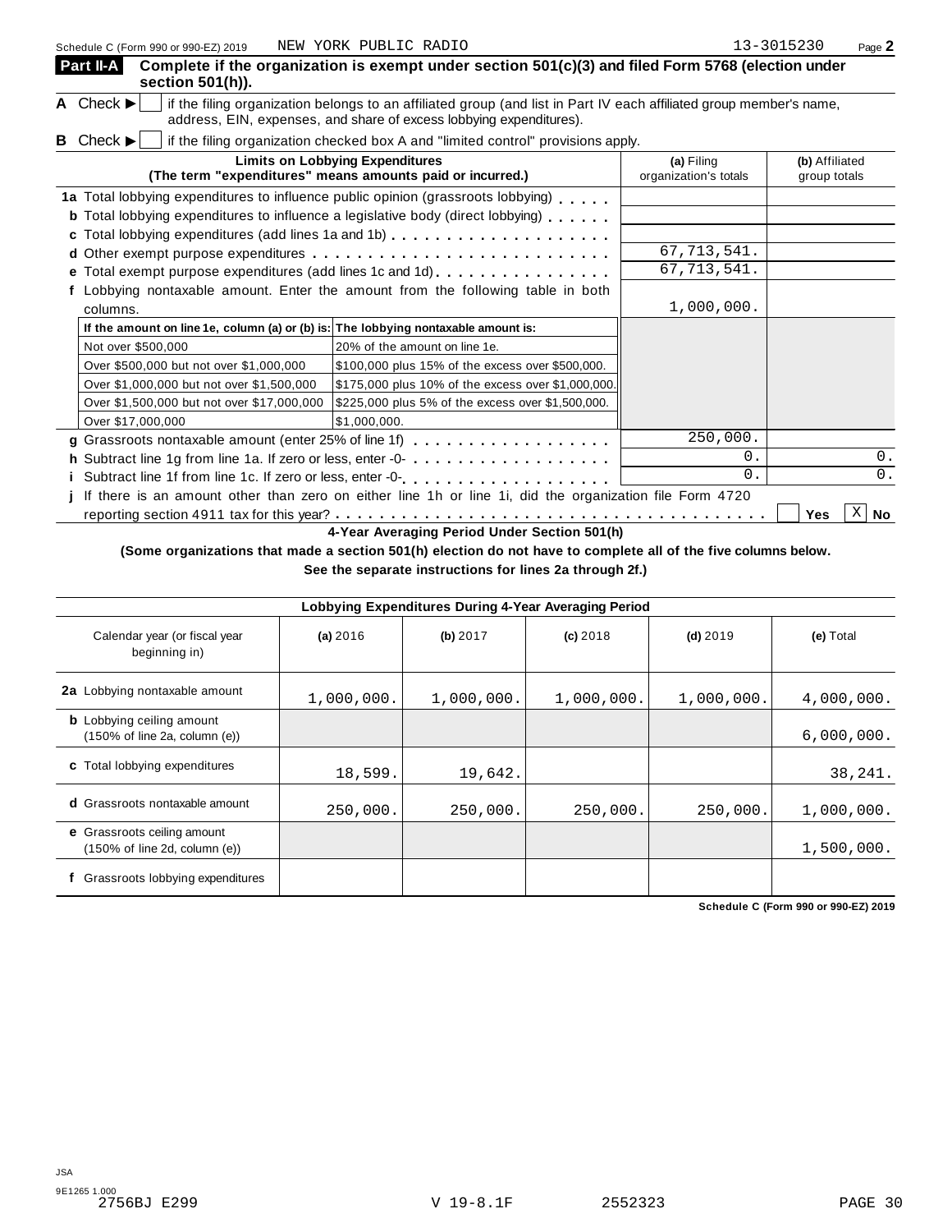Schedule C (Form 990 or 990-EZ) 2019 NEW YORK PUBLIC RADIO 13-3015230 Page 2

**Part II-A** **Complete if the organization is exempt under section 501(c)(3) and filed Form 5768 (election under section 501(h)).**

**A** Check ▶ [ ] if the filing organization belongs to an affiliated group (and list in Part IV each affiliated group member's name, address, EIN, expenses, and share of excess lobbying expenditures).

**B** Check ▶ [ ] if the filing organization checked box A and "limited control" provisions apply.

| **Limits on Lobbying Expenditures** (The term "expenditures" means amounts paid or incurred.) | **(a)** Filing organization's totals | **(b)** Affiliated group totals |
|---|---|---|
| **1a** Total lobbying expenditures to influence public opinion (grassroots lobbying) | | |
| **b** Total lobbying expenditures to influence a legislative body (direct lobbying) | | |
| **c** Total lobbying expenditures (add lines 1a and 1b) | | |
| **d** Other exempt purpose expenditures | 67,713,541. | |
| **e** Total exempt purpose expenditures (add lines 1c and 1d) | 67,713,541. | |
| **f** Lobbying nontaxable amount. Enter the amount from the following table in both columns. | 1,000,000. | |

| If the amount on line 1e, column (a) or (b) is: | The lobbying nontaxable amount is: |
|---|---|
| Not over $500,000 | 20% of the amount on line 1e. |
| Over $500,000 but not over $1,000,000 | $100,000 plus 15% of the excess over $500,000. |
| Over $1,000,000 but not over $1,500,000 | $175,000 plus 10% of the excess over $1,000,000. |
| Over $1,500,000 but not over $17,000,000 | $225,000 plus 5% of the excess over $1,500,000. |
| Over $17,000,000 | $1,000,000. |

| | **(a)** | **(b)** |
|---|---|---|
| **g** Grassroots nontaxable amount (enter 25% of line 1f) | 250,000. | |
| **h** Subtract line 1g from line 1a. If zero or less, enter -0- | 0. | 0. |
| **i** Subtract line 1f from line 1c. If zero or less, enter -0- | 0. | 0. |

**j** If there is an amount other than zero on either line 1h or line 1i, did the organization file Form 4720 reporting section 4911 tax for this year? [ ] **Yes** [X] **No**

**4-Year Averaging Period Under Section 501(h)**

**(Some organizations that made a section 501(h) election do not have to complete all of the five columns below. See the separate instructions for lines 2a through 2f.)**

| Lobbying Expenditures During 4-Year Averaging Period | | | | | |
|---|---|---|---|---|---|
| Calendar year (or fiscal year beginning in) | **(a)** 2016 | **(b)** 2017 | **(c)** 2018 | **(d)** 2019 | **(e)** Total |
| **2a** Lobbying nontaxable amount | 1,000,000. | 1,000,000. | 1,000,000. | 1,000,000. | 4,000,000. |
| **b** Lobbying ceiling amount (150% of line 2a, column (e)) | | | | | 6,000,000. |
| **c** Total lobbying expenditures | 18,599. | 19,642. | | | 38,241. |
| **d** Grassroots nontaxable amount | 250,000. | 250,000. | 250,000. | 250,000. | 1,000,000. |
| **e** Grassroots ceiling amount (150% of line 2d, column (e)) | | | | | 1,500,000. |
| **f** Grassroots lobbying expenditures | | | | | |

**Schedule C (Form 990 or 990-EZ) 2019**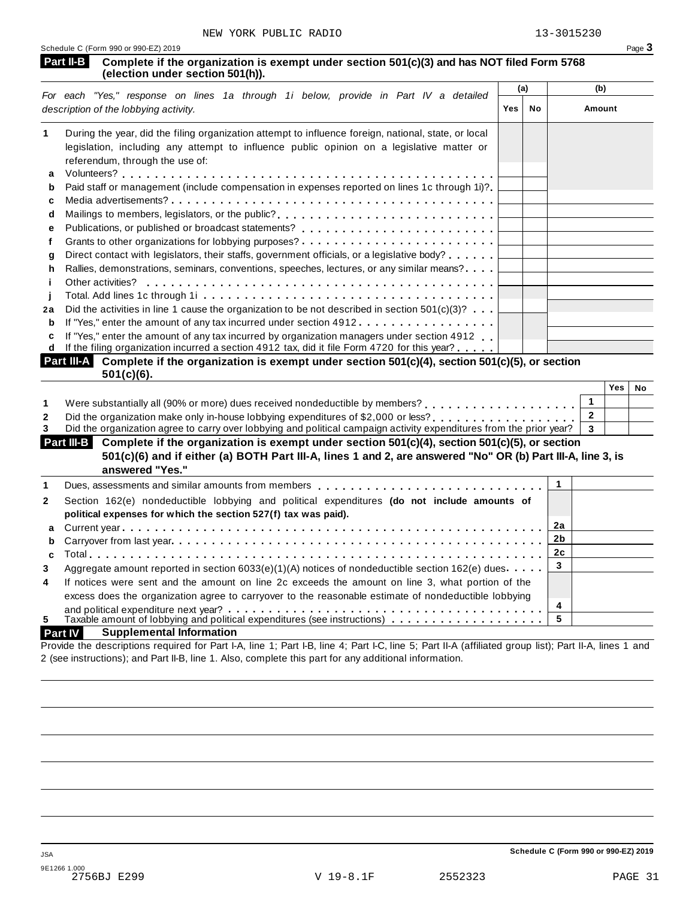NEW YORK PUBLIC RADIO 13-3015230

Schedule C (Form 990 or 990-EZ) 2019

## Part II-B Complete if the organization is exempt under section 501(c)(3) and has NOT filed Form 5768 (election under section 501(h)).

| *For each "Yes," response on lines 1a through 1i below, provide in Part IV a detailed description of the lobbying activity.* | (a) Yes | (a) No | (b) Amount |
|---|---|---|---|
| **1** During the year, did the filing organization attempt to influence foreign, national, state, or local legislation, including any attempt to influence public opinion on a legislative matter or referendum, through the use of: | | | |
| **a** Volunteers? | | | |
| **b** Paid staff or management (include compensation in expenses reported on lines 1c through 1i)? | | | |
| **c** Media advertisements? | | | |
| **d** Mailings to members, legislators, or the public? | | | |
| **e** Publications, or published or broadcast statements? | | | |
| **f** Grants to other organizations for lobbying purposes? | | | |
| **g** Direct contact with legislators, their staffs, government officials, or a legislative body? | | | |
| **h** Rallies, demonstrations, seminars, conventions, speeches, lectures, or any similar means? | | | |
| **i** Other activities? | | | |
| **j** Total. Add lines 1c through 1i | | | |
| **2a** Did the activities in line 1 cause the organization to be not described in section 501(c)(3)? | | | |
| **b** If "Yes," enter the amount of any tax incurred under section 4912 | | | |
| **c** If "Yes," enter the amount of any tax incurred by organization managers under section 4912 | | | |
| **d** If the filing organization incurred a section 4912 tax, did it file Form 4720 for this year? | | | |

## Part III-A Complete if the organization is exempt under section 501(c)(4), section 501(c)(5), or section 501(c)(6).

| | | Yes | No |
|---|---|---|---|
| **1** Were substantially all (90% or more) dues received nondeductible by members? | 1 | | |
| **2** Did the organization make only in-house lobbying expenditures of $2,000 or less? | 2 | | |
| **3** Did the organization agree to carry over lobbying and political campaign activity expenditures from the prior year? | 3 | | |

## Part III-B Complete if the organization is exempt under section 501(c)(4), section 501(c)(5), or section 501(c)(6) and if either (a) BOTH Part III-A, lines 1 and 2, are answered "No" OR (b) Part III-A, line 3, is answered "Yes."

| | | |
|---|---|---|
| **1** Dues, assessments and similar amounts from members | 1 | |
| **2** Section 162(e) nondeductible lobbying and political expenditures **(do not include amounts of political expenses for which the section 527(f) tax was paid).** | | |
| **a** Current year | 2a | |
| **b** Carryover from last year | 2b | |
| **c** Total | 2c | |
| **3** Aggregate amount reported in section 6033(e)(1)(A) notices of nondeductible section 162(e) dues | 3 | |
| **4** If notices were sent and the amount on line 2c exceeds the amount on line 3, what portion of the excess does the organization agree to carryover to the reasonable estimate of nondeductible lobbying and political expenditure next year? | 4 | |
| **5** Taxable amount of lobbying and political expenditures (see instructions) | 5 | |

## Part IV Supplemental Information

Provide the descriptions required for Part I-A, line 1; Part I-B, line 4; Part I-C, line 5; Part II-A (affiliated group list); Part II-A, lines 1 and 2 (see instructions); and Part II-B, line 1. Also, complete this part for any additional information.

JSA
9E1266 1.000
2756BJ E299 V 19-8.1F 2552323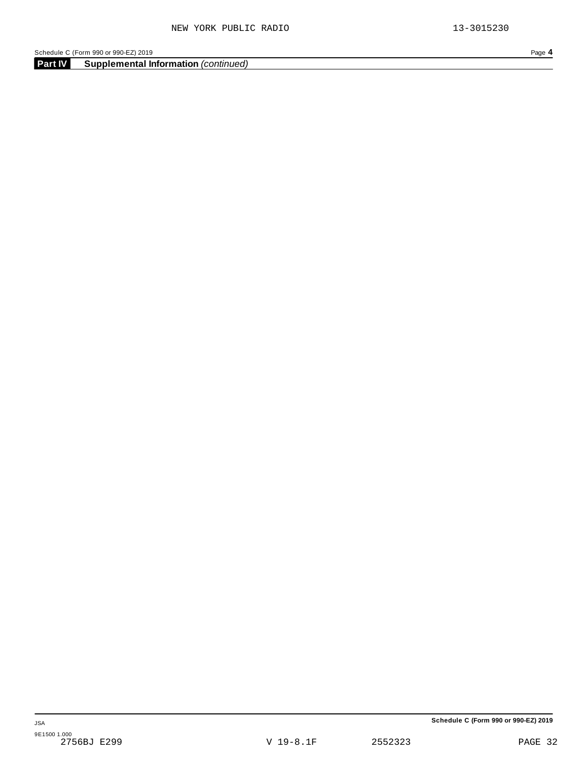NEW YORK PUBLIC RADIO 13-3015230

Schedule C (Form 990 or 990-EZ) 2019

## Part IV Supplemental Information *(continued)*

JSA

9E1500 1.000

2756BJ E299 V 19-8.1F 2552323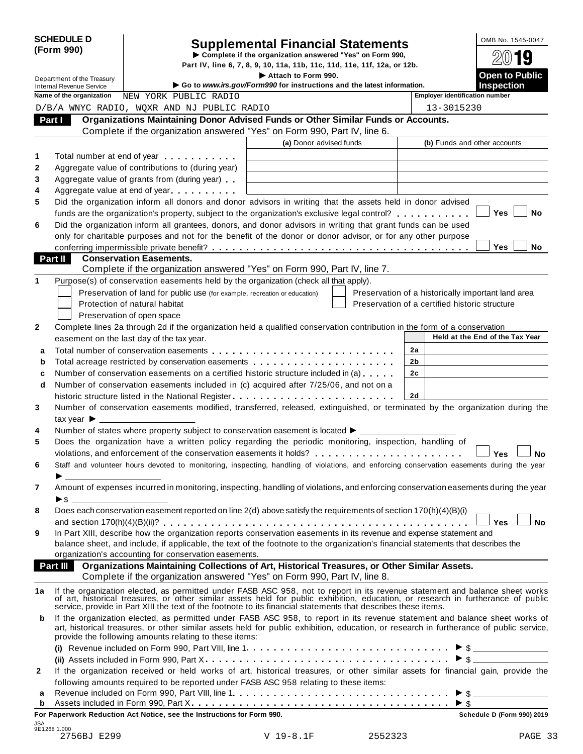**SCHEDULE D (Form 990)**

Department of the Treasury
Internal Revenue Service

# Supplemental Financial Statements

▶ Complete if the organization answered "Yes" on Form 990, Part IV, line 6, 7, 8, 9, 10, 11a, 11b, 11c, 11d, 11e, 11f, 12a, or 12b.
▶ Attach to Form 990.
▶ Go to *www.irs.gov/Form990* for instructions and the latest information.

OMB No. 1545-0047
2019
**Open to Public Inspection**

Name of the organization: NEW YORK PUBLIC RADIO D/B/A WNYC RADIO, WQXR AND NJ PUBLIC RADIO

Employer identification number: 13-3015230

## Part I Organizations Maintaining Donor Advised Funds or Other Similar Funds or Accounts.

Complete if the organization answered "Yes" on Form 990, Part IV, line 6.

| | | (a) Donor advised funds | (b) Funds and other accounts |
|---|---|---|---|
| 1 | Total number at end of year | | |
| 2 | Aggregate value of contributions to (during year) | | |
| 3 | Aggregate value of grants from (during year) | | |
| 4 | Aggregate value at end of year | | |

5 Did the organization inform all donors and donor advisors in writing that the assets held in donor advised funds are the organization's property, subject to the organization's exclusive legal control? ☐ Yes ☐ No

6 Did the organization inform all grantees, donors, and donor advisors in writing that grant funds can be used only for charitable purposes and not for the benefit of the donor or donor advisor, or for any other purpose conferring impermissible private benefit? ☐ Yes ☐ No

## Part II Conservation Easements.

Complete if the organization answered "Yes" on Form 990, Part IV, line 7.

1 Purpose(s) of conservation easements held by the organization (check all that apply).

- ☐ Preservation of land for public use (for example, recreation or education)
- ☐ Protection of natural habitat
- ☐ Preservation of open space
- ☐ Preservation of a historically important land area
- ☐ Preservation of a certified historic structure

2 Complete lines 2a through 2d if the organization held a qualified conservation contribution in the form of a conservation easement on the last day of the tax year.

| | | | Held at the End of the Tax Year |
|---|---|---|---|
| a | Total number of conservation easements | 2a | |
| b | Total acreage restricted by conservation easements | 2b | |
| c | Number of conservation easements on a certified historic structure included in (a) | 2c | |
| d | Number of conservation easements included in (c) acquired after 7/25/06, and not on a historic structure listed in the National Register | 2d | |

3 Number of conservation easements modified, transferred, released, extinguished, or terminated by the organization during the tax year ▶

4 Number of states where property subject to conservation easement is located ▶

5 Does the organization have a written policy regarding the periodic monitoring, inspection, handling of violations, and enforcement of the conservation easements it holds? ☐ Yes ☐ No

6 Staff and volunteer hours devoted to monitoring, inspecting, handling of violations, and enforcing conservation easements during the year ▶

7 Amount of expenses incurred in monitoring, inspecting, handling of violations, and enforcing conservation easements during the year ▶ $

8 Does each conservation easement reported on line 2(d) above satisfy the requirements of section 170(h)(4)(B)(i) and section 170(h)(4)(B)(ii)? ☐ Yes ☐ No

9 In Part XIII, describe how the organization reports conservation easements in its revenue and expense statement and balance sheet, and include, if applicable, the text of the footnote to the organization's financial statements that describes the organization's accounting for conservation easements.

## Part III Organizations Maintaining Collections of Art, Historical Treasures, or Other Similar Assets.

Complete if the organization answered "Yes" on Form 990, Part IV, line 8.

1a If the organization elected, as permitted under FASB ASC 958, not to report in its revenue statement and balance sheet works of art, historical treasures, or other similar assets held for public exhibition, education, or research in furtherance of public service, provide in Part XIII the text of the footnote to its financial statements that describes these items.

b If the organization elected, as permitted under FASB ASC 958, to report in its revenue statement and balance sheet works of art, historical treasures, or other similar assets held for public exhibition, education, or research in furtherance of public service, provide the following amounts relating to these items:

(i) Revenue included on Form 990, Part VIII, line 1 ▶ $

(ii) Assets included in Form 990, Part X ▶ $

2 If the organization received or held works of art, historical treasures, or other similar assets for financial gain, provide the following amounts required to be reported under FASB ASC 958 relating to these items:

a Revenue included on Form 990, Part VIII, line 1 ▶ $

b Assets included in Form 990, Part X ▶ $

**For Paperwork Reduction Act Notice, see the Instructions for Form 990.** **Schedule D (Form 990) 2019**

JSA 9E1268 1.000
2756BJ E299 V 19-8.1F 2552323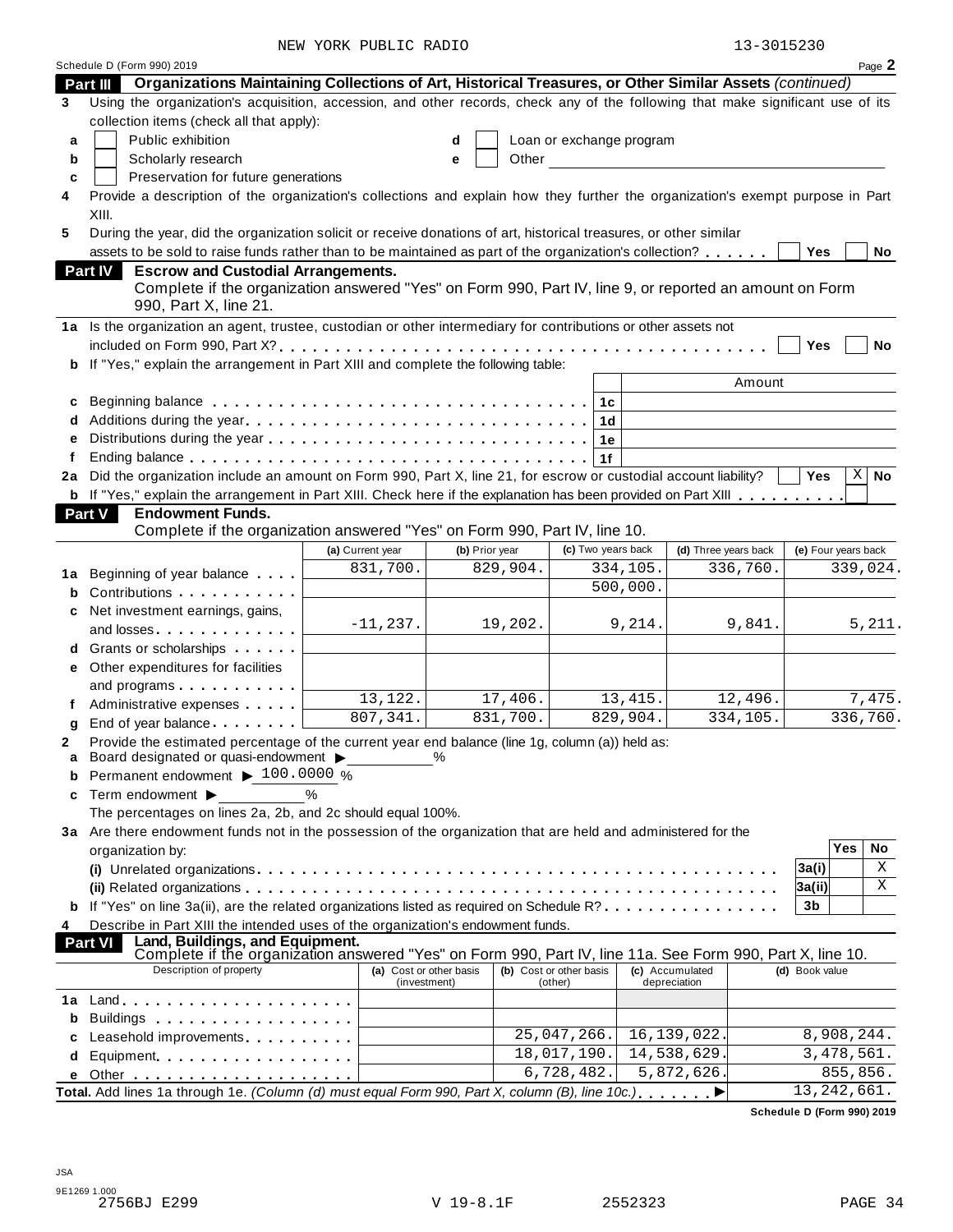NEW YORK PUBLIC RADIO 13-3015230

Schedule D (Form 990) 2019 Page **2**

## Part III Organizations Maintaining Collections of Art, Historical Treasures, or Other Similar Assets *(continued)*

**3** Using the organization's acquisition, accession, and other records, check any of the following that make significant use of its collection items (check all that apply):

- **a** ☐ Public exhibition
- **b** ☐ Scholarly research
- **c** ☐ Preservation for future generations
- **d** ☐ Loan or exchange program
- **e** ☐ Other

**4** Provide a description of the organization's collections and explain how they further the organization's exempt purpose in Part XIII.

**5** During the year, did the organization solicit or receive donations of art, historical treasures, or other similar assets to be sold to raise funds rather than to be maintained as part of the organization's collection? . . . . . . ☐ Yes ☐ No

## Part IV Escrow and Custodial Arrangements.

Complete if the organization answered "Yes" on Form 990, Part IV, line 9, or reported an amount on Form 990, Part X, line 21.

**1a** Is the organization an agent, trustee, custodian or other intermediary for contributions or other assets not included on Form 990, Part X? . . . ☐ Yes ☐ No

**b** If "Yes," explain the arrangement in Part XIII and complete the following table:

| | | | Amount |
|---|---|---|---|
| **c** | Beginning balance | 1c | |
| **d** | Additions during the year | 1d | |
| **e** | Distributions during the year | 1e | |
| **f** | Ending balance | 1f | |

**2a** Did the organization include an amount on Form 990, Part X, line 21, for escrow or custodial account liability? ☐ Yes ☒ No

**b** If "Yes," explain the arrangement in Part XIII. Check here if the explanation has been provided on Part XIII . . . . . . . . . ☐

## Part V Endowment Funds.

Complete if the organization answered "Yes" on Form 990, Part IV, line 10.

| | | (a) Current year | (b) Prior year | (c) Two years back | (d) Three years back | (e) Four years back |
|---|---|---|---|---|---|---|
| **1a** | Beginning of year balance | 831,700. | 829,904. | 334,105. | 336,760. | 339,024. |
| **b** | Contributions | | | 500,000. | | |
| **c** | Net investment earnings, gains, and losses | -11,237. | 19,202. | 9,214. | 9,841. | 5,211. |
| **d** | Grants or scholarships | | | | | |
| **e** | Other expenditures for facilities and programs | | | | | |
| **f** | Administrative expenses | 13,122. | 17,406. | 13,415. | 12,496. | 7,475. |
| **g** | End of year balance | 807,341. | 831,700. | 829,904. | 334,105. | 336,760. |

**2** Provide the estimated percentage of the current year end balance (line 1g, column (a)) held as:

- **a** Board designated or quasi-endowment ▶ ______ %
- **b** Permanent endowment ▶ 100.0000 %
- **c** Term endowment ▶ ______ %

The percentages on lines 2a, 2b, and 2c should equal 100%.

**3a** Are there endowment funds not in the possession of the organization that are held and administered for the organization by:

| | | Yes | No |
|---|---|---|---|
| **(i)** Unrelated organizations | 3a(i) | | X |
| **(ii)** Related organizations | 3a(ii) | | X |
| **b** If "Yes" on line 3a(ii), are the related organizations listed as required on Schedule R? | 3b | | |

**4** Describe in Part XIII the intended uses of the organization's endowment funds.

## Part VI Land, Buildings, and Equipment.

Complete if the organization answered "Yes" on Form 990, Part IV, line 11a. See Form 990, Part X, line 10.

| Description of property | (a) Cost or other basis (investment) | (b) Cost or other basis (other) | (c) Accumulated depreciation | (d) Book value |
|---|---|---|---|---|
| **1a** Land | | | | |
| **b** Buildings | | | | |
| **c** Leasehold improvements | | 25,047,266. | 16,139,022. | 8,908,244. |
| **d** Equipment | | 18,017,190. | 14,538,629. | 3,478,561. |
| **e** Other | | 6,728,482. | 5,872,626. | 855,856. |
| **Total.** Add lines 1a through 1e. *(Column (d) must equal Form 990, Part X, column (B), line 10c.)* ▶ | | | | 13,242,661. |

**Schedule D (Form 990) 2019**

JSA
9E1269 1.000
2756BJ E299 V 19-8.1F 2552323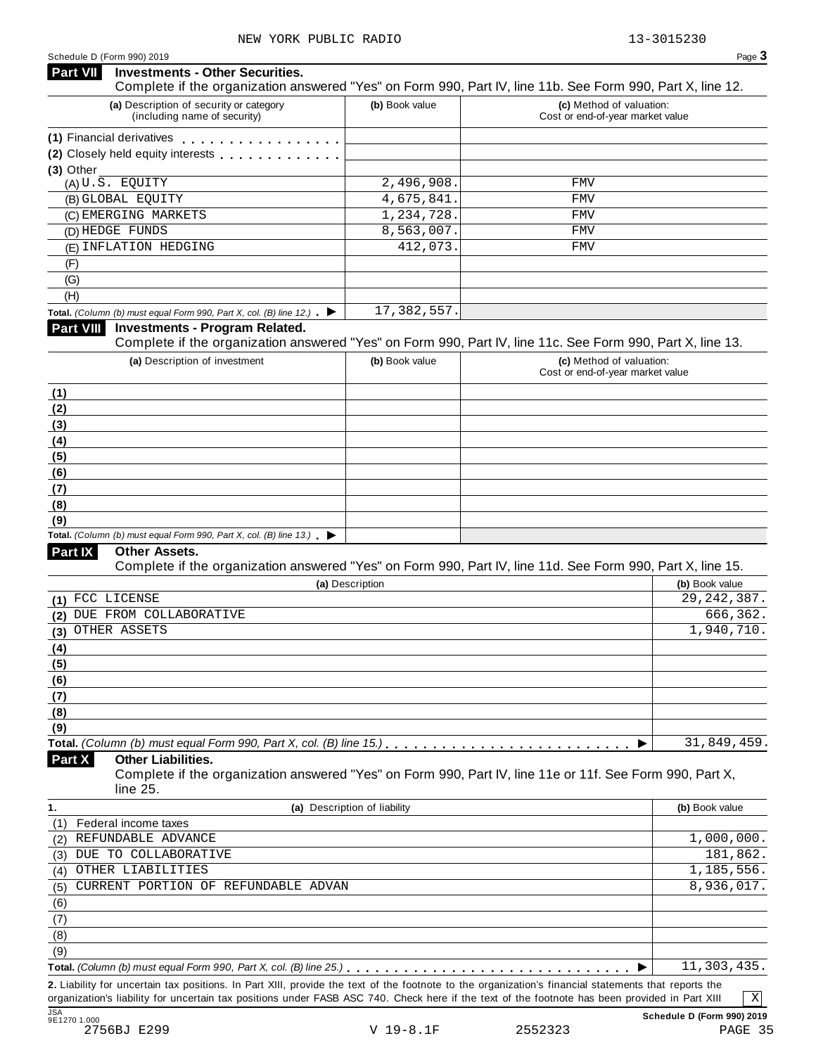NEW YORK PUBLIC RADIO 13-3015230

Schedule D (Form 990) 2019

## Part VII Investments - Other Securities.

Complete if the organization answered "Yes" on Form 990, Part IV, line 11b. See Form 990, Part X, line 12.

| (a) Description of security or category (including name of security) | (b) Book value | (c) Method of valuation: Cost or end-of-year market value |
|---|---|---|
| (1) Financial derivatives | | |
| (2) Closely held equity interests | | |
| (3) Other | | |
| (A) U.S. EQUITY | 2,496,908. | FMV |
| (B) GLOBAL EQUITY | 4,675,841. | FMV |
| (C) EMERGING MARKETS | 1,234,728. | FMV |
| (D) HEDGE FUNDS | 8,563,007. | FMV |
| (E) INFLATION HEDGING | 412,073. | FMV |
| (F) | | |
| (G) | | |
| (H) | | |
| **Total.** *(Column (b) must equal Form 990, Part X, col. (B) line 12.)* ▶ | 17,382,557. | |

## Part VIII Investments - Program Related.

Complete if the organization answered "Yes" on Form 990, Part IV, line 11c. See Form 990, Part X, line 13.

| (a) Description of investment | (b) Book value | (c) Method of valuation: Cost or end-of-year market value |
|---|---|---|
| (1) | | |
| (2) | | |
| (3) | | |
| (4) | | |
| (5) | | |
| (6) | | |
| (7) | | |
| (8) | | |
| (9) | | |
| **Total.** *(Column (b) must equal Form 990, Part X, col. (B) line 13.)* ▶ | | |

## Part IX Other Assets.

Complete if the organization answered "Yes" on Form 990, Part IV, line 11d. See Form 990, Part X, line 15.

| (a) Description | (b) Book value |
|---|---|
| (1) FCC LICENSE | 29,242,387. |
| (2) DUE FROM COLLABORATIVE | 666,362. |
| (3) OTHER ASSETS | 1,940,710. |
| (4) | |
| (5) | |
| (6) | |
| (7) | |
| (8) | |
| (9) | |
| **Total.** *(Column (b) must equal Form 990, Part X, col. (B) line 15.)* ▶ | 31,849,459. |

## Part X Other Liabilities.

Complete if the organization answered "Yes" on Form 990, Part IV, line 11e or 11f. See Form 990, Part X, line 25.

| 1. (a) Description of liability | (b) Book value |
|---|---|
| (1) Federal income taxes | |
| (2) REFUNDABLE ADVANCE | 1,000,000. |
| (3) DUE TO COLLABORATIVE | 181,862. |
| (4) OTHER LIABILITIES | 1,185,556. |
| (5) CURRENT PORTION OF REFUNDABLE ADVAN | 8,936,017. |
| (6) | |
| (7) | |
| (8) | |
| (9) | |
| **Total.** *(Column (b) must equal Form 990, Part X, col. (B) line 25.)* ▶ | 11,303,435. |

**2.** Liability for uncertain tax positions. In Part XIII, provide the text of the footnote to the organization's financial statements that reports the organization's liability for uncertain tax positions under FASB ASC 740. Check here if the text of the footnote has been provided in Part XIII [X]

JSA 9E1270 1.000

**Schedule D (Form 990) 2019**

2756BJ E299 V 19-8.1F 2552323 PAGE 35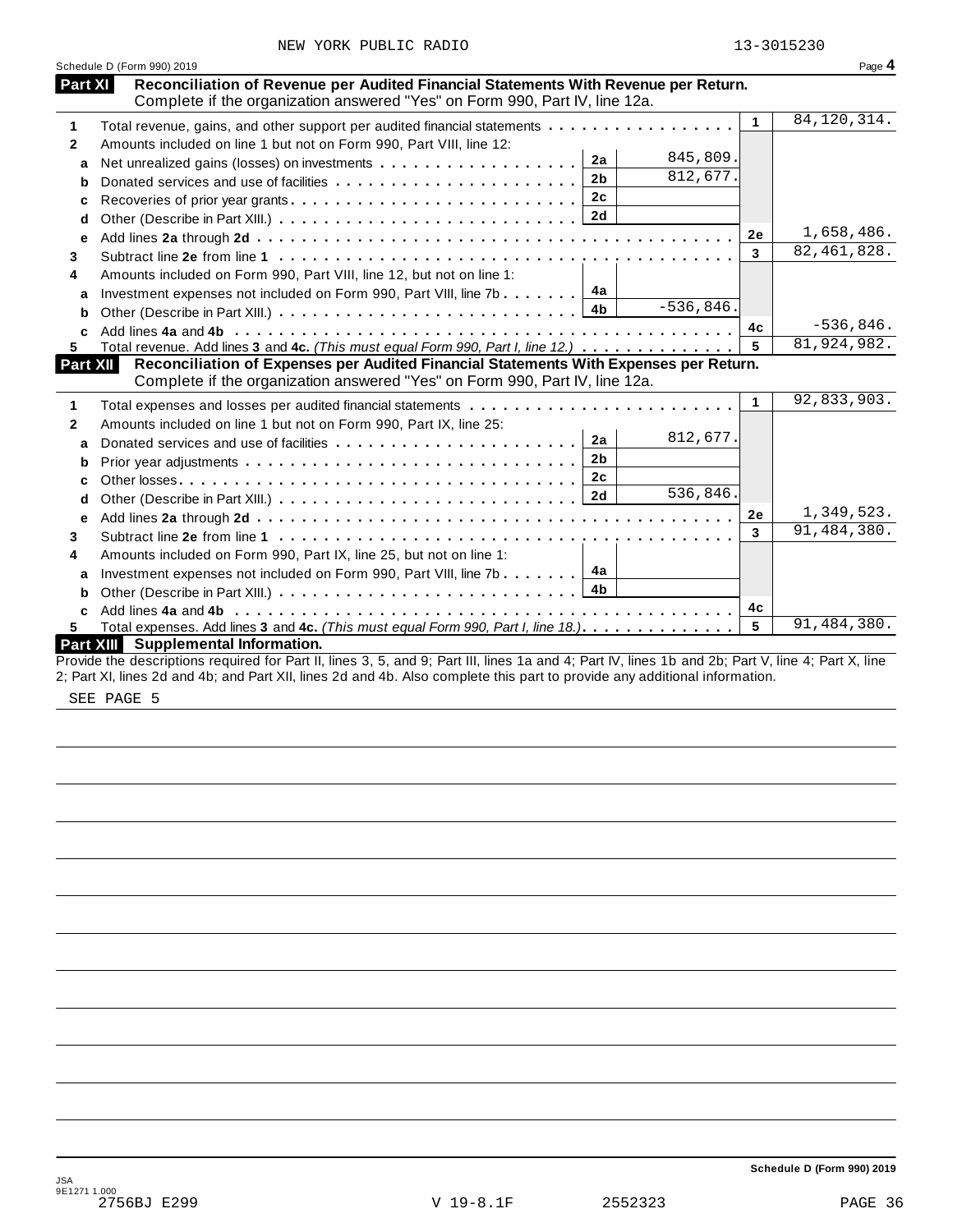NEW YORK PUBLIC RADIO 13-3015230

Schedule D (Form 990) 2019 Page **4**

## Part XI Reconciliation of Revenue per Audited Financial Statements With Revenue per Return.

Complete if the organization answered "Yes" on Form 990, Part IV, line 12a.

| | | | | | |
|---|---|---|---|---|---|
| **1** | Total revenue, gains, and other support per audited financial statements | | | 1 | 84,120,314. |
| **2** | Amounts included on line 1 but not on Form 990, Part VIII, line 12: | | | | |
| a | Net unrealized gains (losses) on investments | 2a | 845,809. | | |
| b | Donated services and use of facilities | 2b | 812,677. | | |
| c | Recoveries of prior year grants | 2c | | | |
| d | Other (Describe in Part XIII.) | 2d | | | |
| e | Add lines **2a** through **2d** | | | 2e | 1,658,486. |
| **3** | Subtract line **2e** from line **1** | | | 3 | 82,461,828. |
| **4** | Amounts included on Form 990, Part VIII, line 12, but not on line 1: | | | | |
| a | Investment expenses not included on Form 990, Part VIII, line 7b | 4a | | | |
| b | Other (Describe in Part XIII.) | 4b | -536,846. | | |
| c | Add lines **4a** and **4b** | | | 4c | -536,846. |
| **5** | Total revenue. Add lines **3** and **4c.** *(This must equal Form 990, Part I, line 12.)* | | | 5 | 81,924,982. |

## Part XII Reconciliation of Expenses per Audited Financial Statements With Expenses per Return.

Complete if the organization answered "Yes" on Form 990, Part IV, line 12a.

| | | | | | |
|---|---|---|---|---|---|
| **1** | Total expenses and losses per audited financial statements | | | 1 | 92,833,903. |
| **2** | Amounts included on line 1 but not on Form 990, Part IX, line 25: | | | | |
| a | Donated services and use of facilities | 2a | 812,677. | | |
| b | Prior year adjustments | 2b | | | |
| c | Other losses | 2c | | | |
| d | Other (Describe in Part XIII.) | 2d | 536,846. | | |
| e | Add lines **2a** through **2d** | | | 2e | 1,349,523. |
| **3** | Subtract line **2e** from line **1** | | | 3 | 91,484,380. |
| **4** | Amounts included on Form 990, Part IX, line 25, but not on line 1: | | | | |
| a | Investment expenses not included on Form 990, Part VIII, line 7b | 4a | | | |
| b | Other (Describe in Part XIII.) | 4b | | | |
| c | Add lines **4a** and **4b** | | | 4c | |
| **5** | Total expenses. Add lines **3** and **4c.** *(This must equal Form 990, Part I, line 18.)* | | | 5 | 91,484,380. |

## Part XIII Supplemental Information.

Provide the descriptions required for Part II, lines 3, 5, and 9; Part III, lines 1a and 4; Part IV, lines 1b and 2b; Part V, line 4; Part X, line 2; Part XI, lines 2d and 4b; and Part XII, lines 2d and 4b. Also complete this part to provide any additional information.

SEE PAGE 5

Schedule D (Form 990) 2019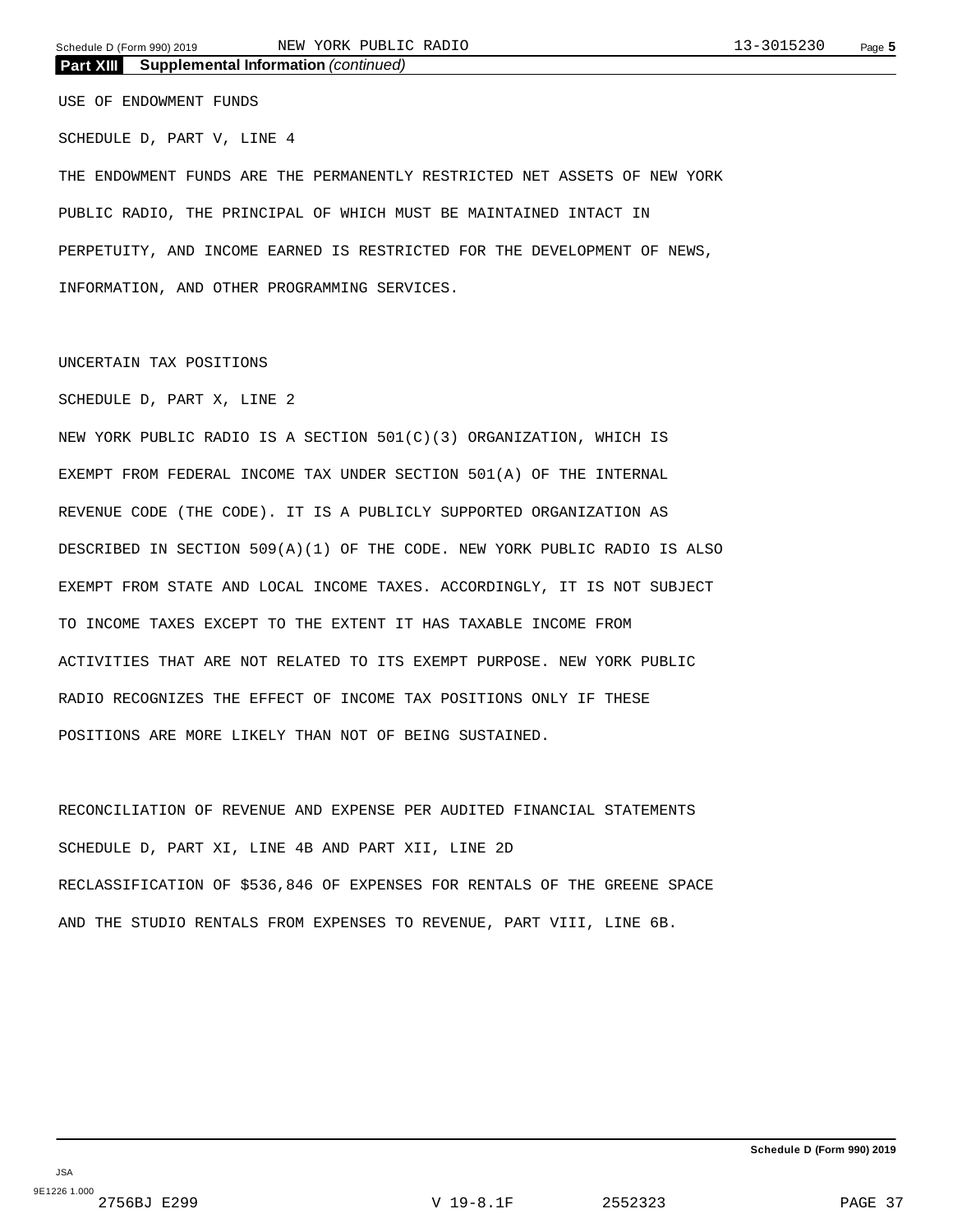## Part XIII Supplemental Information *(continued)*

USE OF ENDOWMENT FUNDS

SCHEDULE D, PART V, LINE 4

THE ENDOWMENT FUNDS ARE THE PERMANENTLY RESTRICTED NET ASSETS OF NEW YORK PUBLIC RADIO, THE PRINCIPAL OF WHICH MUST BE MAINTAINED INTACT IN PERPETUITY, AND INCOME EARNED IS RESTRICTED FOR THE DEVELOPMENT OF NEWS, INFORMATION, AND OTHER PROGRAMMING SERVICES.

UNCERTAIN TAX POSITIONS

SCHEDULE D, PART X, LINE 2

NEW YORK PUBLIC RADIO IS A SECTION 501(C)(3) ORGANIZATION, WHICH IS EXEMPT FROM FEDERAL INCOME TAX UNDER SECTION 501(A) OF THE INTERNAL REVENUE CODE (THE CODE). IT IS A PUBLICLY SUPPORTED ORGANIZATION AS DESCRIBED IN SECTION 509(A)(1) OF THE CODE. NEW YORK PUBLIC RADIO IS ALSO EXEMPT FROM STATE AND LOCAL INCOME TAXES. ACCORDINGLY, IT IS NOT SUBJECT TO INCOME TAXES EXCEPT TO THE EXTENT IT HAS TAXABLE INCOME FROM ACTIVITIES THAT ARE NOT RELATED TO ITS EXEMPT PURPOSE. NEW YORK PUBLIC RADIO RECOGNIZES THE EFFECT OF INCOME TAX POSITIONS ONLY IF THESE POSITIONS ARE MORE LIKELY THAN NOT OF BEING SUSTAINED.

RECONCILIATION OF REVENUE AND EXPENSE PER AUDITED FINANCIAL STATEMENTS

SCHEDULE D, PART XI, LINE 4B AND PART XII, LINE 2D

RECLASSIFICATION OF $536,846 OF EXPENSES FOR RENTALS OF THE GREENE SPACE AND THE STUDIO RENTALS FROM EXPENSES TO REVENUE, PART VIII, LINE 6B.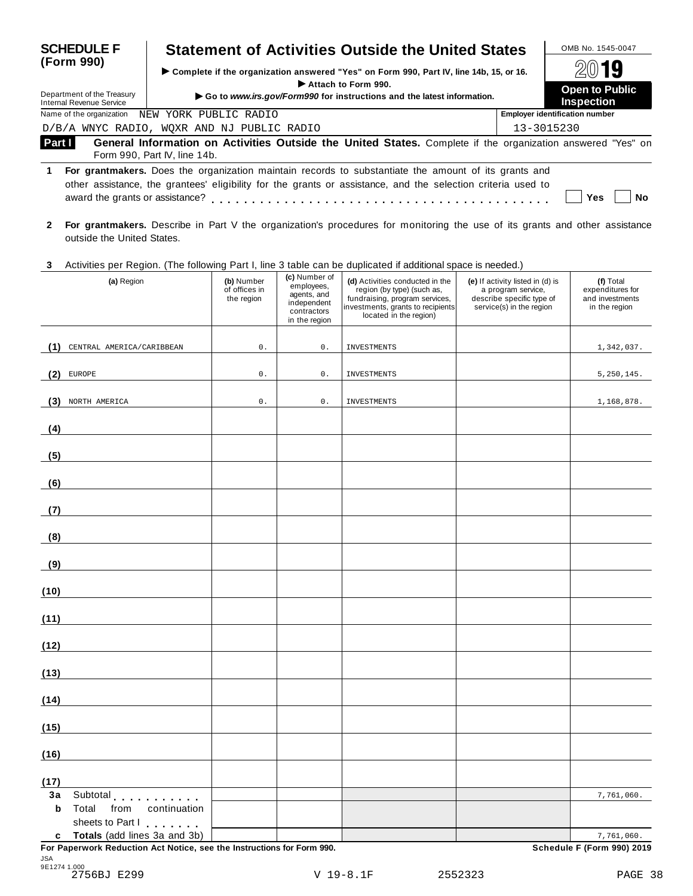**SCHEDULE F (Form 990)**

Department of the Treasury
Internal Revenue Service

# Statement of Activities Outside the United States

▶ Complete if the organization answered "Yes" on Form 990, Part IV, line 14b, 15, or 16.
▶ Attach to Form 990.
▶ Go to *www.irs.gov/Form990* for instructions and the latest information.

OMB No. 1545-0047

**2019**

**Open to Public Inspection**

Name of the organization: NEW YORK PUBLIC RADIO
D/B/A WNYC RADIO, WQXR AND NJ PUBLIC RADIO

Employer identification number: 13-3015230

**Part I — General Information on Activities Outside the United States.** Complete if the organization answered "Yes" on Form 990, Part IV, line 14b.

**1** **For grantmakers.** Does the organization maintain records to substantiate the amount of its grants and other assistance, the grantees' eligibility for the grants or assistance, and the selection criteria used to award the grants or assistance? . . . . . . . . . . ☐ Yes ☐ No

**2** **For grantmakers.** Describe in Part V the organization's procedures for monitoring the use of its grants and other assistance outside the United States.

**3** Activities per Region. (The following Part I, line 3 table can be duplicated if additional space is needed.)

| | (a) Region | (b) Number of offices in the region | (c) Number of employees, agents, and independent contractors in the region | (d) Activities conducted in the region (by type) (such as, fundraising, program services, investments, grants to recipients located in the region) | (e) If activity listed in (d) is a program service, describe specific type of service(s) in the region | (f) Total expenditures for and investments in the region |
|---|---|---|---|---|---|---|
| (1) | CENTRAL AMERICA/CARIBBEAN | 0. | 0. | INVESTMENTS | | 1,342,037. |
| (2) | EUROPE | 0. | 0. | INVESTMENTS | | 5,250,145. |
| (3) | NORTH AMERICA | 0. | 0. | INVESTMENTS | | 1,168,878. |
| (4) | | | | | | |
| (5) | | | | | | |
| (6) | | | | | | |
| (7) | | | | | | |
| (8) | | | | | | |
| (9) | | | | | | |
| (10) | | | | | | |
| (11) | | | | | | |
| (12) | | | | | | |
| (13) | | | | | | |
| (14) | | | | | | |
| (15) | | | | | | |
| (16) | | | | | | |
| (17) | | | | | | |
| 3a | Subtotal . . . . . . . . . . | | | | | 7,761,060. |
| b | Total from continuation sheets to Part I . . . . . . . | | | | | |
| c | **Totals** (add lines 3a and 3b) | | | | | 7,761,060. |

**For Paperwork Reduction Act Notice, see the Instructions for Form 990.** **Schedule F (Form 990) 2019**

JSA
9E1274 1.000
2756BJ E299 V 19-8.1F 2552323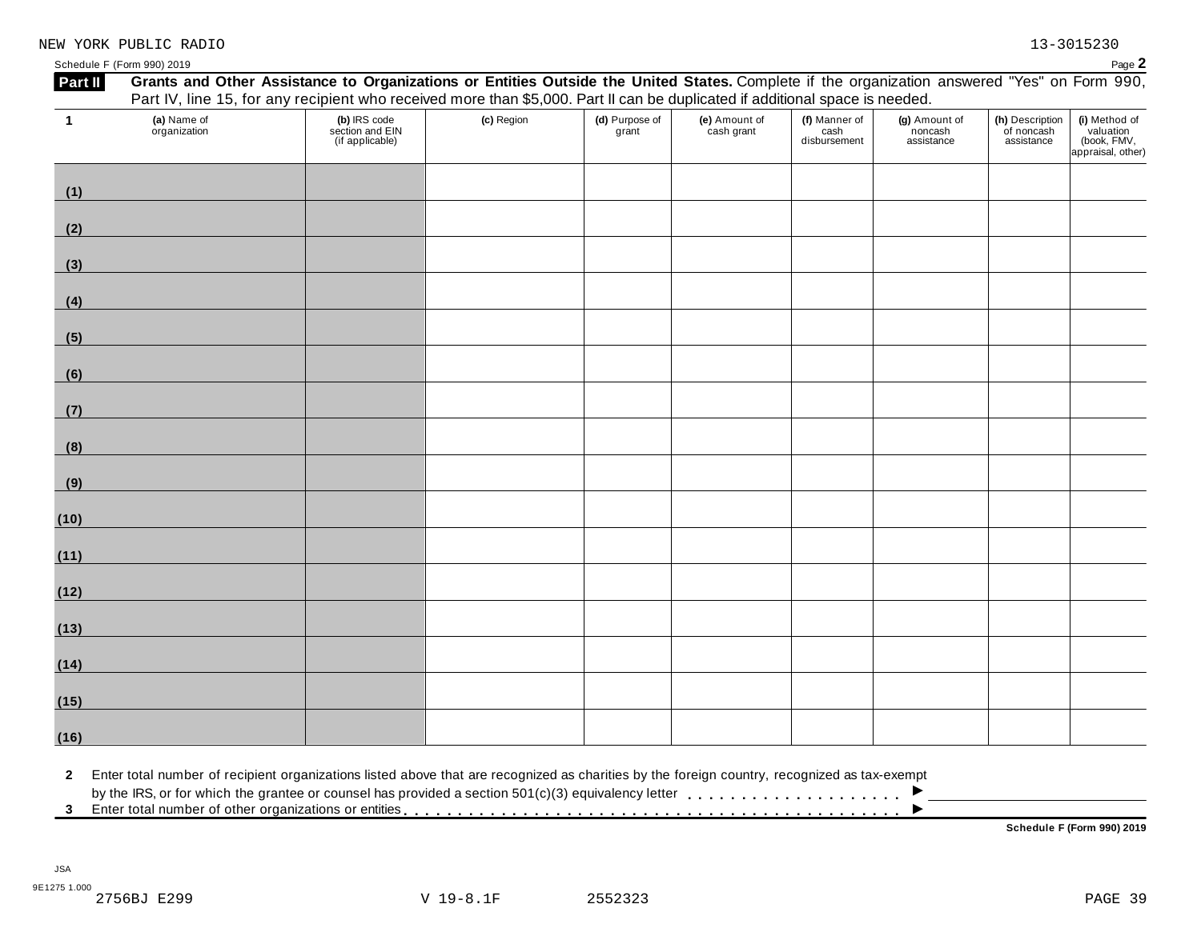NEW YORK PUBLIC RADIO 13-3015230

Schedule F (Form 990) 2019 Page **2**

**Part II** **Grants and Other Assistance to Organizations or Entities Outside the United States.** Complete if the organization answered "Yes" on Form 990, Part IV, line 15, for any recipient who received more than $5,000. Part II can be duplicated if additional space is needed.

| 1 | (a) Name of organization | (b) IRS code section and EIN (if applicable) | (c) Region | (d) Purpose of grant | (e) Amount of cash grant | (f) Manner of cash disbursement | (g) Amount of noncash assistance | (h) Description of noncash assistance | (i) Method of valuation (book, FMV, appraisal, other) |
|---|---|---|---|---|---|---|---|---|---|
| (1) | | | | | | | | | |
| (2) | | | | | | | | | |
| (3) | | | | | | | | | |
| (4) | | | | | | | | | |
| (5) | | | | | | | | | |
| (6) | | | | | | | | | |
| (7) | | | | | | | | | |
| (8) | | | | | | | | | |
| (9) | | | | | | | | | |
| (10) | | | | | | | | | |
| (11) | | | | | | | | | |
| (12) | | | | | | | | | |
| (13) | | | | | | | | | |
| (14) | | | | | | | | | |
| (15) | | | | | | | | | |
| (16) | | | | | | | | | |

**2** Enter total number of recipient organizations listed above that are recognized as charities by the foreign country, recognized as tax-exempt by the IRS, or for which the grantee or counsel has provided a section 501(c)(3) equivalency letter . . . . . . . . . . . . . . . . . . . . ▶

**3** Enter total number of other organizations or entities . . . . . . . . . . . . . . . . . . . . . . . . . . . . . . . . . . . . . . . . . . . . . ▶

**Schedule F (Form 990) 2019**

JSA
9E1275 1.000
2756BJ E299 V 19-8.1F 2552323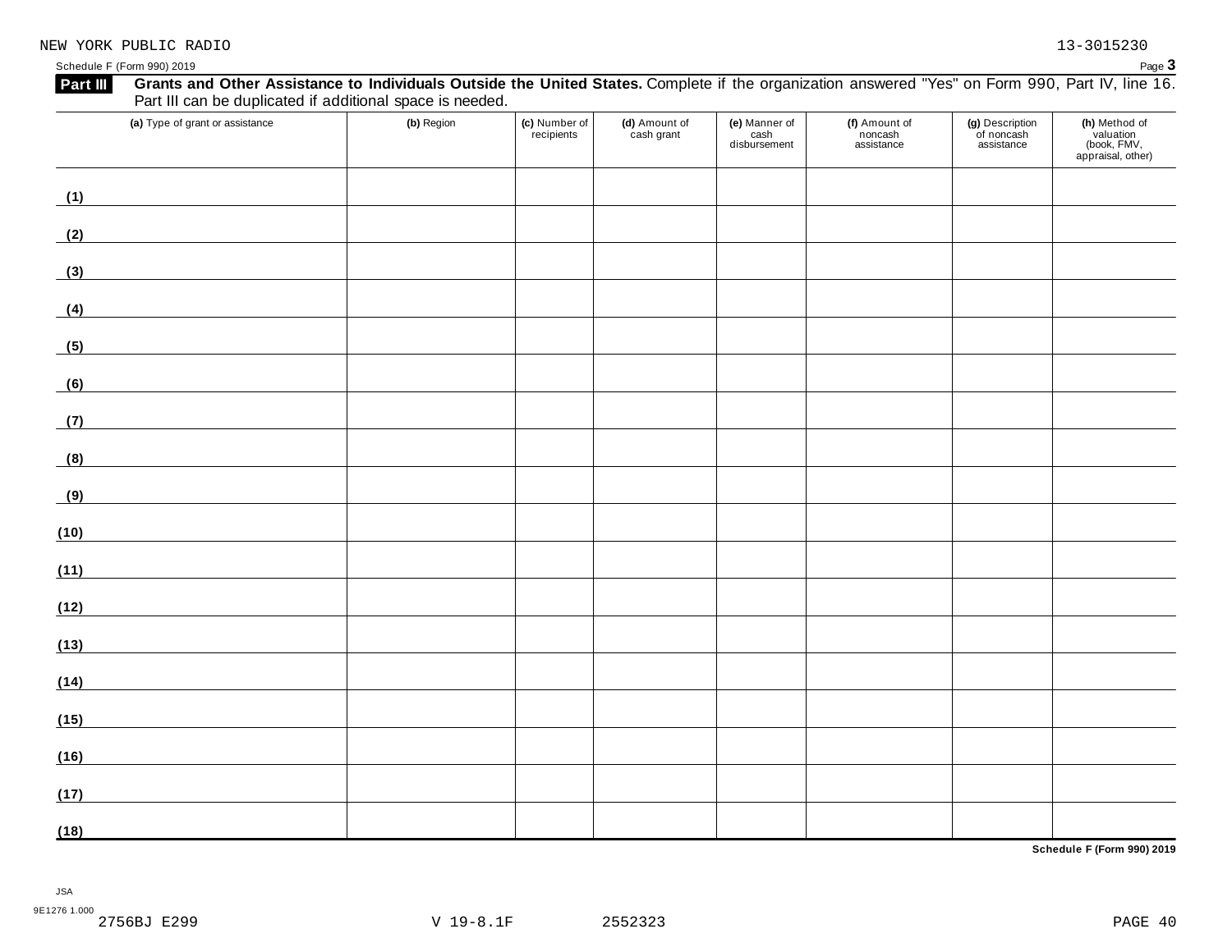NEW YORK PUBLIC RADIO 13-3015230

Schedule F (Form 990) 2019

**Part III** **Grants and Other Assistance to Individuals Outside the United States.** Complete if the organization answered "Yes" on Form 990, Part IV, line 16. Part III can be duplicated if additional space is needed.

| (a) Type of grant or assistance | (b) Region | (c) Number of recipients | (d) Amount of cash grant | (e) Manner of cash disbursement | (f) Amount of noncash assistance | (g) Description of noncash assistance | (h) Method of valuation (book, FMV, appraisal, other) |
|---|---|---|---|---|---|---|---|
| (1) | | | | | | | |
| (2) | | | | | | | |
| (3) | | | | | | | |
| (4) | | | | | | | |
| (5) | | | | | | | |
| (6) | | | | | | | |
| (7) | | | | | | | |
| (8) | | | | | | | |
| (9) | | | | | | | |
| (10) | | | | | | | |
| (11) | | | | | | | |
| (12) | | | | | | | |
| (13) | | | | | | | |
| (14) | | | | | | | |
| (15) | | | | | | | |
| (16) | | | | | | | |
| (17) | | | | | | | |
| (18) | | | | | | | |

**Schedule F (Form 990) 2019**

JSA
9E1276 1.000
2756BJ E299 V 19-8.1F 2552323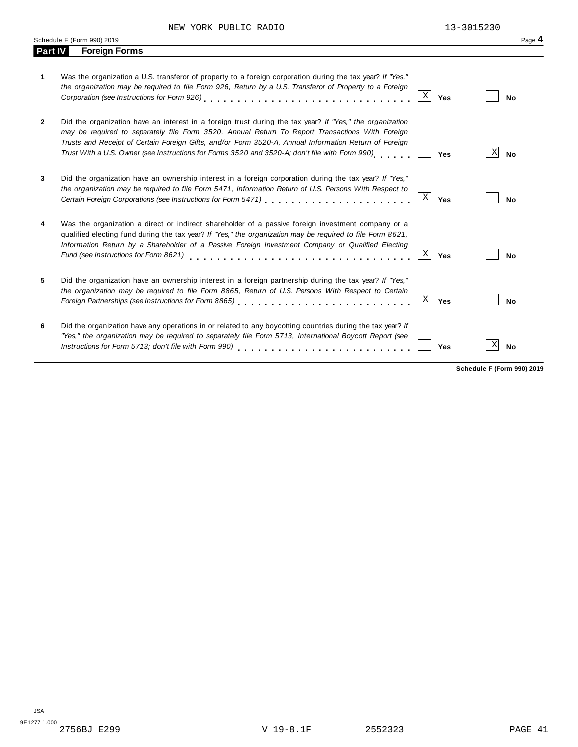NEW YORK PUBLIC RADIO 13-3015230

Schedule F (Form 990) 2019 Page **4**

## Part IV Foreign Forms

**1** Was the organization a U.S. transferor of property to a foreign corporation during the tax year? *If "Yes," the organization may be required to file Form 926, Return by a U.S. Transferor of Property to a Foreign Corporation (see Instructions for Form 926)* . . . . . . . . . . . . . . . . . . . . . . . . . . . . . [X] **Yes** [ ] **No**

**2** Did the organization have an interest in a foreign trust during the tax year? *If "Yes," the organization may be required to separately file Form 3520, Annual Return To Report Transactions With Foreign Trusts and Receipt of Certain Foreign Gifts, and/or Form 3520-A, Annual Information Return of Foreign Trust With a U.S. Owner (see Instructions for Forms 3520 and 3520-A; don't file with Form 990)* . . . . . . [ ] **Yes** [X] **No**

**3** Did the organization have an ownership interest in a foreign corporation during the tax year? *If "Yes," the organization may be required to file Form 5471, Information Return of U.S. Persons With Respect to Certain Foreign Corporations (see Instructions for Form 5471)* . . . . . . . . . . . . . . . . . . . . . . [X] **Yes** [ ] **No**

**4** Was the organization a direct or indirect shareholder of a passive foreign investment company or a qualified electing fund during the tax year? *If "Yes," the organization may be required to file Form 8621, Information Return by a Shareholder of a Passive Foreign Investment Company or Qualified Electing Fund (see Instructions for Form 8621)* . . . . . . . . . . . . . . . . . . . . . . . . . . . . . . . [X] **Yes** [ ] **No**

**5** Did the organization have an ownership interest in a foreign partnership during the tax year? *If "Yes," the organization may be required to file Form 8865, Return of U.S. Persons With Respect to Certain Foreign Partnerships (see Instructions for Form 8865)* . . . . . . . . . . . . . . . . . . . . . . . . . [X] **Yes** [ ] **No**

**6** Did the organization have any operations in or related to any boycotting countries during the tax year? *If "Yes," the organization may be required to separately file Form 5713, International Boycott Report (see Instructions for Form 5713; don't file with Form 990)* . . . . . . . . . . . . . . . . . . . . . . . . [ ] **Yes** [X] **No**

**Schedule F (Form 990) 2019**

JSA
9E1277 1.000
2756BJ E299 V 19-8.1F 2552323 PAGE 41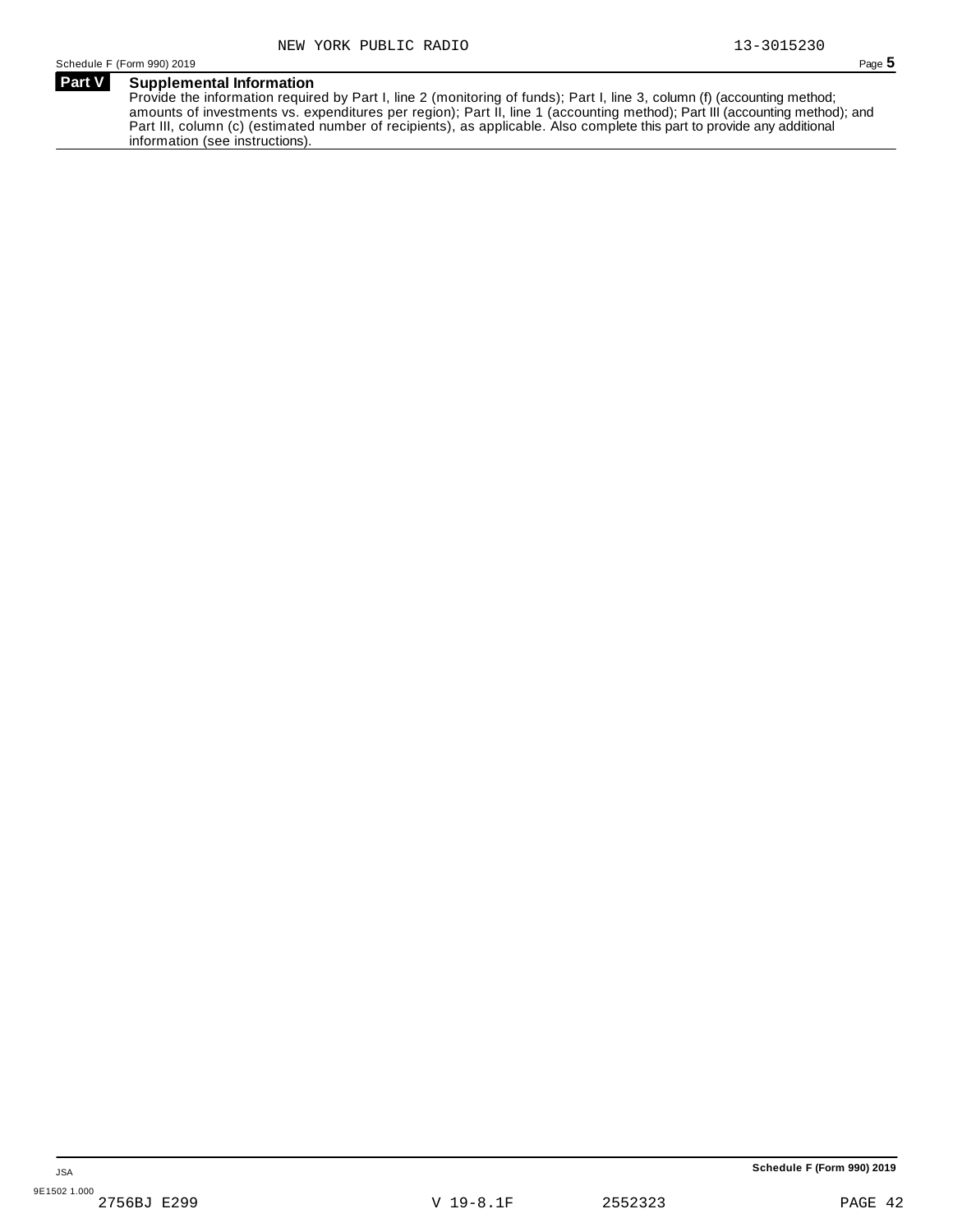NEW YORK PUBLIC RADIO 13-3015230

## Part V Supplemental Information

Provide the information required by Part I, line 2 (monitoring of funds); Part I, line 3, column (f) (accounting method; amounts of investments vs. expenditures per region); Part II, line 1 (accounting method); Part III (accounting method); and Part III, column (c) (estimated number of recipients), as applicable. Also complete this part to provide any additional information (see instructions).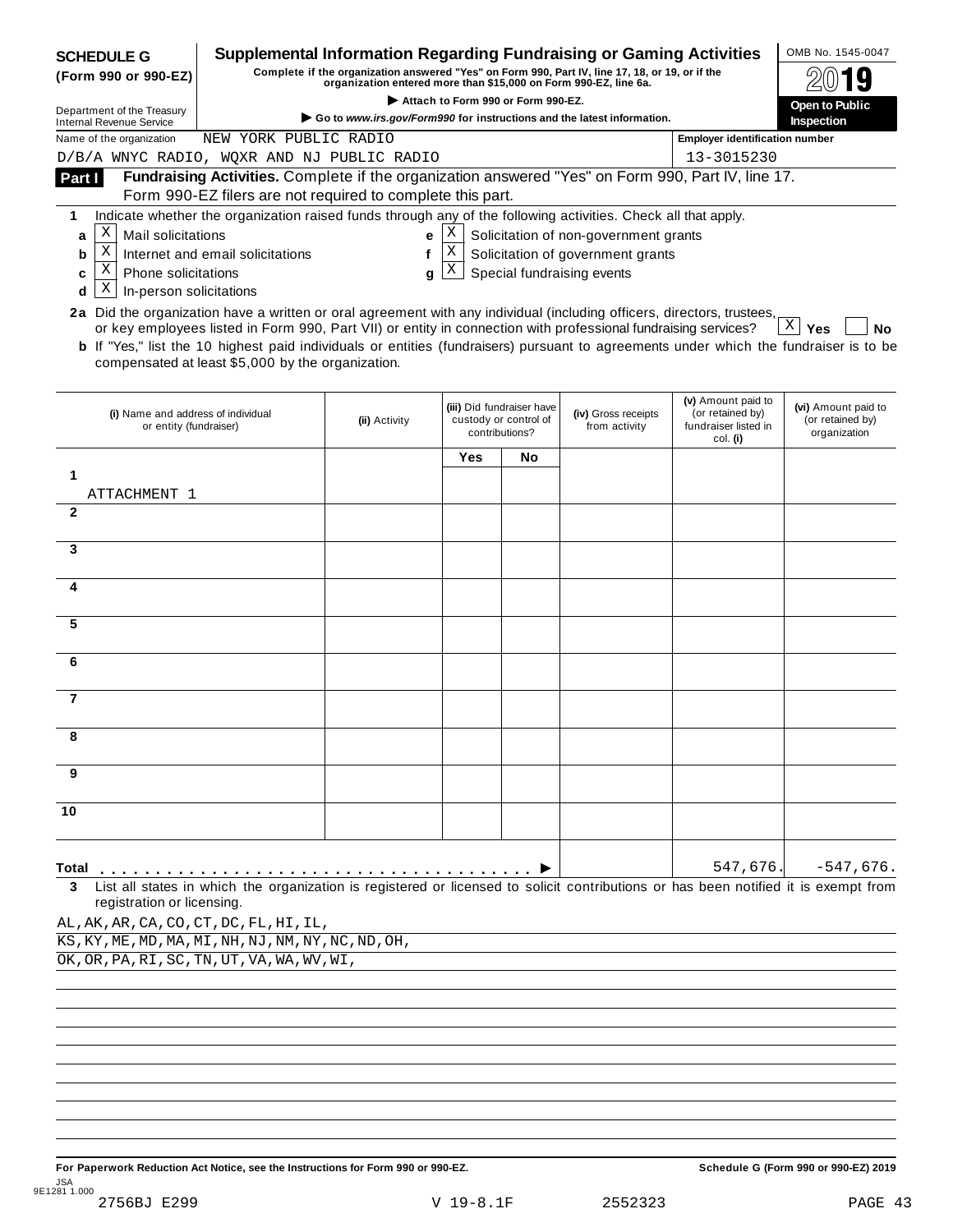**SCHEDULE G (Form 990 or 990-EZ)**

Department of the Treasury
Internal Revenue Service

# Supplemental Information Regarding Fundraising or Gaming Activities

**Complete if the organization answered "Yes" on Form 990, Part IV, line 17, 18, or 19, or if the organization entered more than $15,000 on Form 990-EZ, line 6a.**

▶ **Attach to Form 990 or Form 990-EZ.**

▶ **Go to www.irs.gov/Form990 for instructions and the latest information.**

OMB No. 1545-0047

**2019**

**Open to Public Inspection**

Name of the organization: NEW YORK PUBLIC RADIO D/B/A WNYC RADIO, WQXR AND NJ PUBLIC RADIO

Employer identification number: 13-3015230

## Part I Fundraising Activities. Complete if the organization answered "Yes" on Form 990, Part IV, line 17. Form 990-EZ filers are not required to complete this part.

**1** Indicate whether the organization raised funds through any of the following activities. Check all that apply.

- **a** [X] Mail solicitations
- **b** [X] Internet and email solicitations
- **c** [X] Phone solicitations
- **d** [X] In-person solicitations
- **e** [X] Solicitation of non-government grants
- **f** [X] Solicitation of government grants
- **g** [X] Special fundraising events

**2a** Did the organization have a written or oral agreement with any individual (including officers, directors, trustees, or key employees listed in Form 990, Part VII) or entity in connection with professional fundraising services? [X] **Yes** [ ] **No**

**b** If "Yes," list the 10 highest paid individuals or entities (fundraisers) pursuant to agreements under which the fundraiser is to be compensated at least $5,000 by the organization.

| (i) Name and address of individual or entity (fundraiser) | (ii) Activity | (iii) Did fundraiser have custody or control of contributions? Yes | No | (iv) Gross receipts from activity | (v) Amount paid to (or retained by) fundraiser listed in col. (i) | (vi) Amount paid to (or retained by) organization |
|---|---|---|---|---|---|---|
| **1** ATTACHMENT 1 | | | | | | |
| **2** | | | | | | |
| **3** | | | | | | |
| **4** | | | | | | |
| **5** | | | | | | |
| **6** | | | | | | |
| **7** | | | | | | |
| **8** | | | | | | |
| **9** | | | | | | |
| **10** | | | | | | |
| **Total** ▶ | | | | | 547,676. | -547,676. |

**3** List all states in which the organization is registered or licensed to solicit contributions or has been notified it is exempt from registration or licensing.

AL,AK,AR,CA,CO,CT,DC,FL,HI,IL,
KS,KY,ME,MD,MA,MI,NH,NJ,NM,NY,NC,ND,OH,
OK,OR,PA,RI,SC,TN,UT,VA,WA,WV,WI,

**For Paperwork Reduction Act Notice, see the Instructions for Form 990 or 990-EZ.** **Schedule G (Form 990 or 990-EZ) 2019**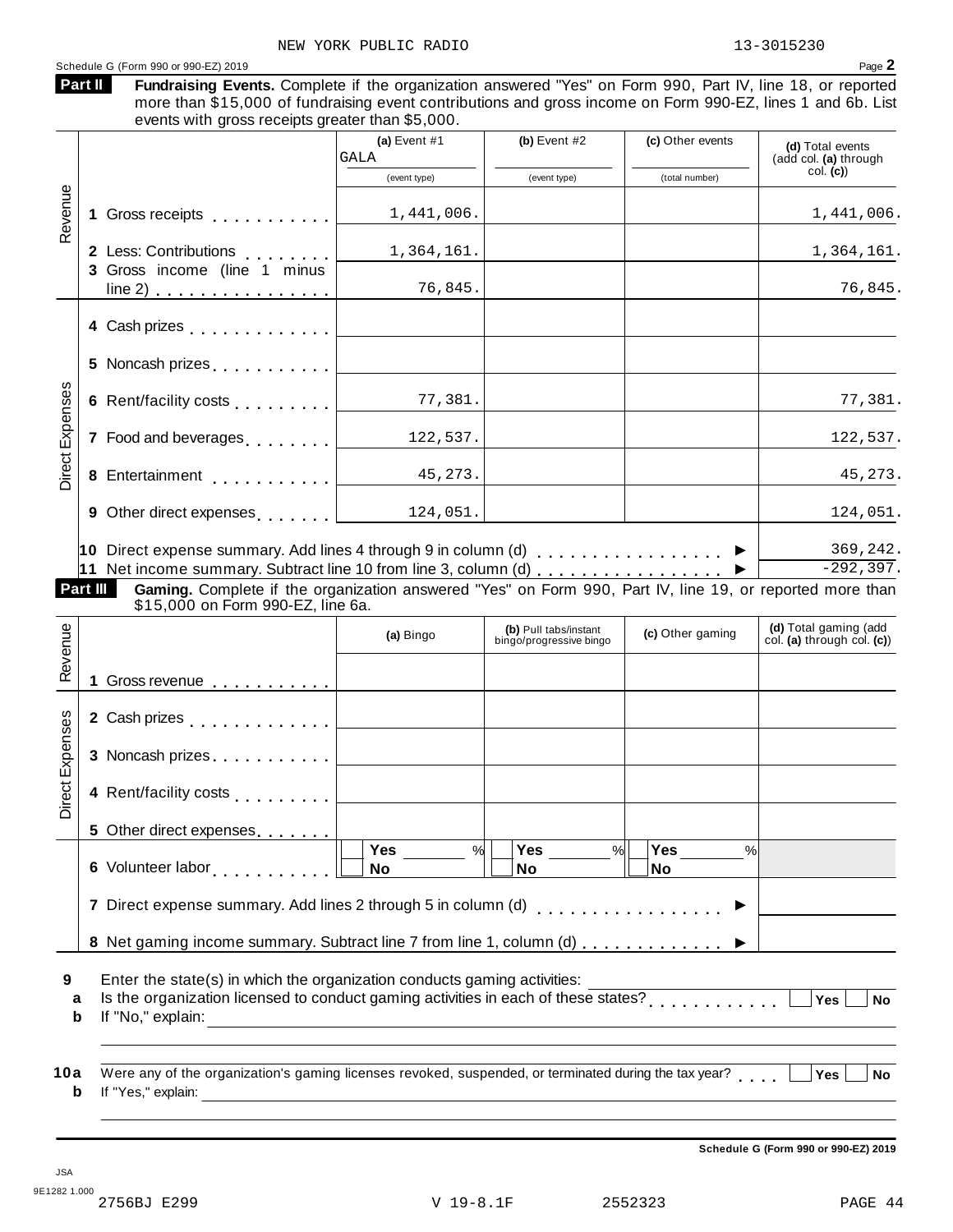NEW YORK PUBLIC RADIO 13-3015230

Schedule G (Form 990 or 990-EZ) 2019

## Part II Fundraising Events.

**Fundraising Events.** Complete if the organization answered "Yes" on Form 990, Part IV, line 18, or reported more than $15,000 of fundraising event contributions and gross income on Form 990-EZ, lines 1 and 6b. List events with gross receipts greater than $5,000.

| | | (a) Event #1 GALA (event type) | (b) Event #2 (event type) | (c) Other events (total number) | (d) Total events (add col. (a) through col. (c)) |
|---|---|---|---|---|---|
| Revenue | 1 Gross receipts | 1,441,006. | | | 1,441,006. |
| | 2 Less: Contributions | 1,364,161. | | | 1,364,161. |
| | 3 Gross income (line 1 minus line 2) | 76,845. | | | 76,845. |
| Direct Expenses | 4 Cash prizes | | | | |
| | 5 Noncash prizes | | | | |
| | 6 Rent/facility costs | 77,381. | | | 77,381. |
| | 7 Food and beverages | 122,537. | | | 122,537. |
| | 8 Entertainment | 45,273. | | | 45,273. |
| | 9 Other direct expenses | 124,051. | | | 124,051. |
| | 10 Direct expense summary. Add lines 4 through 9 in column (d) ▶ | | | | 369,242. |
| | 11 Net income summary. Subtract line 10 from line 3, column (d) ▶ | | | | -292,397. |

## Part III Gaming.

**Gaming.** Complete if the organization answered "Yes" on Form 990, Part IV, line 19, or reported more than $15,000 on Form 990-EZ, line 6a.

| | | (a) Bingo | (b) Pull tabs/instant bingo/progressive bingo | (c) Other gaming | (d) Total gaming (add col. (a) through col. (c)) |
|---|---|---|---|---|---|
| Revenue | 1 Gross revenue | | | | |
| Direct Expenses | 2 Cash prizes | | | | |
| | 3 Noncash prizes | | | | |
| | 4 Rent/facility costs | | | | |
| | 5 Other direct expenses | | | | |
| | 6 Volunteer labor | Yes ___ % / No | Yes ___ % / No | Yes ___ % / No | |
| | 7 Direct expense summary. Add lines 2 through 5 in column (d) ▶ | | | | |
| | 8 Net gaming income summary. Subtract line 7 from line 1, column (d) ▶ | | | | |

9 Enter the state(s) in which the organization conducts gaming activities:

a Is the organization licensed to conduct gaming activities in each of these states? Yes No

b If "No," explain:

10a Were any of the organization's gaming licenses revoked, suspended, or terminated during the tax year? Yes No

b If "Yes," explain:

Schedule G (Form 990 or 990-EZ) 2019

JSA
9E1282 1.000
2756BJ E299 V 19-8.1F 2552323 PAGE 44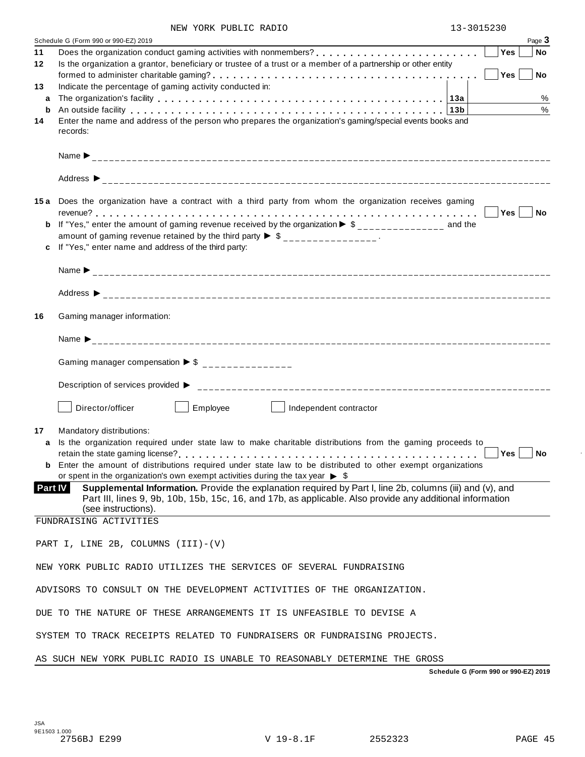NEW YORK PUBLIC RADIO 13-3015230

Schedule G (Form 990 or 990-EZ) 2019 Page **3**

**11** Does the organization conduct gaming activities with nonmembers? . . . . . . . . . . . . . . . . . . . . . . . . ☐ Yes ☐ No

**12** Is the organization a grantor, beneficiary or trustee of a trust or a member of a partnership or other entity formed to administer charitable gaming? . . . . . . . . . . . . . . . . . . . . . . . . . . . . . . . . . . . . . . . . . ☐ Yes ☐ No

**13** Indicate the percentage of gaming activity conducted in:

| | | | |
|---|---|---|---|
| **a** | The organization's facility . . . . . . . . . . . . . . . . . . . . . . . . . . . . . . . . . . . . . . . | **13a** | % |
| **b** | An outside facility . . . . . . . . . . . . . . . . . . . . . . . . . . . . . . . . . . . . . . . . . . . | **13b** | % |

**14** Enter the name and address of the person who prepares the organization's gaming/special events books and records:

Name ▶ ______________________________

Address ▶ ______________________________

**15a** Does the organization have a contract with a third party from whom the organization receives gaming revenue? . . . . . . . . . . . . . . . . . . . . . . . . . . . . . . . . . . . . . . . . . . . . . . . . . . . . . . . . ☐ Yes ☐ No

**b** If "Yes," enter the amount of gaming revenue received by the organization ▶ $ _______________ and the amount of gaming revenue retained by the third party ▶ $ _______________ .

**c** If "Yes," enter name and address of the third party:

Name ▶ ______________________________

Address ▶ ______________________________

**16** Gaming manager information:

Name ▶ ______________________________

Gaming manager compensation ▶ $ _______________

Description of services provided ▶ ______________________________

☐ Director/officer ☐ Employee ☐ Independent contractor

**17** Mandatory distributions:

**a** Is the organization required under state law to make charitable distributions from the gaming proceeds to retain the state gaming license? . . . . . . . . . . . . . . . . . . . . . . . . . . . . . . . . . . . . . . . . . . . . . ☐ Yes ☐ No

**b** Enter the amount of distributions required under state law to be distributed to other exempt organizations or spent in the organization's own exempt activities during the tax year ▶ $

**Part IV** **Supplemental Information.** Provide the explanation required by Part I, line 2b, columns (iii) and (v), and Part III, lines 9, 9b, 10b, 15b, 15c, 16, and 17b, as applicable. Also provide any additional information (see instructions).

FUNDRAISING ACTIVITIES

PART I, LINE 2B, COLUMNS (III)-(V)

NEW YORK PUBLIC RADIO UTILIZES THE SERVICES OF SEVERAL FUNDRAISING

ADVISORS TO CONSULT ON THE DEVELOPMENT ACTIVITIES OF THE ORGANIZATION.

DUE TO THE NATURE OF THESE ARRANGEMENTS IT IS UNFEASIBLE TO DEVISE A

SYSTEM TO TRACK RECEIPTS RELATED TO FUNDRAISERS OR FUNDRAISING PROJECTS.

AS SUCH NEW YORK PUBLIC RADIO IS UNABLE TO REASONABLY DETERMINE THE GROSS

**Schedule G (Form 990 or 990-EZ) 2019**

JSA 9E1503 1.000
2756BJ E299 V 19-8.1F 2552323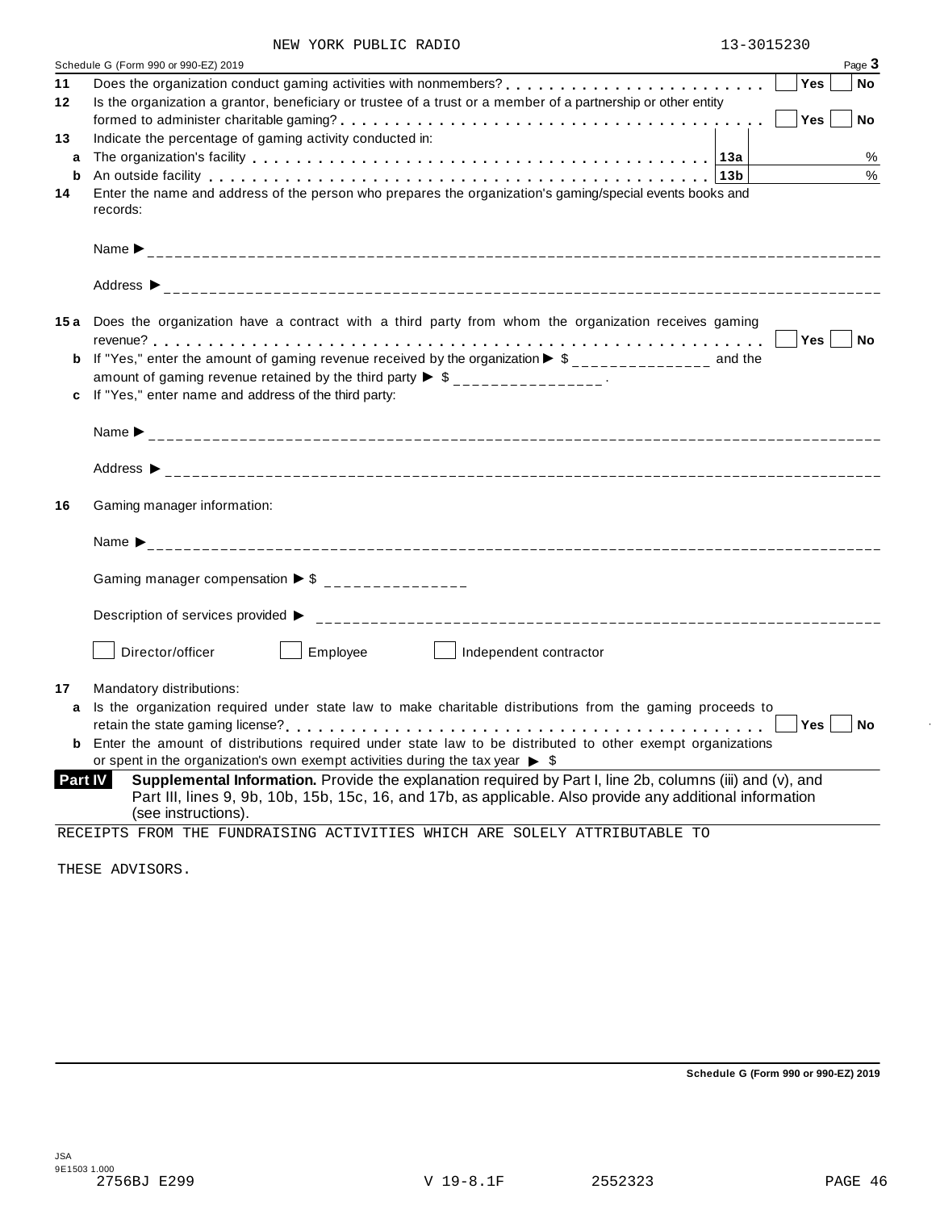NEW YORK PUBLIC RADIO 13-3015230

Schedule G (Form 990 or 990-EZ) 2019 Page **3**

**11** Does the organization conduct gaming activities with nonmembers? . . . . . . . . . . . . . . . . . . . . . . . . ☐ **Yes** ☐ **No**

**12** Is the organization a grantor, beneficiary or trustee of a trust or a member of a partnership or other entity formed to administer charitable gaming? . . . . . . . . . . . . . . . . . . . . . . . . . . . . . . . . . . . . . . ☐ **Yes** ☐ **No**

**13** Indicate the percentage of gaming activity conducted in:

**a** The organization's facility . . . . . . . . . . . . . . . . . . . . . . . . . . . . . . . . . . . . . . . . . **13a** %

**b** An outside facility . . . . . . . . . . . . . . . . . . . . . . . . . . . . . . . . . . . . . . . . . . . . . . . **13b** %

**14** Enter the name and address of the person who prepares the organization's gaming/special events books and records:

Name ▶ ______________________________

Address ▶ ______________________________

**15 a** Does the organization have a contract with a third party from whom the organization receives gaming revenue? . . . . . . . . . . . . . . . . . . . . . . . . . . . . . . . . . . . . . . . . . . . . . . . . . . . . . . . . . . . ☐ **Yes** ☐ **No**

**b** If "Yes," enter the amount of gaming revenue received by the organization ▶ $ _______________ and the amount of gaming revenue retained by the third party ▶ $ _______________.

**c** If "Yes," enter name and address of the third party:

Name ▶ ______________________________

Address ▶ ______________________________

**16** Gaming manager information:

Name ▶ ______________________________

Gaming manager compensation ▶ $ _______________

Description of services provided ▶ ______________________________

☐ Director/officer ☐ Employee ☐ Independent contractor

**17** Mandatory distributions:

**a** Is the organization required under state law to make charitable distributions from the gaming proceeds to retain the state gaming license? . . . . . . . . . . . . . . . . . . . . . . . . . . . . . . . . . . . . . . . . . . . ☐ **Yes** ☐ **No**

**b** Enter the amount of distributions required under state law to be distributed to other exempt organizations or spent in the organization's own exempt activities during the tax year ▶ $

**Part IV** **Supplemental Information.** Provide the explanation required by Part I, line 2b, columns (iii) and (v), and Part III, lines 9, 9b, 10b, 15b, 15c, 16, and 17b, as applicable. Also provide any additional information (see instructions).

RECEIPTS FROM THE FUNDRAISING ACTIVITIES WHICH ARE SOLELY ATTRIBUTABLE TO

THESE ADVISORS.

**Schedule G (Form 990 or 990-EZ) 2019**

JSA
9E1503 1.000
2756BJ E299 V 19-8.1F 2552323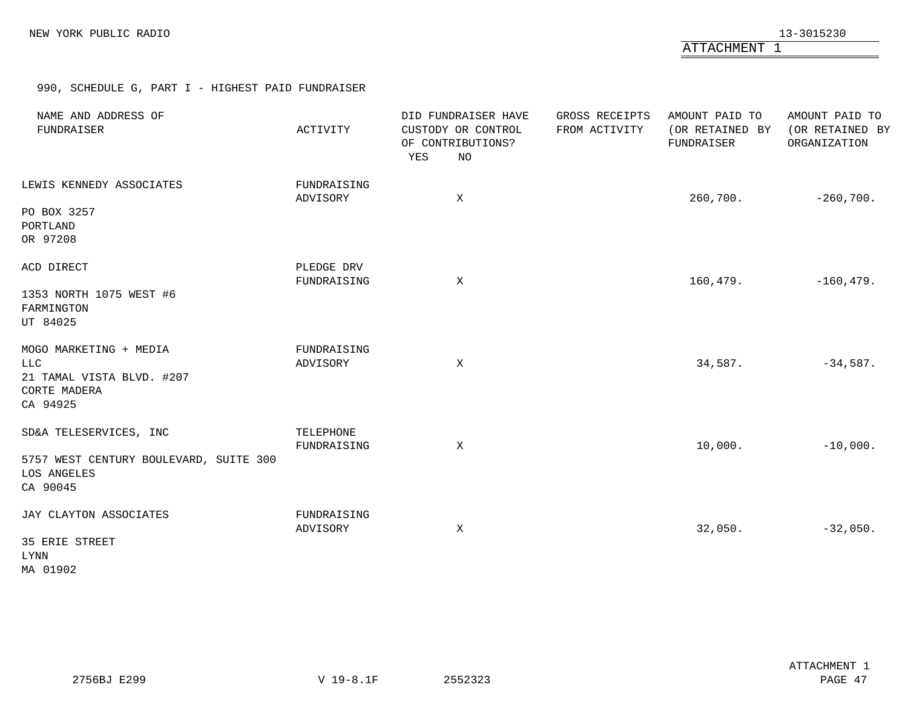NEW YORK PUBLIC RADIO 13-3015230

ATTACHMENT 1

990, SCHEDULE G, PART I - HIGHEST PAID FUNDRAISER

| NAME AND ADDRESS OF FUNDRAISER | ACTIVITY | DID FUNDRAISER HAVE CUSTODY OR CONTROL OF CONTRIBUTIONS? YES | NO | GROSS RECEIPTS FROM ACTIVITY | AMOUNT PAID TO (OR RETAINED BY FUNDRAISER | AMOUNT PAID TO (OR RETAINED BY ORGANIZATION |
|---|---|---|---|---|---|---|
| LEWIS KENNEDY ASSOCIATES<br>PO BOX 3257<br>PORTLAND<br>OR 97208 | FUNDRAISING ADVISORY | | X | | 260,700. | -260,700. |
| ACD DIRECT<br>1353 NORTH 1075 WEST #6<br>FARMINGTON<br>UT 84025 | PLEDGE DRV FUNDRAISING | | X | | 160,479. | -160,479. |
| MOGO MARKETING + MEDIA LLC<br>21 TAMAL VISTA BLVD. #207<br>CORTE MADERA<br>CA 94925 | FUNDRAISING ADVISORY | | X | | 34,587. | -34,587. |
| SD&A TELESERVICES, INC<br>5757 WEST CENTURY BOULEVARD, SUITE 300<br>LOS ANGELES<br>CA 90045 | TELEPHONE FUNDRAISING | | X | | 10,000. | -10,000. |
| JAY CLAYTON ASSOCIATES<br>35 ERIE STREET<br>LYNN<br>MA 01902 | FUNDRAISING ADVISORY | | X | | 32,050. | -32,050. |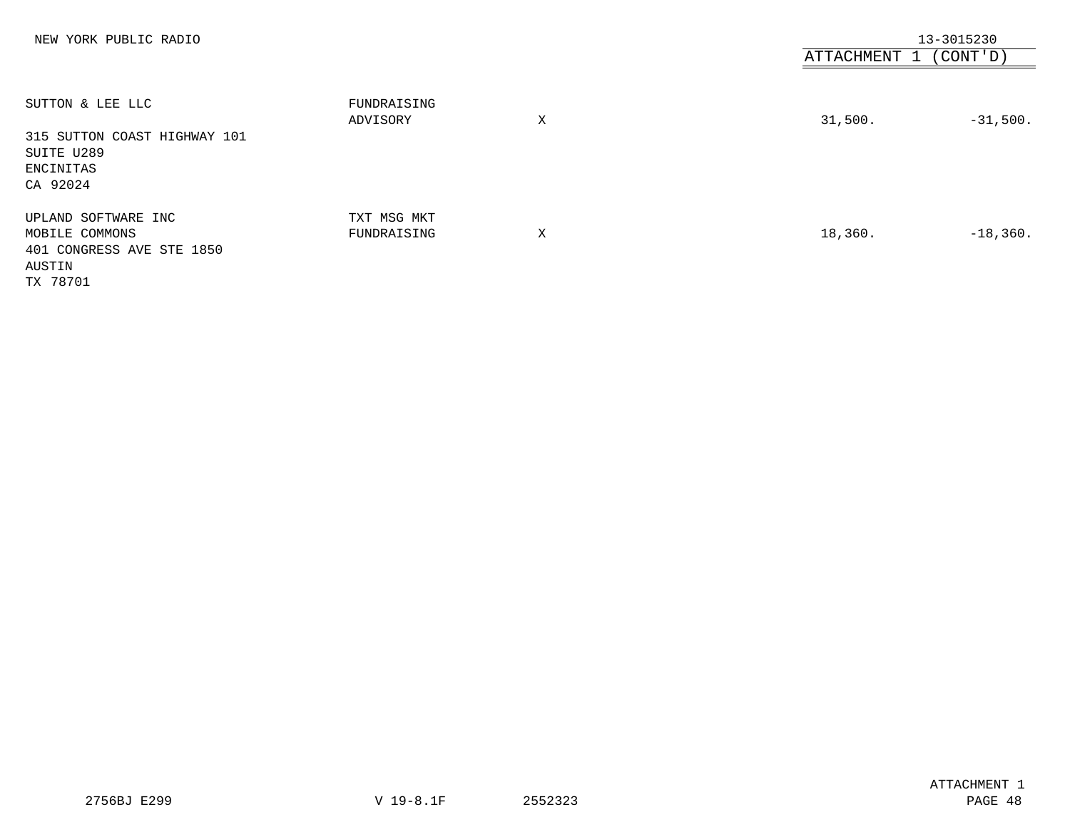NEW YORK PUBLIC RADIO 13-3015230

ATTACHMENT 1 (CONT'D)

| | | | | |
|---|---|---|---|---|
| SUTTON & LEE LLC<br>315 SUTTON COAST HIGHWAY 101<br>SUITE U289<br>ENCINITAS<br>CA 92024 | FUNDRAISING ADVISORY | X | 31,500. | -31,500. |
| UPLAND SOFTWARE INC<br>MOBILE COMMONS<br>401 CONGRESS AVE STE 1850<br>AUSTIN<br>TX 78701 | TXT MSG MKT FUNDRAISING | X | 18,360. | -18,360. |

ATTACHMENT 1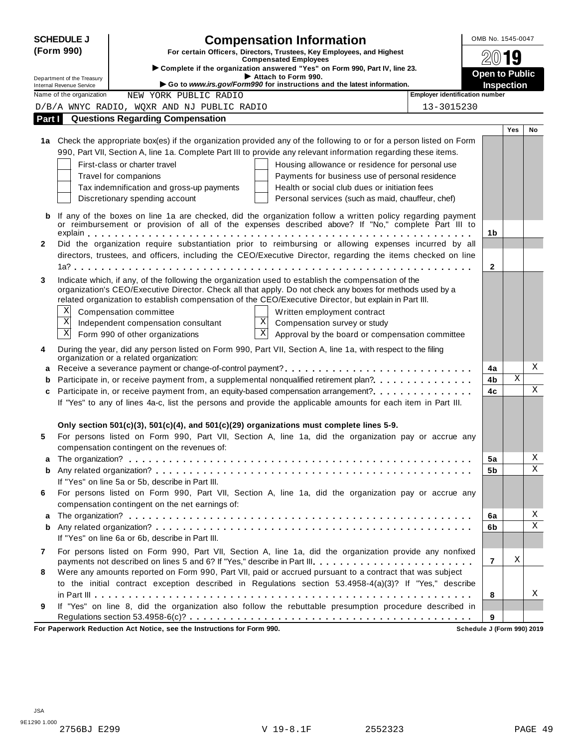**SCHEDULE J (Form 990)**

# Compensation Information

**For certain Officers, Directors, Trustees, Key Employees, and Highest Compensated Employees**

▶ Complete if the organization answered "Yes" on Form 990, Part IV, line 23.

▶ Attach to Form 990.

▶ Go to *www.irs.gov/Form990* for instructions and the latest information.

Department of the Treasury
Internal Revenue Service

OMB No. 1545-0047

2019

**Open to Public Inspection**

Name of the organization: NEW YORK PUBLIC RADIO D/B/A WNYC RADIO, WQXR AND NJ PUBLIC RADIO

Employer identification number: 13-3015230

## Part I Questions Regarding Compensation

| | | | Yes | No |
|---|---|---|---|---|
| **1a** | Check the appropriate box(es) if the organization provided any of the following to or for a person listed on Form 990, Part VII, Section A, line 1a. Complete Part III to provide any relevant information regarding these items.<br>☐ First-class or charter travel ☐ Housing allowance or residence for personal use<br>☐ Travel for companions ☐ Payments for business use of personal residence<br>☐ Tax indemnification and gross-up payments ☐ Health or social club dues or initiation fees<br>☐ Discretionary spending account ☐ Personal services (such as maid, chauffeur, chef) | | | |
| **b** | If any of the boxes on line 1a are checked, did the organization follow a written policy regarding payment or reimbursement or provision of all of the expenses described above? If "No," complete Part III to explain | 1b | | |
| **2** | Did the organization require substantiation prior to reimbursing or allowing expenses incurred by all directors, trustees, and officers, including the CEO/Executive Director, regarding the items checked on line 1a? | 2 | | |
| **3** | Indicate which, if any, of the following the organization used to establish the compensation of the organization's CEO/Executive Director. Check all that apply. Do not check any boxes for methods used by a related organization to establish compensation of the CEO/Executive Director, but explain in Part III.<br>☒ Compensation committee ☐ Written employment contract<br>☒ Independent compensation consultant ☒ Compensation survey or study<br>☒ Form 990 of other organizations ☒ Approval by the board or compensation committee | | | |
| **4** | During the year, did any person listed on Form 990, Part VII, Section A, line 1a, with respect to the filing organization or a related organization: | | | |
| **a** | Receive a severance payment or change-of-control payment? | 4a | | X |
| **b** | Participate in, or receive payment from, a supplemental nonqualified retirement plan? | 4b | X | |
| **c** | Participate in, or receive payment from, an equity-based compensation arrangement? | 4c | | X |
| | If "Yes" to any of lines 4a-c, list the persons and provide the applicable amounts for each item in Part III. | | | |
| | **Only section 501(c)(3), 501(c)(4), and 501(c)(29) organizations must complete lines 5-9.** | | | |
| **5** | For persons listed on Form 990, Part VII, Section A, line 1a, did the organization pay or accrue any compensation contingent on the revenues of: | | | |
| **a** | The organization? | 5a | | X |
| **b** | Any related organization? | 5b | | X |
| | If "Yes" on line 5a or 5b, describe in Part III. | | | |
| **6** | For persons listed on Form 990, Part VII, Section A, line 1a, did the organization pay or accrue any compensation contingent on the net earnings of: | | | |
| **a** | The organization? | 6a | | X |
| **b** | Any related organization? | 6b | | X |
| | If "Yes" on line 6a or 6b, describe in Part III. | | | |
| **7** | For persons listed on Form 990, Part VII, Section A, line 1a, did the organization provide any nonfixed payments not described on lines 5 and 6? If "Yes," describe in Part III | 7 | X | |
| **8** | Were any amounts reported on Form 990, Part VII, paid or accrued pursuant to a contract that was subject to the initial contract exception described in Regulations section 53.4958-4(a)(3)? If "Yes," describe in Part III | 8 | | X |
| **9** | If "Yes" on line 8, did the organization also follow the rebuttable presumption procedure described in Regulations section 53.4958-6(c)? | 9 | | |

**For Paperwork Reduction Act Notice, see the Instructions for Form 990.** **Schedule J (Form 990) 2019**

JSA
9E1290 1.000
2756BJ E299 V 19-8.1F 2552323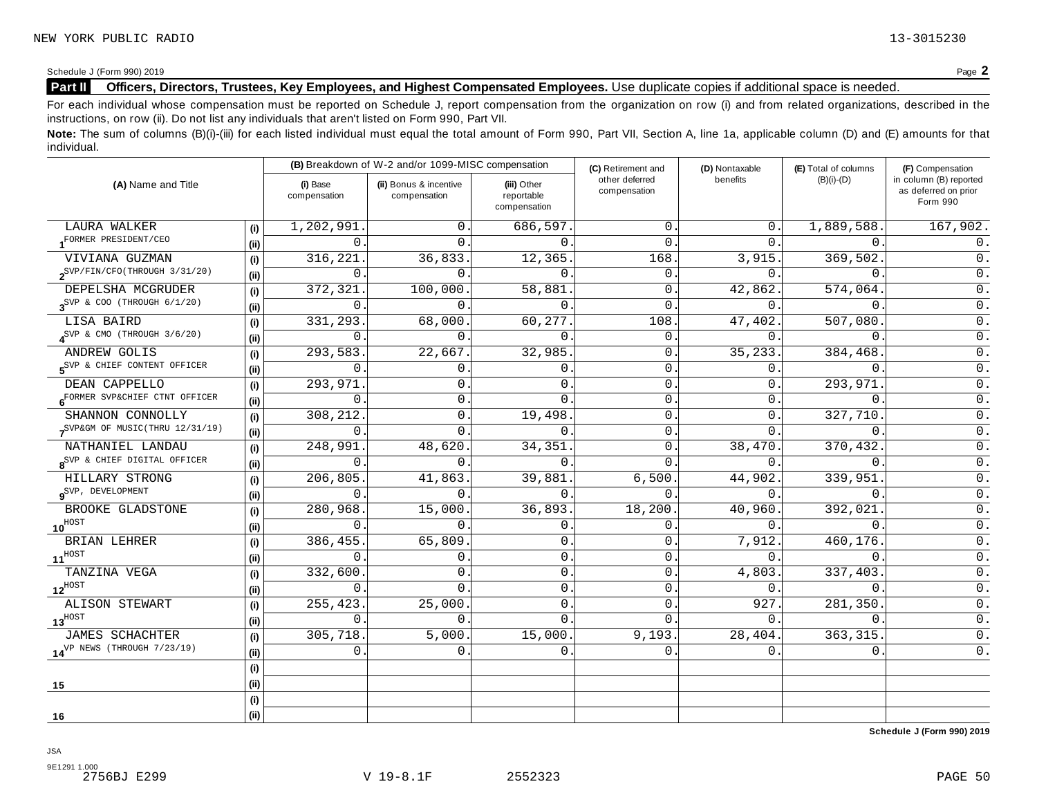NEW YORK PUBLIC RADIO 13-3015230

Schedule J (Form 990) 2019 Page **2**

**Part II** **Officers, Directors, Trustees, Key Employees, and Highest Compensated Employees.** Use duplicate copies if additional space is needed.

For each individual whose compensation must be reported on Schedule J, report compensation from the organization on row (i) and from related organizations, described in the instructions, on row (ii). Do not list any individuals that aren't listed on Form 990, Part VII.

**Note:** The sum of columns (B)(i)-(iii) for each listed individual must equal the total amount of Form 990, Part VII, Section A, line 1a, applicable column (D) and (E) amounts for that individual.

| (A) Name and Title | | (B) Breakdown of W-2 and/or 1099-MISC compensation | | | (C) Retirement and other deferred compensation | (D) Nontaxable benefits | (E) Total of columns (B)(i)-(D) | (F) Compensation in column (B) reported as deferred on prior Form 990 |
|---|---|---|---|---|---|---|---|---|
| | | (i) Base compensation | (ii) Bonus & incentive compensation | (iii) Other reportable compensation | | | | |
| 1 LAURA WALKER | (i) | 1,202,991. | 0. | 686,597. | 0. | 0. | 1,889,588. | 167,902. |
| FORMER PRESIDENT/CEO | (ii) | 0. | 0. | 0. | 0. | 0. | 0. | 0. |
| 2 VIVIANA GUZMAN | (i) | 316,221. | 36,833. | 12,365. | 168. | 3,915. | 369,502. | 0. |
| SVP/FIN/CFO(THROUGH 3/31/20) | (ii) | 0. | 0. | 0. | 0. | 0. | 0. | 0. |
| 3 DEPELSHA MCGRUDER | (i) | 372,321. | 100,000. | 58,881. | 0. | 42,862. | 574,064. | 0. |
| SVP & COO (THROUGH 6/1/20) | (ii) | 0. | 0. | 0. | 0. | 0. | 0. | 0. |
| 4 LISA BAIRD | (i) | 331,293. | 68,000. | 60,277. | 108. | 47,402. | 507,080. | 0. |
| SVP & CMO (THROUGH 3/6/20) | (ii) | 0. | 0. | 0. | 0. | 0. | 0. | 0. |
| 5 ANDREW GOLIS | (i) | 293,583. | 22,667. | 32,985. | 0. | 35,233. | 384,468. | 0. |
| SVP & CHIEF CONTENT OFFICER | (ii) | 0. | 0. | 0. | 0. | 0. | 0. | 0. |
| 6 DEAN CAPPELLO | (i) | 293,971. | 0. | 0. | 0. | 0. | 293,971. | 0. |
| FORMER SVP&CHIEF CTNT OFFICER | (ii) | 0. | 0. | 0. | 0. | 0. | 0. | 0. |
| 7 SHANNON CONNOLLY | (i) | 308,212. | 0. | 19,498. | 0. | 0. | 327,710. | 0. |
| SVP&GM OF MUSIC(THRU 12/31/19) | (ii) | 0. | 0. | 0. | 0. | 0. | 0. | 0. |
| 8 NATHANIEL LANDAU | (i) | 248,991. | 48,620. | 34,351. | 0. | 38,470. | 370,432. | 0. |
| SVP & CHIEF DIGITAL OFFICER | (ii) | 0. | 0. | 0. | 0. | 0. | 0. | 0. |
| 9 HILLARY STRONG | (i) | 206,805. | 41,863. | 39,881. | 6,500. | 44,902. | 339,951. | 0. |
| SVP, DEVELOPMENT | (ii) | 0. | 0. | 0. | 0. | 0. | 0. | 0. |
| 10 BROOKE GLADSTONE | (i) | 280,968. | 15,000. | 36,893. | 18,200. | 40,960. | 392,021. | 0. |
| HOST | (ii) | 0. | 0. | 0. | 0. | 0. | 0. | 0. |
| 11 BRIAN LEHRER | (i) | 386,455. | 65,809. | 0. | 0. | 7,912. | 460,176. | 0. |
| HOST | (ii) | 0. | 0. | 0. | 0. | 0. | 0. | 0. |
| 12 TANZINA VEGA | (i) | 332,600. | 0. | 0. | 0. | 4,803. | 337,403. | 0. |
| HOST | (ii) | 0. | 0. | 0. | 0. | 0. | 0. | 0. |
| 13 ALISON STEWART | (i) | 255,423. | 25,000. | 0. | 0. | 927. | 281,350. | 0. |
| HOST | (ii) | 0. | 0. | 0. | 0. | 0. | 0. | 0. |
| 14 JAMES SCHACHTER | (i) | 305,718. | 5,000. | 15,000. | 9,193. | 28,404. | 363,315. | 0. |
| VP NEWS (THROUGH 7/23/19) | (ii) | 0. | 0. | 0. | 0. | 0. | 0. | 0. |
| 15 | (i) | | | | | | | |
| | (ii) | | | | | | | |
| 16 | (i) | | | | | | | |
| | (ii) | | | | | | | |

**Schedule J (Form 990) 2019**

JSA
9E1291 1.000
2756BJ E299 V 19-8.1F 2552323 PAGE 50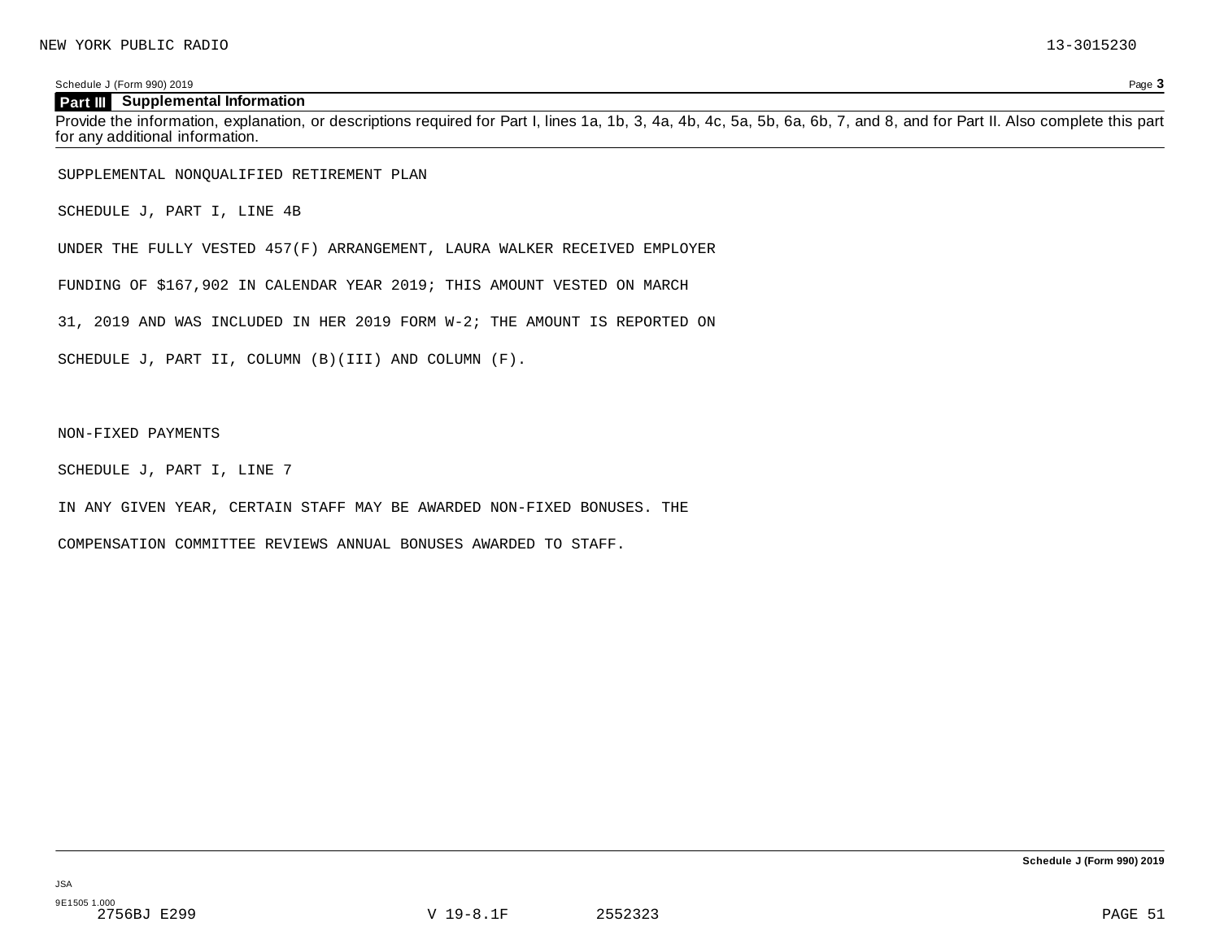## Part III Supplemental Information

Provide the information, explanation, or descriptions required for Part I, lines 1a, 1b, 3, 4a, 4b, 4c, 5a, 5b, 6a, 6b, 7, and 8, and for Part II. Also complete this part for any additional information.

SUPPLEMENTAL NONQUALIFIED RETIREMENT PLAN

SCHEDULE J, PART I, LINE 4B

UNDER THE FULLY VESTED 457(F) ARRANGEMENT, LAURA WALKER RECEIVED EMPLOYER FUNDING OF $167,902 IN CALENDAR YEAR 2019; THIS AMOUNT VESTED ON MARCH 31, 2019 AND WAS INCLUDED IN HER 2019 FORM W-2; THE AMOUNT IS REPORTED ON SCHEDULE J, PART II, COLUMN (B)(III) AND COLUMN (F).

NON-FIXED PAYMENTS

SCHEDULE J, PART I, LINE 7

IN ANY GIVEN YEAR, CERTAIN STAFF MAY BE AWARDED NON-FIXED BONUSES. THE COMPENSATION COMMITTEE REVIEWS ANNUAL BONUSES AWARDED TO STAFF.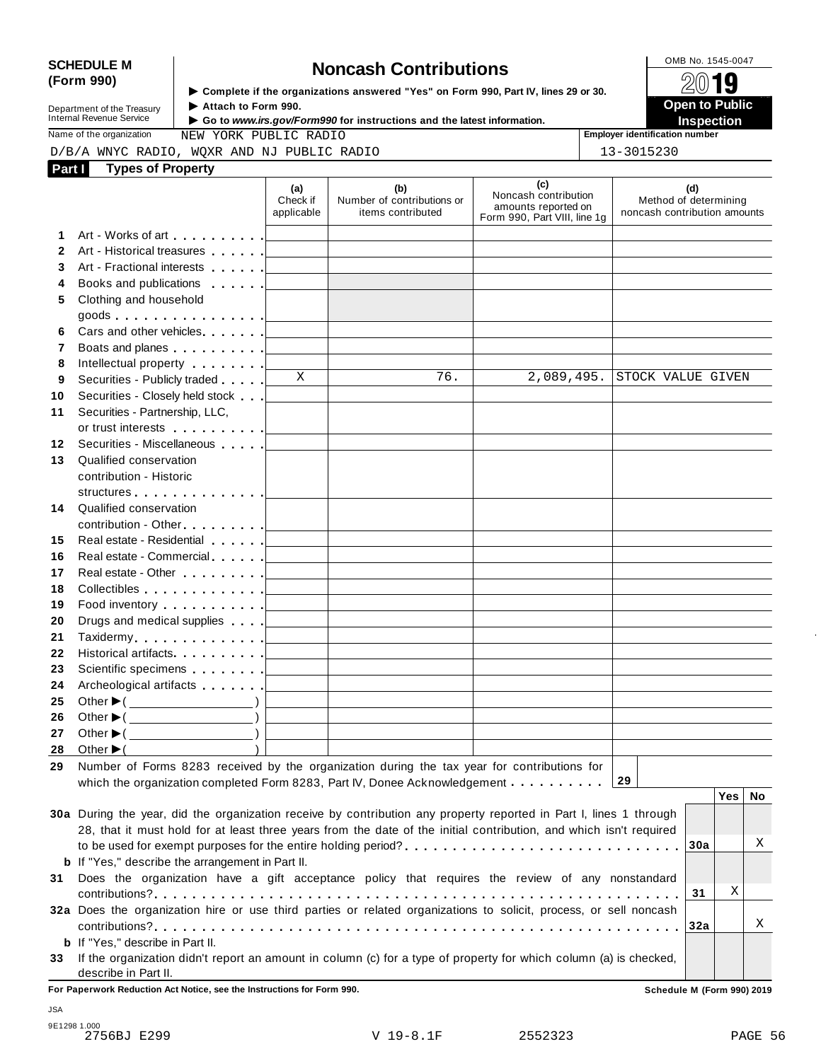**SCHEDULE M (Form 990)**

Department of the Treasury
Internal Revenue Service

# Noncash Contributions

▶ Complete if the organizations answered "Yes" on Form 990, Part IV, lines 29 or 30.
▶ Attach to Form 990.
▶ Go to *www.irs.gov/Form990* for instructions and the latest information.

OMB No. 1545-0047

**2019**

**Open to Public Inspection**

Name of the organization: NEW YORK PUBLIC RADIO
D/B/A WNYC RADIO, WQXR AND NJ PUBLIC RADIO

Employer identification number: 13-3015230

## Part I Types of Property

| | | (a) Check if applicable | (b) Number of contributions or items contributed | (c) Noncash contribution amounts reported on Form 990, Part VIII, line 1g | (d) Method of determining noncash contribution amounts |
|---|---|---|---|---|---|
| 1 | Art - Works of art | | | | |
| 2 | Art - Historical treasures | | | | |
| 3 | Art - Fractional interests | | | | |
| 4 | Books and publications | | | | |
| 5 | Clothing and household goods | | | | |
| 6 | Cars and other vehicles | | | | |
| 7 | Boats and planes | | | | |
| 8 | Intellectual property | | | | |
| 9 | Securities - Publicly traded | X | 76. | 2,089,495. | STOCK VALUE GIVEN |
| 10 | Securities - Closely held stock | | | | |
| 11 | Securities - Partnership, LLC, or trust interests | | | | |
| 12 | Securities - Miscellaneous | | | | |
| 13 | Qualified conservation contribution - Historic structures | | | | |
| 14 | Qualified conservation contribution - Other | | | | |
| 15 | Real estate - Residential | | | | |
| 16 | Real estate - Commercial | | | | |
| 17 | Real estate - Other | | | | |
| 18 | Collectibles | | | | |
| 19 | Food inventory | | | | |
| 20 | Drugs and medical supplies | | | | |
| 21 | Taxidermy | | | | |
| 22 | Historical artifacts | | | | |
| 23 | Scientific specimens | | | | |
| 24 | Archeological artifacts | | | | |
| 25 | Other ▶( ) | | | | |
| 26 | Other ▶( ) | | | | |
| 27 | Other ▶( ) | | | | |
| 28 | Other ▶( ) | | | | |

**29** Number of Forms 8283 received by the organization during the tax year for contributions for which the organization completed Form 8283, Part IV, Donee Acknowledgement . . . . . . . . . . **29**

| | | | Yes | No |
|---|---|---|---|---|
| **30a** | During the year, did the organization receive by contribution any property reported in Part I, lines 1 through 28, that it must hold for at least three years from the date of the initial contribution, and which isn't required to be used for exempt purposes for the entire holding period? | 30a | | X |
| **b** | If "Yes," describe the arrangement in Part II. | | | |
| **31** | Does the organization have a gift acceptance policy that requires the review of any nonstandard contributions? | 31 | X | |
| **32a** | Does the organization hire or use third parties or related organizations to solicit, process, or sell noncash contributions? | 32a | | X |
| **b** | If "Yes," describe in Part II. | | | |
| **33** | If the organization didn't report an amount in column (c) for a type of property for which column (a) is checked, describe in Part II. | | | |

**For Paperwork Reduction Act Notice, see the Instructions for Form 990.** **Schedule M (Form 990) 2019**

JSA
9E1298 1.000
2756BJ E299 V 19-8.1F 2552323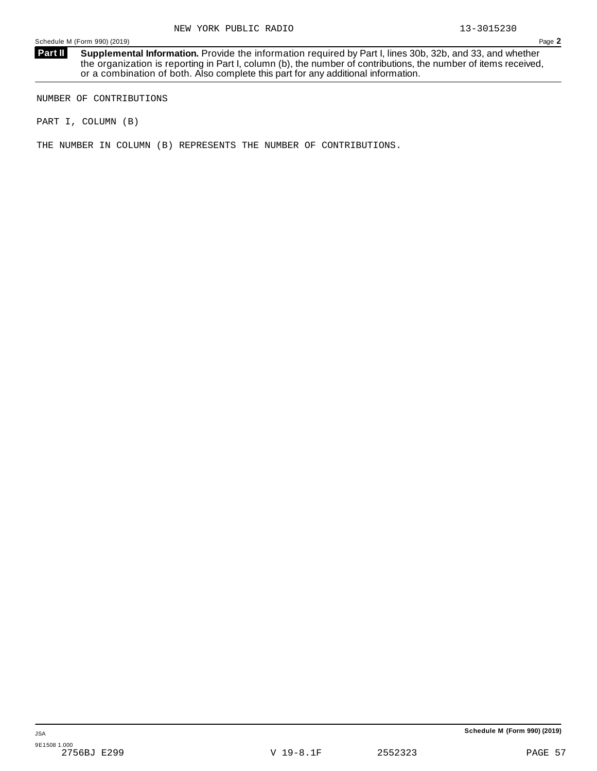NEW YORK PUBLIC RADIO 13-3015230

**Part II Supplemental Information.** Provide the information required by Part I, lines 30b, 32b, and 33, and whether the organization is reporting in Part I, column (b), the number of contributions, the number of items received, or a combination of both. Also complete this part for any additional information.

NUMBER OF CONTRIBUTIONS

PART I, COLUMN (B)

THE NUMBER IN COLUMN (B) REPRESENTS THE NUMBER OF CONTRIBUTIONS.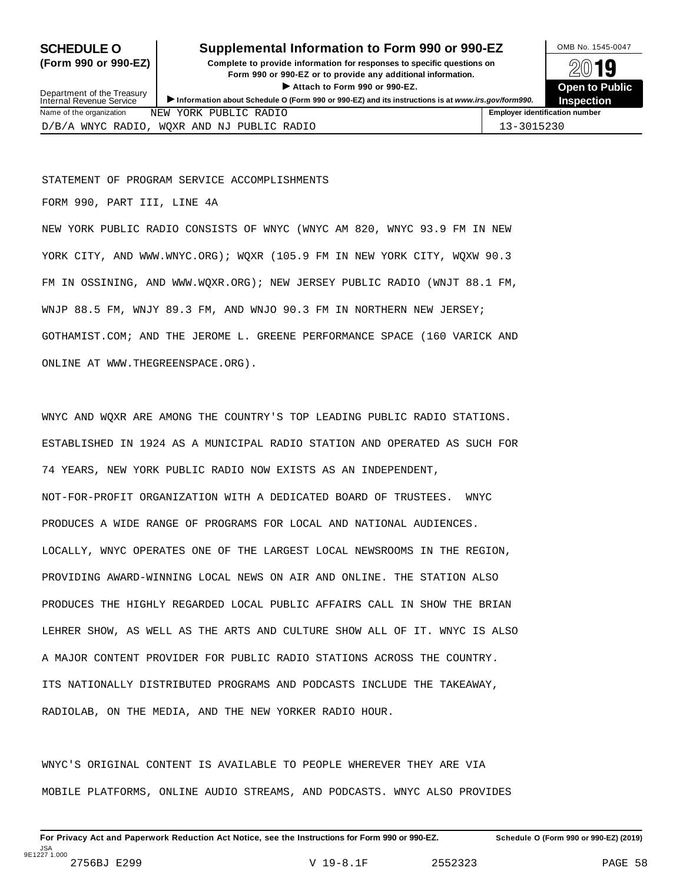**SCHEDULE O (Form 990 or 990-EZ)**

Department of the Treasury
Internal Revenue Service

# Supplemental Information to Form 990 or 990-EZ

**Complete to provide information for responses to specific questions on Form 990 or 990-EZ or to provide any additional information.**

► **Attach to Form 990 or 990-EZ.**

► **Information about Schedule O (Form 990 or 990-EZ) and its instructions is at *www.irs.gov/form990*.**

OMB No. 1545-0047

**2019**

**Open to Public Inspection**

| Name of the organization | Employer identification number |
|---|---|
| NEW YORK PUBLIC RADIO<br>D/B/A WNYC RADIO, WQXR AND NJ PUBLIC RADIO | 13-3015230 |

STATEMENT OF PROGRAM SERVICE ACCOMPLISHMENTS

FORM 990, PART III, LINE 4A

NEW YORK PUBLIC RADIO CONSISTS OF WNYC (WNYC AM 820, WNYC 93.9 FM IN NEW YORK CITY, AND WWW.WNYC.ORG); WQXR (105.9 FM IN NEW YORK CITY, WQXW 90.3 FM IN OSSINING, AND WWW.WQXR.ORG); NEW JERSEY PUBLIC RADIO (WNJT 88.1 FM, WNJP 88.5 FM, WNJY 89.3 FM, AND WNJO 90.3 FM IN NORTHERN NEW JERSEY; GOTHAMIST.COM; AND THE JEROME L. GREENE PERFORMANCE SPACE (160 VARICK AND ONLINE AT WWW.THEGREENSPACE.ORG).

WNYC AND WQXR ARE AMONG THE COUNTRY'S TOP LEADING PUBLIC RADIO STATIONS. ESTABLISHED IN 1924 AS A MUNICIPAL RADIO STATION AND OPERATED AS SUCH FOR 74 YEARS, NEW YORK PUBLIC RADIO NOW EXISTS AS AN INDEPENDENT, NOT-FOR-PROFIT ORGANIZATION WITH A DEDICATED BOARD OF TRUSTEES. WNYC PRODUCES A WIDE RANGE OF PROGRAMS FOR LOCAL AND NATIONAL AUDIENCES. LOCALLY, WNYC OPERATES ONE OF THE LARGEST LOCAL NEWSROOMS IN THE REGION, PROVIDING AWARD-WINNING LOCAL NEWS ON AIR AND ONLINE. THE STATION ALSO PRODUCES THE HIGHLY REGARDED LOCAL PUBLIC AFFAIRS CALL IN SHOW THE BRIAN LEHRER SHOW, AS WELL AS THE ARTS AND CULTURE SHOW ALL OF IT. WNYC IS ALSO A MAJOR CONTENT PROVIDER FOR PUBLIC RADIO STATIONS ACROSS THE COUNTRY. ITS NATIONALLY DISTRIBUTED PROGRAMS AND PODCASTS INCLUDE THE TAKEAWAY, RADIOLAB, ON THE MEDIA, AND THE NEW YORKER RADIO HOUR.

WNYC'S ORIGINAL CONTENT IS AVAILABLE TO PEOPLE WHEREVER THEY ARE VIA MOBILE PLATFORMS, ONLINE AUDIO STREAMS, AND PODCASTS. WNYC ALSO PROVIDES

**For Privacy Act and Paperwork Reduction Act Notice, see the Instructions for Form 990 or 990-EZ.** **Schedule O (Form 990 or 990-EZ) (2019)**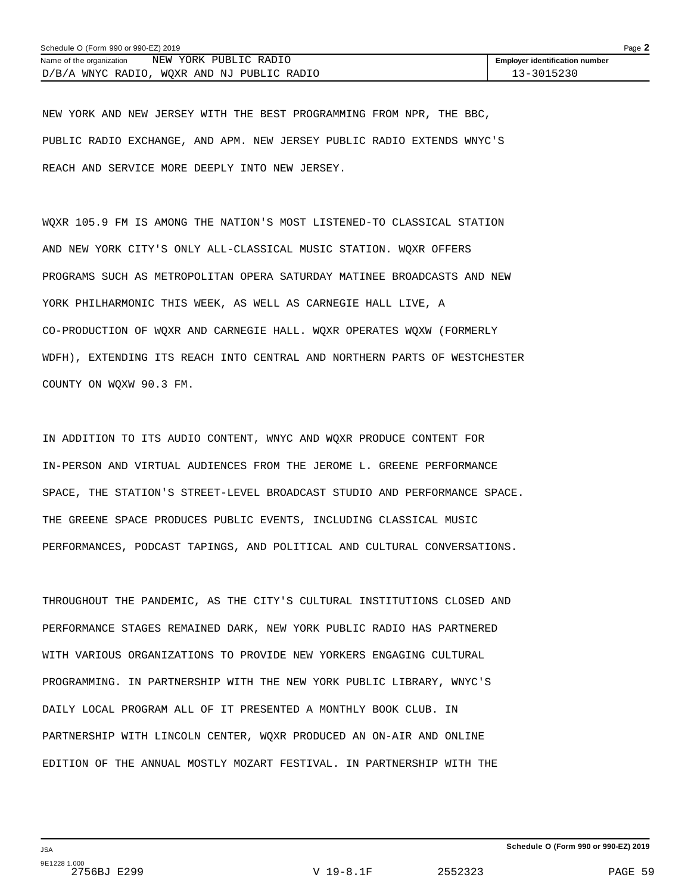NEW YORK AND NEW JERSEY WITH THE BEST PROGRAMMING FROM NPR, THE BBC, PUBLIC RADIO EXCHANGE, AND APM. NEW JERSEY PUBLIC RADIO EXTENDS WNYC'S REACH AND SERVICE MORE DEEPLY INTO NEW JERSEY.

WQXR 105.9 FM IS AMONG THE NATION'S MOST LISTENED-TO CLASSICAL STATION AND NEW YORK CITY'S ONLY ALL-CLASSICAL MUSIC STATION. WQXR OFFERS PROGRAMS SUCH AS METROPOLITAN OPERA SATURDAY MATINEE BROADCASTS AND NEW YORK PHILHARMONIC THIS WEEK, AS WELL AS CARNEGIE HALL LIVE, A CO-PRODUCTION OF WQXR AND CARNEGIE HALL. WQXR OPERATES WQXW (FORMERLY WDFH), EXTENDING ITS REACH INTO CENTRAL AND NORTHERN PARTS OF WESTCHESTER COUNTY ON WQXW 90.3 FM.

IN ADDITION TO ITS AUDIO CONTENT, WNYC AND WQXR PRODUCE CONTENT FOR IN-PERSON AND VIRTUAL AUDIENCES FROM THE JEROME L. GREENE PERFORMANCE SPACE, THE STATION'S STREET-LEVEL BROADCAST STUDIO AND PERFORMANCE SPACE. THE GREENE SPACE PRODUCES PUBLIC EVENTS, INCLUDING CLASSICAL MUSIC PERFORMANCES, PODCAST TAPINGS, AND POLITICAL AND CULTURAL CONVERSATIONS.

THROUGHOUT THE PANDEMIC, AS THE CITY'S CULTURAL INSTITUTIONS CLOSED AND PERFORMANCE STAGES REMAINED DARK, NEW YORK PUBLIC RADIO HAS PARTNERED WITH VARIOUS ORGANIZATIONS TO PROVIDE NEW YORKERS ENGAGING CULTURAL PROGRAMMING. IN PARTNERSHIP WITH THE NEW YORK PUBLIC LIBRARY, WNYC'S DAILY LOCAL PROGRAM ALL OF IT PRESENTED A MONTHLY BOOK CLUB. IN PARTNERSHIP WITH LINCOLN CENTER, WQXR PRODUCED AN ON-AIR AND ONLINE EDITION OF THE ANNUAL MOSTLY MOZART FESTIVAL. IN PARTNERSHIP WITH THE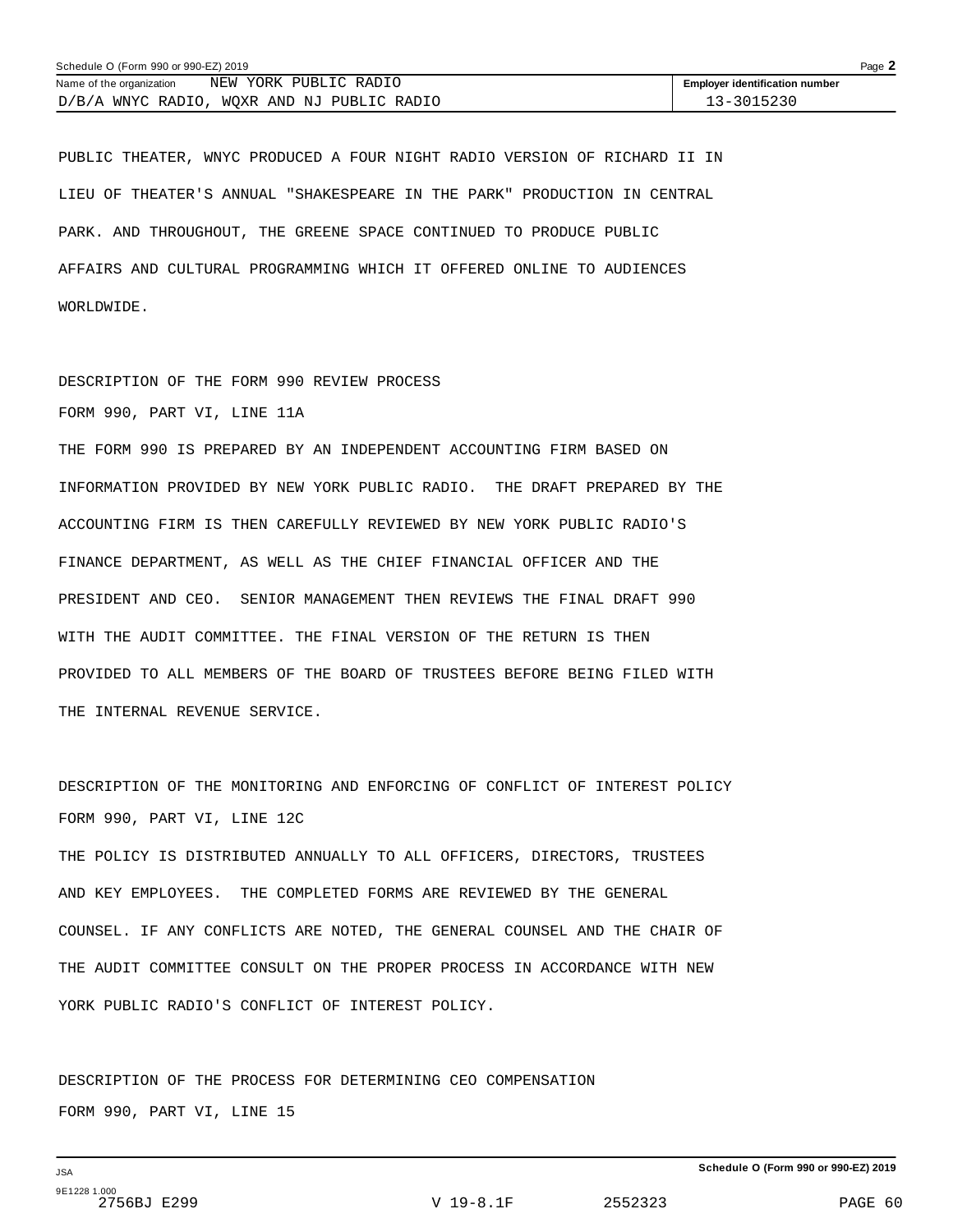PUBLIC THEATER, WNYC PRODUCED A FOUR NIGHT RADIO VERSION OF RICHARD II IN LIEU OF THEATER'S ANNUAL "SHAKESPEARE IN THE PARK" PRODUCTION IN CENTRAL PARK. AND THROUGHOUT, THE GREENE SPACE CONTINUED TO PRODUCE PUBLIC AFFAIRS AND CULTURAL PROGRAMMING WHICH IT OFFERED ONLINE TO AUDIENCES WORLDWIDE.

DESCRIPTION OF THE FORM 990 REVIEW PROCESS

FORM 990, PART VI, LINE 11A

THE FORM 990 IS PREPARED BY AN INDEPENDENT ACCOUNTING FIRM BASED ON INFORMATION PROVIDED BY NEW YORK PUBLIC RADIO. THE DRAFT PREPARED BY THE ACCOUNTING FIRM IS THEN CAREFULLY REVIEWED BY NEW YORK PUBLIC RADIO'S FINANCE DEPARTMENT, AS WELL AS THE CHIEF FINANCIAL OFFICER AND THE PRESIDENT AND CEO. SENIOR MANAGEMENT THEN REVIEWS THE FINAL DRAFT 990 WITH THE AUDIT COMMITTEE. THE FINAL VERSION OF THE RETURN IS THEN PROVIDED TO ALL MEMBERS OF THE BOARD OF TRUSTEES BEFORE BEING FILED WITH THE INTERNAL REVENUE SERVICE.

DESCRIPTION OF THE MONITORING AND ENFORCING OF CONFLICT OF INTEREST POLICY

FORM 990, PART VI, LINE 12C

THE POLICY IS DISTRIBUTED ANNUALLY TO ALL OFFICERS, DIRECTORS, TRUSTEES AND KEY EMPLOYEES. THE COMPLETED FORMS ARE REVIEWED BY THE GENERAL COUNSEL. IF ANY CONFLICTS ARE NOTED, THE GENERAL COUNSEL AND THE CHAIR OF THE AUDIT COMMITTEE CONSULT ON THE PROPER PROCESS IN ACCORDANCE WITH NEW YORK PUBLIC RADIO'S CONFLICT OF INTEREST POLICY.

DESCRIPTION OF THE PROCESS FOR DETERMINING CEO COMPENSATION

FORM 990, PART VI, LINE 15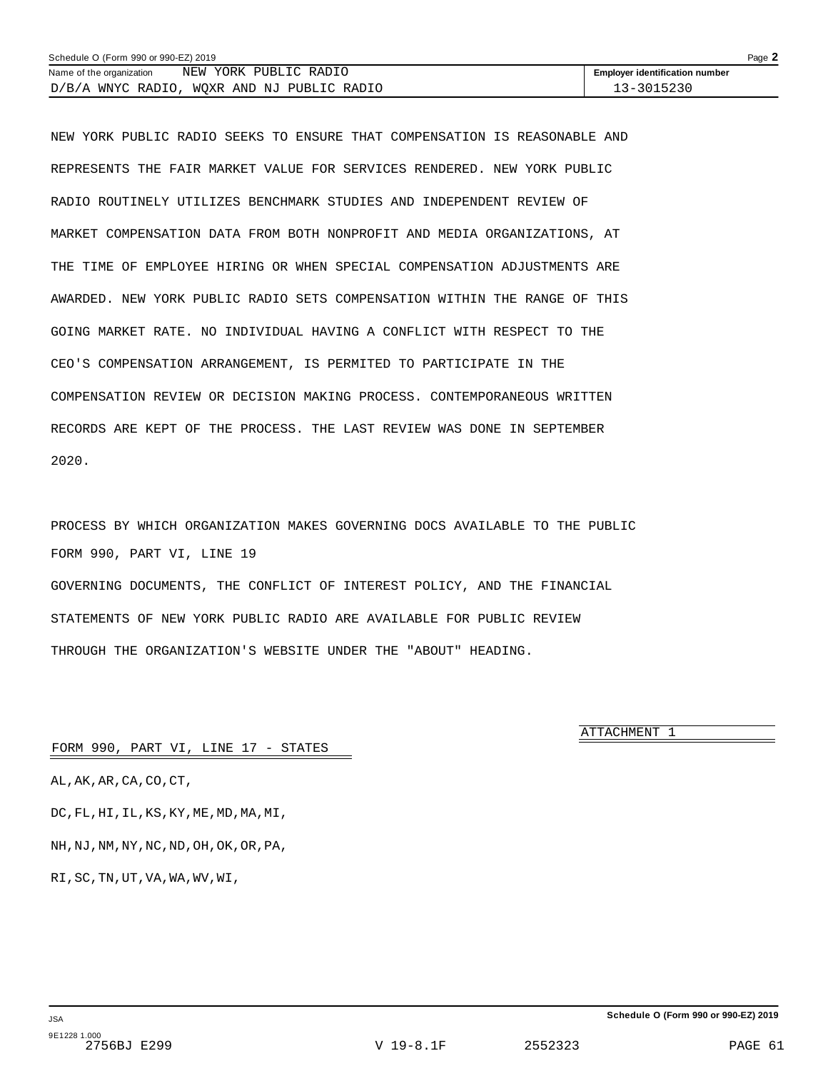Schedule O (Form 990 or 990-EZ) 2019

| Name of the organization | Employer identification number |
|---|---|
| NEW YORK PUBLIC RADIO D/B/A WNYC RADIO, WQXR AND NJ PUBLIC RADIO | 13-3015230 |

NEW YORK PUBLIC RADIO SEEKS TO ENSURE THAT COMPENSATION IS REASONABLE AND REPRESENTS THE FAIR MARKET VALUE FOR SERVICES RENDERED. NEW YORK PUBLIC RADIO ROUTINELY UTILIZES BENCHMARK STUDIES AND INDEPENDENT REVIEW OF MARKET COMPENSATION DATA FROM BOTH NONPROFIT AND MEDIA ORGANIZATIONS, AT THE TIME OF EMPLOYEE HIRING OR WHEN SPECIAL COMPENSATION ADJUSTMENTS ARE AWARDED. NEW YORK PUBLIC RADIO SETS COMPENSATION WITHIN THE RANGE OF THIS GOING MARKET RATE. NO INDIVIDUAL HAVING A CONFLICT WITH RESPECT TO THE CEO'S COMPENSATION ARRANGEMENT, IS PERMITED TO PARTICIPATE IN THE COMPENSATION REVIEW OR DECISION MAKING PROCESS. CONTEMPORANEOUS WRITTEN RECORDS ARE KEPT OF THE PROCESS. THE LAST REVIEW WAS DONE IN SEPTEMBER 2020.

PROCESS BY WHICH ORGANIZATION MAKES GOVERNING DOCS AVAILABLE TO THE PUBLIC
FORM 990, PART VI, LINE 19
GOVERNING DOCUMENTS, THE CONFLICT OF INTEREST POLICY, AND THE FINANCIAL STATEMENTS OF NEW YORK PUBLIC RADIO ARE AVAILABLE FOR PUBLIC REVIEW THROUGH THE ORGANIZATION'S WEBSITE UNDER THE "ABOUT" HEADING.

ATTACHMENT 1

FORM 990, PART VI, LINE 17 - STATES

AL,AK,AR,CA,CO,CT,

DC,FL,HI,IL,KS,KY,ME,MD,MA,MI,

NH,NJ,NM,NY,NC,ND,OH,OK,OR,PA,

RI,SC,TN,UT,VA,WA,WV,WI,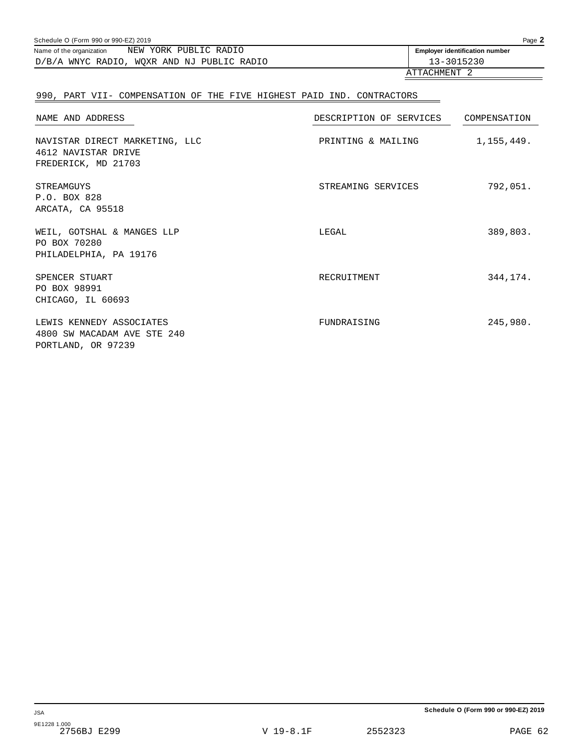Name of the organization NEW YORK PUBLIC RADIO D/B/A WNYC RADIO, WQXR AND NJ PUBLIC RADIO

**Employer identification number** 13-3015230

ATTACHMENT 2

## 990, PART VII- COMPENSATION OF THE FIVE HIGHEST PAID IND. CONTRACTORS

| NAME AND ADDRESS | DESCRIPTION OF SERVICES | COMPENSATION |
|---|---|---|
| NAVISTAR DIRECT MARKETING, LLC<br>4612 NAVISTAR DRIVE<br>FREDERICK, MD 21703 | PRINTING & MAILING | 1,155,449. |
| STREAMGUYS<br>P.O. BOX 828<br>ARCATA, CA 95518 | STREAMING SERVICES | 792,051. |
| WEIL, GOTSHAL & MANGES LLP<br>PO BOX 70280<br>PHILADELPHIA, PA 19176 | LEGAL | 389,803. |
| SPENCER STUART<br>PO BOX 98991<br>CHICAGO, IL 60693 | RECRUITMENT | 344,174. |
| LEWIS KENNEDY ASSOCIATES<br>4800 SW MACADAM AVE STE 240<br>PORTLAND, OR 97239 | FUNDRAISING | 245,980. |